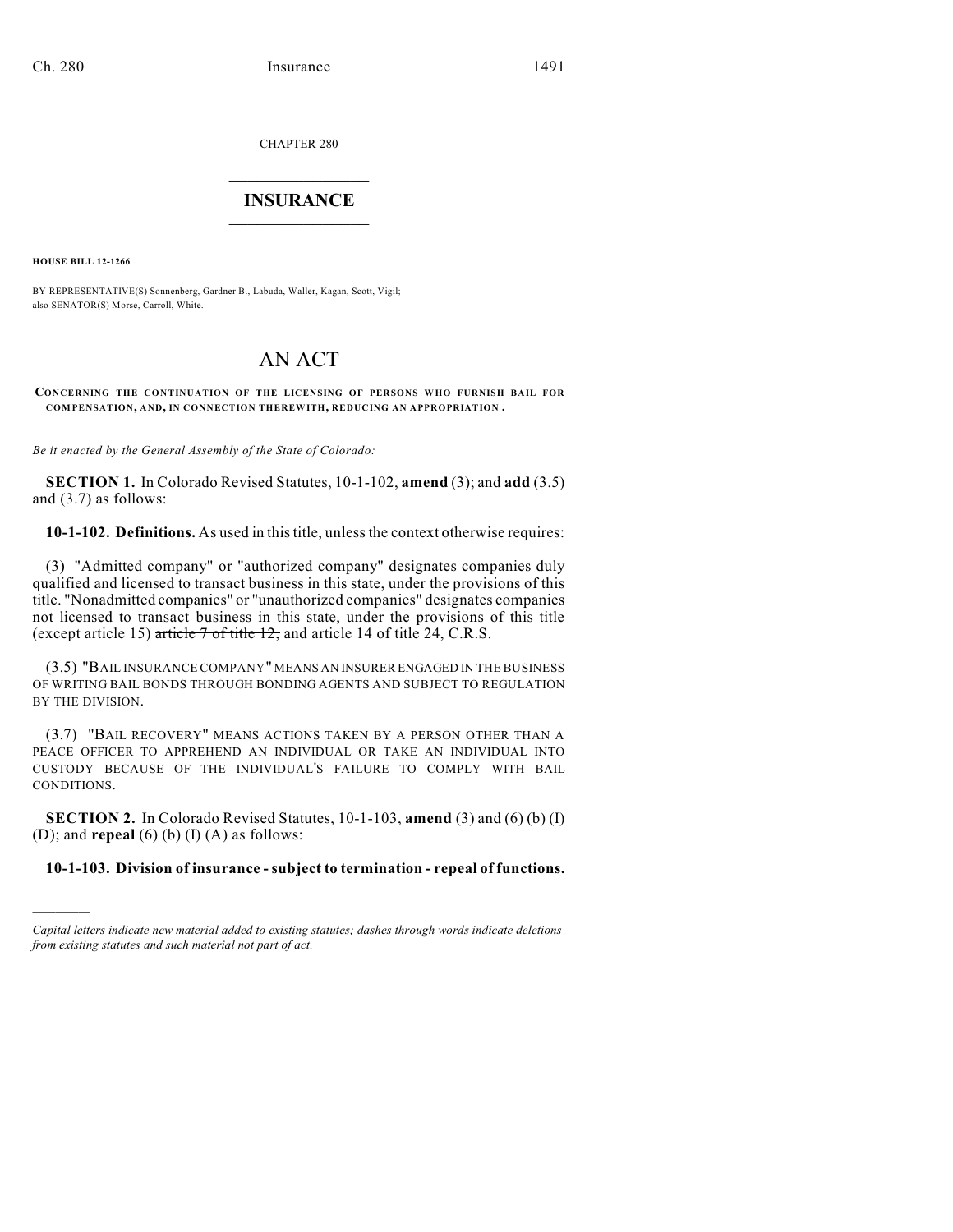CHAPTER 280

## INSURANCE

**HOUSE BILL 12-1266**

BY REPRESENTATIVE(S) Sonnenberg, Gardner B., Labuda, Waller, Kagan, Scott, Vigil;
also SENATOR(S) Morse, Carroll, White.

# AN ACT

**CONCERNING THE CONTINUATION OF THE LICENSING OF PERSONS WHO FURNISH BAIL FOR COMPENSATION, AND, IN CONNECTION THEREWITH, REDUCING AN APPROPRIATION.**

*Be it enacted by the General Assembly of the State of Colorado:*

**SECTION 1.** In Colorado Revised Statutes, 10-1-102, **amend** (3); and **add** (3.5) and (3.7) as follows:

**10-1-102. Definitions.** As used in this title, unless the context otherwise requires:

(3) "Admitted company" or "authorized company" designates companies duly qualified and licensed to transact business in this state, under the provisions of this title. "Nonadmitted companies" or "unauthorized companies" designates companies not licensed to transact business in this state, under the provisions of this title (except article 15) ~~article 7 of title 12,~~ and article 14 of title 24, C.R.S.

(3.5) "BAIL INSURANCE COMPANY" MEANS AN INSURER ENGAGED IN THE BUSINESS OF WRITING BAIL BONDS THROUGH BONDING AGENTS AND SUBJECT TO REGULATION BY THE DIVISION.

(3.7) "BAIL RECOVERY" MEANS ACTIONS TAKEN BY A PERSON OTHER THAN A PEACE OFFICER TO APPREHEND AN INDIVIDUAL OR TAKE AN INDIVIDUAL INTO CUSTODY BECAUSE OF THE INDIVIDUAL'S FAILURE TO COMPLY WITH BAIL CONDITIONS.

**SECTION 2.** In Colorado Revised Statutes, 10-1-103, **amend** (3) and (6) (b) (I) (D); and **repeal** (6) (b) (I) (A) as follows:

**10-1-103. Division of insurance - subject to termination - repeal of functions.**

*Capital letters indicate new material added to existing statutes; dashes through words indicate deletions from existing statutes and such material not part of act.*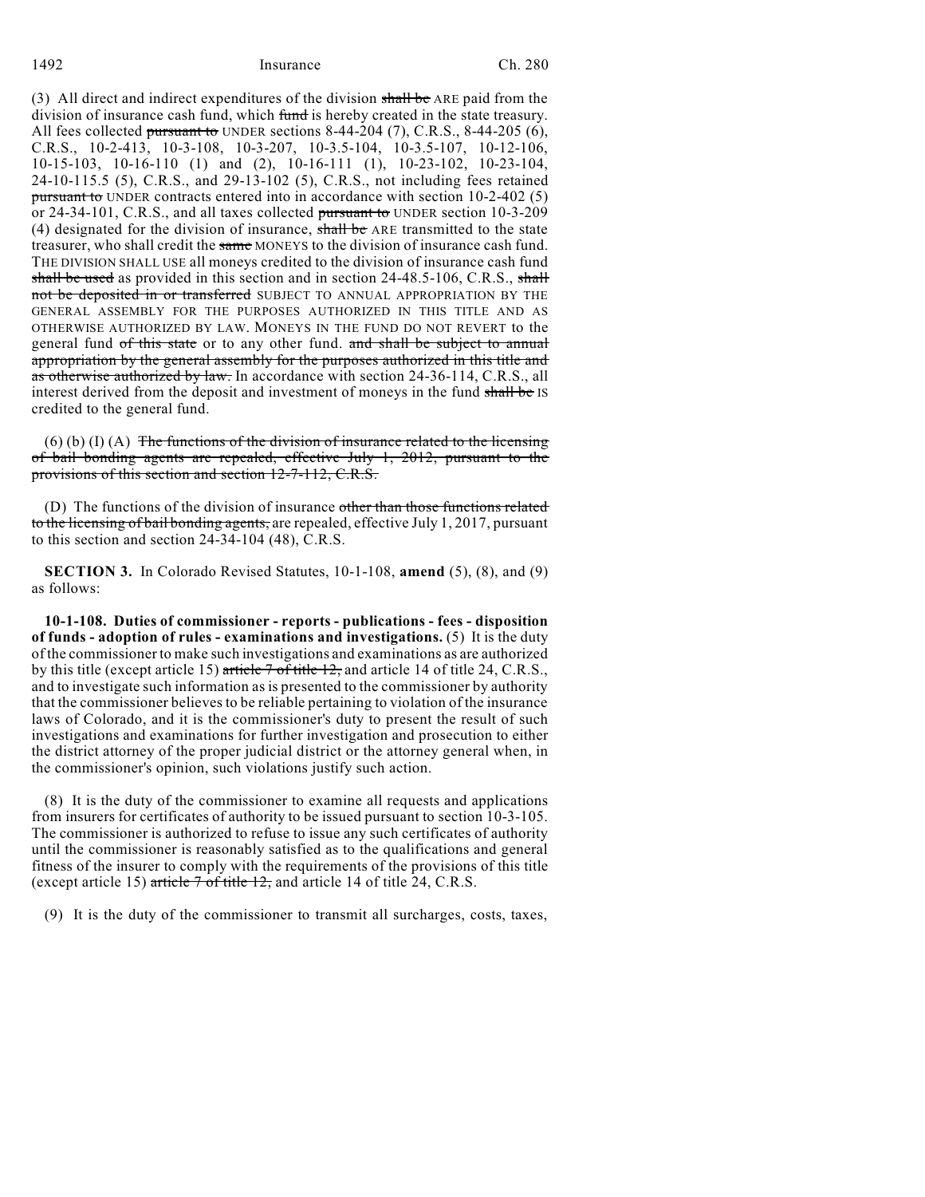(3) All direct and indirect expenditures of the division ~~shall be~~ ARE paid from the division of insurance cash fund, which ~~fund~~ is hereby created in the state treasury. All fees collected ~~pursuant to~~ UNDER sections 8-44-204 (7), C.R.S., 8-44-205 (6), C.R.S., 10-2-413, 10-3-108, 10-3-207, 10-3.5-104, 10-3.5-107, 10-12-106, 10-15-103, 10-16-110 (1) and (2), 10-16-111 (1), 10-23-102, 10-23-104, 24-10-115.5 (5), C.R.S., and 29-13-102 (5), C.R.S., not including fees retained ~~pursuant to~~ UNDER contracts entered into in accordance with section 10-2-402 (5) or 24-34-101, C.R.S., and all taxes collected ~~pursuant to~~ UNDER section 10-3-209 (4) designated for the division of insurance, ~~shall be~~ ARE transmitted to the state treasurer, who shall credit the ~~same~~ MONEYS to the division of insurance cash fund. THE DIVISION SHALL USE all moneys credited to the division of insurance cash fund ~~shall be used~~ as provided in this section and in section 24-48.5-106, C.R.S., ~~shall not be deposited in or transferred~~ SUBJECT TO ANNUAL APPROPRIATION BY THE GENERAL ASSEMBLY FOR THE PURPOSES AUTHORIZED IN THIS TITLE AND AS OTHERWISE AUTHORIZED BY LAW. MONEYS IN THE FUND DO NOT REVERT to the general fund ~~of this state~~ or to any other fund. ~~and shall be subject to annual appropriation by the general assembly for the purposes authorized in this title and as otherwise authorized by law.~~ In accordance with section 24-36-114, C.R.S., all interest derived from the deposit and investment of moneys in the fund ~~shall be~~ IS credited to the general fund.

(6) (b) (I) (A) ~~The functions of the division of insurance related to the licensing of bail bonding agents are repealed, effective July 1, 2012, pursuant to the provisions of this section and section 12-7-112, C.R.S.~~

(D) The functions of the division of insurance ~~other than those functions related to the licensing of bail bonding agents,~~ are repealed, effective July 1, 2017, pursuant to this section and section 24-34-104 (48), C.R.S.

**SECTION 3.** In Colorado Revised Statutes, 10-1-108, **amend** (5), (8), and (9) as follows:

**10-1-108. Duties of commissioner - reports - publications - fees - disposition of funds - adoption of rules - examinations and investigations.** (5) It is the duty of the commissioner to make such investigations and examinations as are authorized by this title (except article 15) ~~article 7 of title 12,~~ and article 14 of title 24, C.R.S., and to investigate such information as is presented to the commissioner by authority that the commissioner believes to be reliable pertaining to violation of the insurance laws of Colorado, and it is the commissioner's duty to present the result of such investigations and examinations for further investigation and prosecution to either the district attorney of the proper judicial district or the attorney general when, in the commissioner's opinion, such violations justify such action.

(8) It is the duty of the commissioner to examine all requests and applications from insurers for certificates of authority to be issued pursuant to section 10-3-105. The commissioner is authorized to refuse to issue any such certificates of authority until the commissioner is reasonably satisfied as to the qualifications and general fitness of the insurer to comply with the requirements of the provisions of this title (except article 15) ~~article 7 of title 12,~~ and article 14 of title 24, C.R.S.

(9) It is the duty of the commissioner to transmit all surcharges, costs, taxes,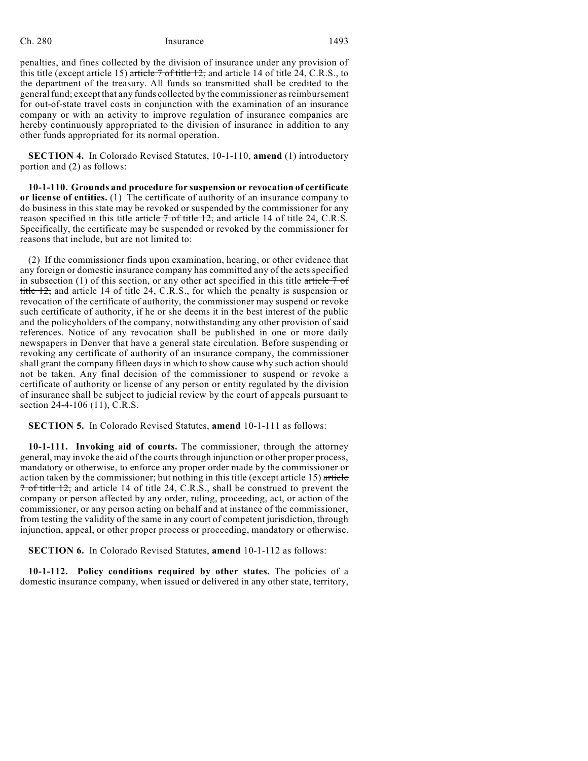penalties, and fines collected by the division of insurance under any provision of this title (except article 15) ~~article 7 of title 12,~~ and article 14 of title 24, C.R.S., to the department of the treasury. All funds so transmitted shall be credited to the general fund; except that any funds collected by the commissioner as reimbursement for out-of-state travel costs in conjunction with the examination of an insurance company or with an activity to improve regulation of insurance companies are hereby continuously appropriated to the division of insurance in addition to any other funds appropriated for its normal operation.

**SECTION 4.** In Colorado Revised Statutes, 10-1-110, **amend** (1) introductory portion and (2) as follows:

**10-1-110. Grounds and procedure for suspension or revocation of certificate or license of entities.** (1) The certificate of authority of an insurance company to do business in this state may be revoked or suspended by the commissioner for any reason specified in this title ~~article 7 of title 12,~~ and article 14 of title 24, C.R.S. Specifically, the certificate may be suspended or revoked by the commissioner for reasons that include, but are not limited to:

(2) If the commissioner finds upon examination, hearing, or other evidence that any foreign or domestic insurance company has committed any of the acts specified in subsection (1) of this section, or any other act specified in this title ~~article 7 of title 12,~~ and article 14 of title 24, C.R.S., for which the penalty is suspension or revocation of the certificate of authority, the commissioner may suspend or revoke such certificate of authority, if he or she deems it in the best interest of the public and the policyholders of the company, notwithstanding any other provision of said references. Notice of any revocation shall be published in one or more daily newspapers in Denver that have a general state circulation. Before suspending or revoking any certificate of authority of an insurance company, the commissioner shall grant the company fifteen days in which to show cause why such action should not be taken. Any final decision of the commissioner to suspend or revoke a certificate of authority or license of any person or entity regulated by the division of insurance shall be subject to judicial review by the court of appeals pursuant to section 24-4-106 (11), C.R.S.

**SECTION 5.** In Colorado Revised Statutes, **amend** 10-1-111 as follows:

**10-1-111. Invoking aid of courts.** The commissioner, through the attorney general, may invoke the aid of the courts through injunction or other proper process, mandatory or otherwise, to enforce any proper order made by the commissioner or action taken by the commissioner; but nothing in this title (except article 15) ~~article 7 of title 12,~~ and article 14 of title 24, C.R.S., shall be construed to prevent the company or person affected by any order, ruling, proceeding, act, or action of the commissioner, or any person acting on behalf and at instance of the commissioner, from testing the validity of the same in any court of competent jurisdiction, through injunction, appeal, or other proper process or proceeding, mandatory or otherwise.

**SECTION 6.** In Colorado Revised Statutes, **amend** 10-1-112 as follows:

**10-1-112. Policy conditions required by other states.** The policies of a domestic insurance company, when issued or delivered in any other state, territory,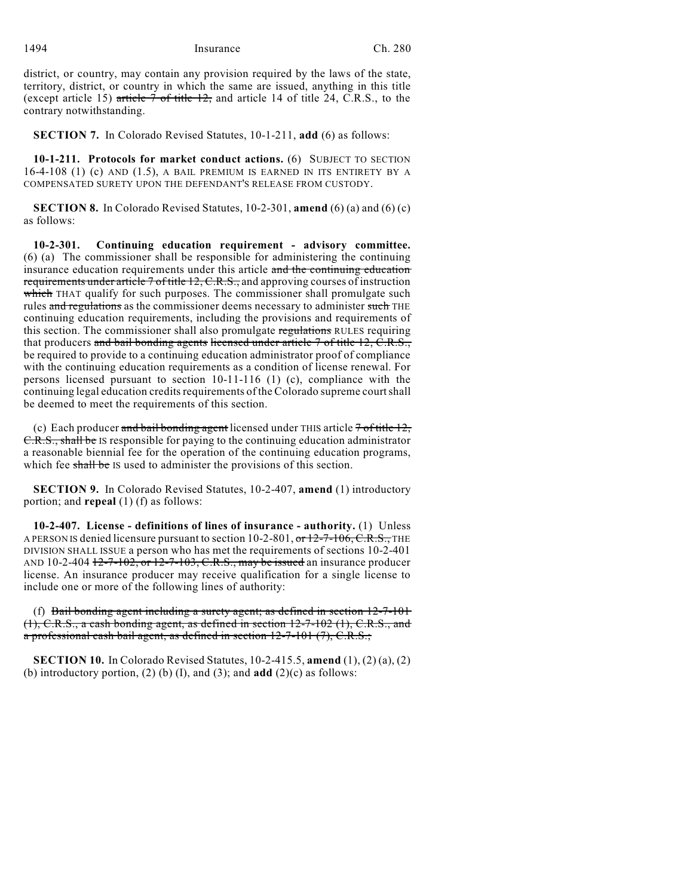district, or country, may contain any provision required by the laws of the state, territory, district, or country in which the same are issued, anything in this title (except article 15) ~~article 7 of title 12,~~ and article 14 of title 24, C.R.S., to the contrary notwithstanding.

**SECTION 7.** In Colorado Revised Statutes, 10-1-211, **add** (6) as follows:

**10-1-211. Protocols for market conduct actions.** (6) SUBJECT TO SECTION 16-4-108 (1) (c) AND (1.5), A BAIL PREMIUM IS EARNED IN ITS ENTIRETY BY A COMPENSATED SURETY UPON THE DEFENDANT'S RELEASE FROM CUSTODY.

**SECTION 8.** In Colorado Revised Statutes, 10-2-301, **amend** (6) (a) and (6) (c) as follows:

**10-2-301. Continuing education requirement - advisory committee.** (6) (a) The commissioner shall be responsible for administering the continuing insurance education requirements under this article ~~and the continuing education requirements under article 7 of title 12, C.R.S.,~~ and approving courses of instruction ~~which~~ THAT qualify for such purposes. The commissioner shall promulgate such rules ~~and regulations~~ as the commissioner deems necessary to administer ~~such~~ THE continuing education requirements, including the provisions and requirements of this section. The commissioner shall also promulgate ~~regulations~~ RULES requiring that producers ~~and bail bonding agents licensed under article 7 of title 12, C.R.S.,~~ be required to provide to a continuing education administrator proof of compliance with the continuing education requirements as a condition of license renewal. For persons licensed pursuant to section 10-11-116 (1) (c), compliance with the continuing legal education credits requirements of the Colorado supreme court shall be deemed to meet the requirements of this section.

(c) Each producer ~~and bail bonding agent~~ licensed under THIS article ~~7 of title 12, C.R.S., shall be~~ IS responsible for paying to the continuing education administrator a reasonable biennial fee for the operation of the continuing education programs, which fee ~~shall be~~ IS used to administer the provisions of this section.

**SECTION 9.** In Colorado Revised Statutes, 10-2-407, **amend** (1) introductory portion; and **repeal** (1) (f) as follows:

**10-2-407. License - definitions of lines of insurance - authority.** (1) Unless A PERSON IS denied licensure pursuant to section 10-2-801, ~~or 12-7-106, C.R.S.,~~ THE DIVISION SHALL ISSUE a person who has met the requirements of sections 10-2-401 AND 10-2-404 ~~12-7-102, or 12-7-103, C.R.S., may be issued~~ an insurance producer license. An insurance producer may receive qualification for a single license to include one or more of the following lines of authority:

(f) ~~Bail bonding agent including a surety agent, as defined in section 12-7-101 (1), C.R.S., a cash bonding agent, as defined in section 12-7-102 (1), C.R.S., and a professional cash bail agent, as defined in section 12-7-101 (7), C.R.S.;~~

**SECTION 10.** In Colorado Revised Statutes, 10-2-415.5, **amend** (1), (2) (a), (2) (b) introductory portion, (2) (b) (I), and (3); and **add** (2)(c) as follows: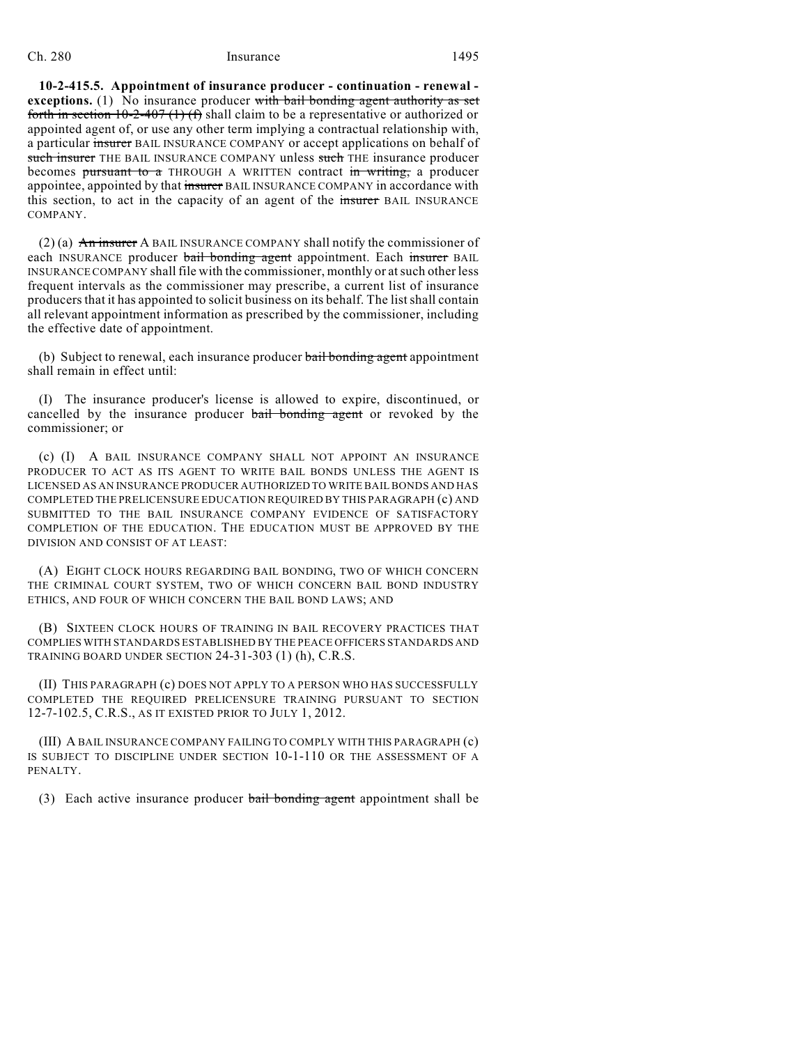**10-2-415.5. Appointment of insurance producer - continuation - renewal - exceptions.** (1) No insurance producer ~~with bail bonding agent authority as set forth in section 10-2-407 (1) (f)~~ shall claim to be a representative or authorized or appointed agent of, or use any other term implying a contractual relationship with, a particular ~~insurer~~ BAIL INSURANCE COMPANY or accept applications on behalf of ~~such insurer~~ THE BAIL INSURANCE COMPANY unless ~~such~~ THE insurance producer becomes ~~pursuant to a~~ THROUGH A WRITTEN contract ~~in writing,~~ a producer appointee, appointed by that ~~insurer~~ BAIL INSURANCE COMPANY in accordance with this section, to act in the capacity of an agent of the ~~insurer~~ BAIL INSURANCE COMPANY.

(2) (a) ~~An insurer~~ A BAIL INSURANCE COMPANY shall notify the commissioner of each INSURANCE producer ~~bail bonding agent~~ appointment. Each ~~insurer~~ BAIL INSURANCE COMPANY shall file with the commissioner, monthly or at such other less frequent intervals as the commissioner may prescribe, a current list of insurance producers that it has appointed to solicit business on its behalf. The list shall contain all relevant appointment information as prescribed by the commissioner, including the effective date of appointment.

(b) Subject to renewal, each insurance producer ~~bail bonding agent~~ appointment shall remain in effect until:

(I) The insurance producer's license is allowed to expire, discontinued, or cancelled by the insurance producer ~~bail bonding agent~~ or revoked by the commissioner; or

(c) (I) A BAIL INSURANCE COMPANY SHALL NOT APPOINT AN INSURANCE PRODUCER TO ACT AS ITS AGENT TO WRITE BAIL BONDS UNLESS THE AGENT IS LICENSED AS AN INSURANCE PRODUCER AUTHORIZED TO WRITE BAIL BONDS AND HAS COMPLETED THE PRELICENSURE EDUCATION REQUIRED BY THIS PARAGRAPH (c) AND SUBMITTED TO THE BAIL INSURANCE COMPANY EVIDENCE OF SATISFACTORY COMPLETION OF THE EDUCATION. THE EDUCATION MUST BE APPROVED BY THE DIVISION AND CONSIST OF AT LEAST:

(A) EIGHT CLOCK HOURS REGARDING BAIL BONDING, TWO OF WHICH CONCERN THE CRIMINAL COURT SYSTEM, TWO OF WHICH CONCERN BAIL BOND INDUSTRY ETHICS, AND FOUR OF WHICH CONCERN THE BAIL BOND LAWS; AND

(B) SIXTEEN CLOCK HOURS OF TRAINING IN BAIL RECOVERY PRACTICES THAT COMPLIES WITH STANDARDS ESTABLISHED BY THE PEACE OFFICERS STANDARDS AND TRAINING BOARD UNDER SECTION 24-31-303 (1) (h), C.R.S.

(II) THIS PARAGRAPH (c) DOES NOT APPLY TO A PERSON WHO HAS SUCCESSFULLY COMPLETED THE REQUIRED PRELICENSURE TRAINING PURSUANT TO SECTION 12-7-102.5, C.R.S., AS IT EXISTED PRIOR TO JULY 1, 2012.

(III) A BAIL INSURANCE COMPANY FAILING TO COMPLY WITH THIS PARAGRAPH (c) IS SUBJECT TO DISCIPLINE UNDER SECTION 10-1-110 OR THE ASSESSMENT OF A PENALTY.

(3) Each active insurance producer ~~bail bonding agent~~ appointment shall be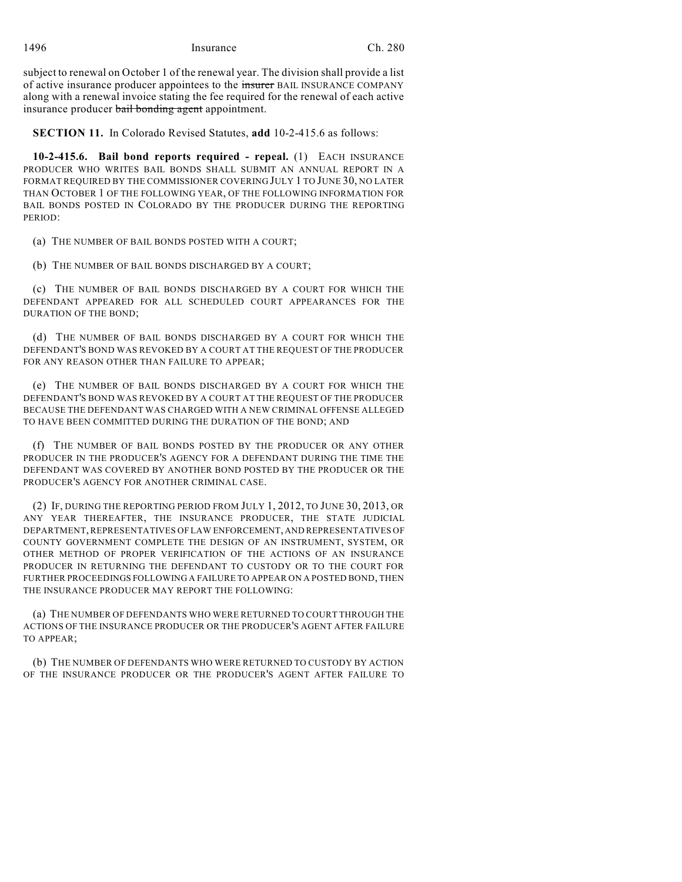subject to renewal on October 1 of the renewal year. The division shall provide a list of active insurance producer appointees to the ~~insurer~~ BAIL INSURANCE COMPANY along with a renewal invoice stating the fee required for the renewal of each active insurance producer ~~bail bonding agent~~ appointment.

**SECTION 11.** In Colorado Revised Statutes, **add** 10-2-415.6 as follows:

**10-2-415.6. Bail bond reports required - repeal.** (1) EACH INSURANCE PRODUCER WHO WRITES BAIL BONDS SHALL SUBMIT AN ANNUAL REPORT IN A FORMAT REQUIRED BY THE COMMISSIONER COVERING JULY 1 TO JUNE 30, NO LATER THAN OCTOBER 1 OF THE FOLLOWING YEAR, OF THE FOLLOWING INFORMATION FOR BAIL BONDS POSTED IN COLORADO BY THE PRODUCER DURING THE REPORTING PERIOD:

(a) THE NUMBER OF BAIL BONDS POSTED WITH A COURT;

(b) THE NUMBER OF BAIL BONDS DISCHARGED BY A COURT;

(c) THE NUMBER OF BAIL BONDS DISCHARGED BY A COURT FOR WHICH THE DEFENDANT APPEARED FOR ALL SCHEDULED COURT APPEARANCES FOR THE DURATION OF THE BOND;

(d) THE NUMBER OF BAIL BONDS DISCHARGED BY A COURT FOR WHICH THE DEFENDANT'S BOND WAS REVOKED BY A COURT AT THE REQUEST OF THE PRODUCER FOR ANY REASON OTHER THAN FAILURE TO APPEAR;

(e) THE NUMBER OF BAIL BONDS DISCHARGED BY A COURT FOR WHICH THE DEFENDANT'S BOND WAS REVOKED BY A COURT AT THE REQUEST OF THE PRODUCER BECAUSE THE DEFENDANT WAS CHARGED WITH A NEW CRIMINAL OFFENSE ALLEGED TO HAVE BEEN COMMITTED DURING THE DURATION OF THE BOND; AND

(f) THE NUMBER OF BAIL BONDS POSTED BY THE PRODUCER OR ANY OTHER PRODUCER IN THE PRODUCER'S AGENCY FOR A DEFENDANT DURING THE TIME THE DEFENDANT WAS COVERED BY ANOTHER BOND POSTED BY THE PRODUCER OR THE PRODUCER'S AGENCY FOR ANOTHER CRIMINAL CASE.

(2) IF, DURING THE REPORTING PERIOD FROM JULY 1, 2012, TO JUNE 30, 2013, OR ANY YEAR THEREAFTER, THE INSURANCE PRODUCER, THE STATE JUDICIAL DEPARTMENT, REPRESENTATIVES OF LAW ENFORCEMENT, AND REPRESENTATIVES OF COUNTY GOVERNMENT COMPLETE THE DESIGN OF AN INSTRUMENT, SYSTEM, OR OTHER METHOD OF PROPER VERIFICATION OF THE ACTIONS OF AN INSURANCE PRODUCER IN RETURNING THE DEFENDANT TO CUSTODY OR TO THE COURT FOR FURTHER PROCEEDINGS FOLLOWING A FAILURE TO APPEAR ON A POSTED BOND, THEN THE INSURANCE PRODUCER MAY REPORT THE FOLLOWING:

(a) THE NUMBER OF DEFENDANTS WHO WERE RETURNED TO COURT THROUGH THE ACTIONS OF THE INSURANCE PRODUCER OR THE PRODUCER'S AGENT AFTER FAILURE TO APPEAR;

(b) THE NUMBER OF DEFENDANTS WHO WERE RETURNED TO CUSTODY BY ACTION OF THE INSURANCE PRODUCER OR THE PRODUCER'S AGENT AFTER FAILURE TO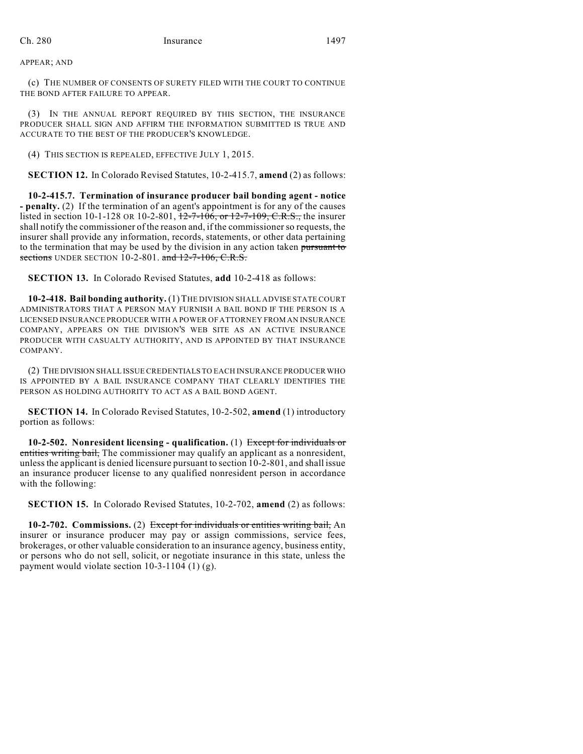APPEAR; AND

(c) THE NUMBER OF CONSENTS OF SURETY FILED WITH THE COURT TO CONTINUE THE BOND AFTER FAILURE TO APPEAR.

(3) IN THE ANNUAL REPORT REQUIRED BY THIS SECTION, THE INSURANCE PRODUCER SHALL SIGN AND AFFIRM THE INFORMATION SUBMITTED IS TRUE AND ACCURATE TO THE BEST OF THE PRODUCER'S KNOWLEDGE.

(4) THIS SECTION IS REPEALED, EFFECTIVE JULY 1, 2015.

**SECTION 12.** In Colorado Revised Statutes, 10-2-415.7, **amend** (2) as follows:

**10-2-415.7. Termination of insurance producer bail bonding agent - notice - penalty.** (2) If the termination of an agent's appointment is for any of the causes listed in section 10-1-128 OR 10-2-801, ~~12-7-106, or 12-7-109, C.R.S.,~~ the insurer shall notify the commissioner of the reason and, if the commissioner so requests, the insurer shall provide any information, records, statements, or other data pertaining to the termination that may be used by the division in any action taken ~~pursuant to sections~~ UNDER SECTION 10-2-801. ~~and 12-7-106, C.R.S.~~

**SECTION 13.** In Colorado Revised Statutes, **add** 10-2-418 as follows:

**10-2-418. Bail bonding authority.** (1) THE DIVISION SHALL ADVISE STATE COURT ADMINISTRATORS THAT A PERSON MAY FURNISH A BAIL BOND IF THE PERSON IS A LICENSED INSURANCE PRODUCER WITH A POWER OF ATTORNEY FROM AN INSURANCE COMPANY, APPEARS ON THE DIVISION'S WEB SITE AS AN ACTIVE INSURANCE PRODUCER WITH CASUALTY AUTHORITY, AND IS APPOINTED BY THAT INSURANCE COMPANY.

(2) THE DIVISION SHALL ISSUE CREDENTIALS TO EACH INSURANCE PRODUCER WHO IS APPOINTED BY A BAIL INSURANCE COMPANY THAT CLEARLY IDENTIFIES THE PERSON AS HOLDING AUTHORITY TO ACT AS A BAIL BOND AGENT.

**SECTION 14.** In Colorado Revised Statutes, 10-2-502, **amend** (1) introductory portion as follows:

**10-2-502. Nonresident licensing - qualification.** (1) ~~Except for individuals or entities writing bail,~~ The commissioner may qualify an applicant as a nonresident, unless the applicant is denied licensure pursuant to section 10-2-801, and shall issue an insurance producer license to any qualified nonresident person in accordance with the following:

**SECTION 15.** In Colorado Revised Statutes, 10-2-702, **amend** (2) as follows:

**10-2-702. Commissions.** (2) ~~Except for individuals or entities writing bail,~~ An insurer or insurance producer may pay or assign commissions, service fees, brokerages, or other valuable consideration to an insurance agency, business entity, or persons who do not sell, solicit, or negotiate insurance in this state, unless the payment would violate section 10-3-1104 (1) (g).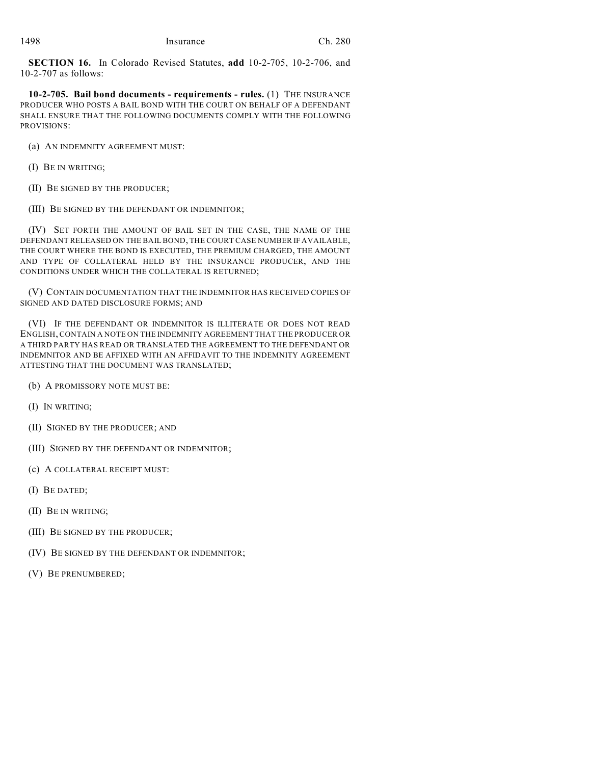**SECTION 16.** In Colorado Revised Statutes, **add** 10-2-705, 10-2-706, and 10-2-707 as follows:

**10-2-705. Bail bond documents - requirements - rules.** (1) THE INSURANCE PRODUCER WHO POSTS A BAIL BOND WITH THE COURT ON BEHALF OF A DEFENDANT SHALL ENSURE THAT THE FOLLOWING DOCUMENTS COMPLY WITH THE FOLLOWING PROVISIONS:

(a) AN INDEMNITY AGREEMENT MUST:

(I) BE IN WRITING;

(II) BE SIGNED BY THE PRODUCER;

(III) BE SIGNED BY THE DEFENDANT OR INDEMNITOR;

(IV) SET FORTH THE AMOUNT OF BAIL SET IN THE CASE, THE NAME OF THE DEFENDANT RELEASED ON THE BAIL BOND, THE COURT CASE NUMBER IF AVAILABLE, THE COURT WHERE THE BOND IS EXECUTED, THE PREMIUM CHARGED, THE AMOUNT AND TYPE OF COLLATERAL HELD BY THE INSURANCE PRODUCER, AND THE CONDITIONS UNDER WHICH THE COLLATERAL IS RETURNED;

(V) CONTAIN DOCUMENTATION THAT THE INDEMNITOR HAS RECEIVED COPIES OF SIGNED AND DATED DISCLOSURE FORMS; AND

(VI) IF THE DEFENDANT OR INDEMNITOR IS ILLITERATE OR DOES NOT READ ENGLISH, CONTAIN A NOTE ON THE INDEMNITY AGREEMENT THAT THE PRODUCER OR A THIRD PARTY HAS READ OR TRANSLATED THE AGREEMENT TO THE DEFENDANT OR INDEMNITOR AND BE AFFIXED WITH AN AFFIDAVIT TO THE INDEMNITY AGREEMENT ATTESTING THAT THE DOCUMENT WAS TRANSLATED;

(b) A PROMISSORY NOTE MUST BE:

(I) IN WRITING;

(II) SIGNED BY THE PRODUCER; AND

(III) SIGNED BY THE DEFENDANT OR INDEMNITOR;

(c) A COLLATERAL RECEIPT MUST:

(I) BE DATED;

(II) BE IN WRITING;

(III) BE SIGNED BY THE PRODUCER;

(IV) BE SIGNED BY THE DEFENDANT OR INDEMNITOR;

(V) BE PRENUMBERED;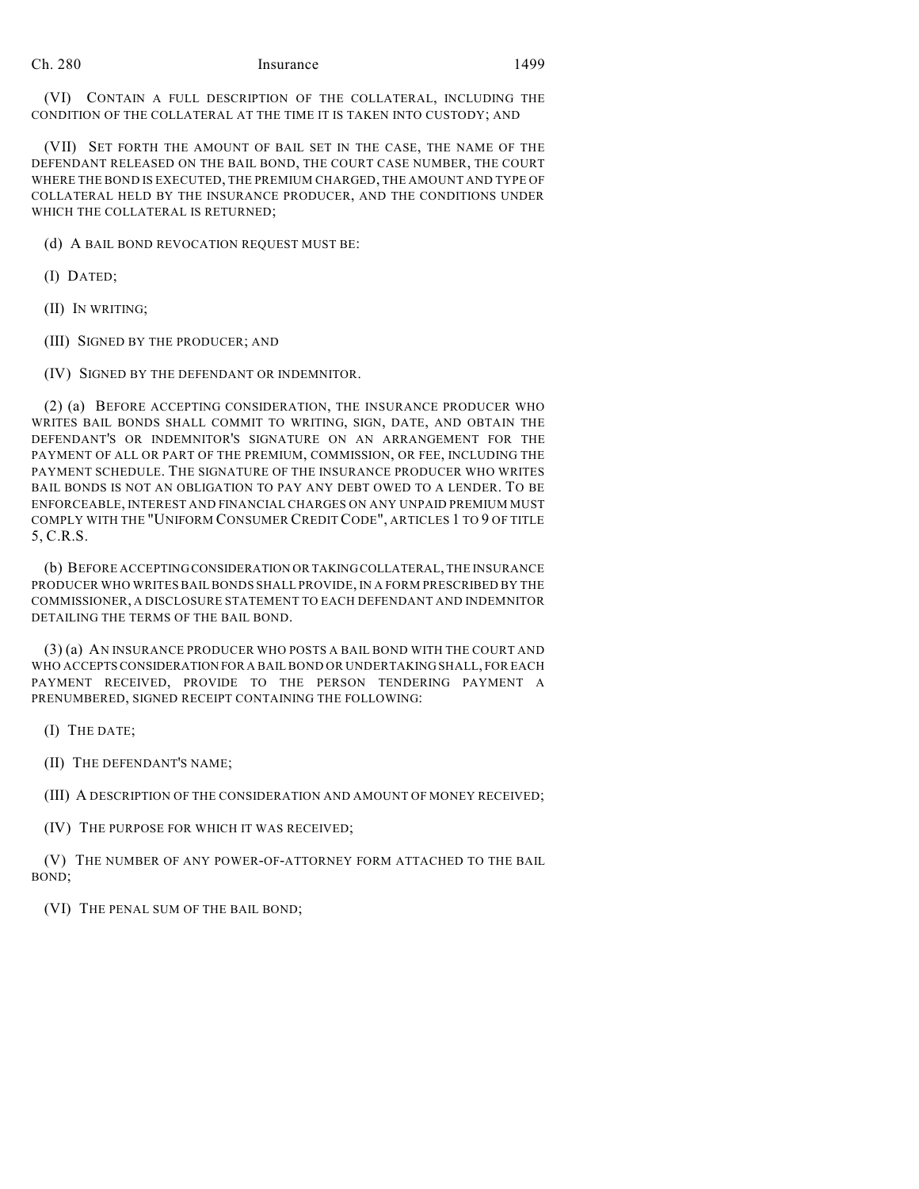(VI) CONTAIN A FULL DESCRIPTION OF THE COLLATERAL, INCLUDING THE CONDITION OF THE COLLATERAL AT THE TIME IT IS TAKEN INTO CUSTODY; AND

(VII) SET FORTH THE AMOUNT OF BAIL SET IN THE CASE, THE NAME OF THE DEFENDANT RELEASED ON THE BAIL BOND, THE COURT CASE NUMBER, THE COURT WHERE THE BOND IS EXECUTED, THE PREMIUM CHARGED, THE AMOUNT AND TYPE OF COLLATERAL HELD BY THE INSURANCE PRODUCER, AND THE CONDITIONS UNDER WHICH THE COLLATERAL IS RETURNED;

(d) A BAIL BOND REVOCATION REQUEST MUST BE:

(I) DATED;

(II) IN WRITING;

(III) SIGNED BY THE PRODUCER; AND

(IV) SIGNED BY THE DEFENDANT OR INDEMNITOR.

(2) (a) BEFORE ACCEPTING CONSIDERATION, THE INSURANCE PRODUCER WHO WRITES BAIL BONDS SHALL COMMIT TO WRITING, SIGN, DATE, AND OBTAIN THE DEFENDANT'S OR INDEMNITOR'S SIGNATURE ON AN ARRANGEMENT FOR THE PAYMENT OF ALL OR PART OF THE PREMIUM, COMMISSION, OR FEE, INCLUDING THE PAYMENT SCHEDULE. THE SIGNATURE OF THE INSURANCE PRODUCER WHO WRITES BAIL BONDS IS NOT AN OBLIGATION TO PAY ANY DEBT OWED TO A LENDER. TO BE ENFORCEABLE, INTEREST AND FINANCIAL CHARGES ON ANY UNPAID PREMIUM MUST COMPLY WITH THE "UNIFORM CONSUMER CREDIT CODE", ARTICLES 1 TO 9 OF TITLE 5, C.R.S.

(b) BEFORE ACCEPTING CONSIDERATION OR TAKING COLLATERAL, THE INSURANCE PRODUCER WHO WRITES BAIL BONDS SHALL PROVIDE, IN A FORM PRESCRIBED BY THE COMMISSIONER, A DISCLOSURE STATEMENT TO EACH DEFENDANT AND INDEMNITOR DETAILING THE TERMS OF THE BAIL BOND.

(3) (a) AN INSURANCE PRODUCER WHO POSTS A BAIL BOND WITH THE COURT AND WHO ACCEPTS CONSIDERATION FOR A BAIL BOND OR UNDERTAKING SHALL, FOR EACH PAYMENT RECEIVED, PROVIDE TO THE PERSON TENDERING PAYMENT A PRENUMBERED, SIGNED RECEIPT CONTAINING THE FOLLOWING:

(I) THE DATE;

(II) THE DEFENDANT'S NAME;

(III) A DESCRIPTION OF THE CONSIDERATION AND AMOUNT OF MONEY RECEIVED;

(IV) THE PURPOSE FOR WHICH IT WAS RECEIVED;

(V) THE NUMBER OF ANY POWER-OF-ATTORNEY FORM ATTACHED TO THE BAIL BOND;

(VI) THE PENAL SUM OF THE BAIL BOND;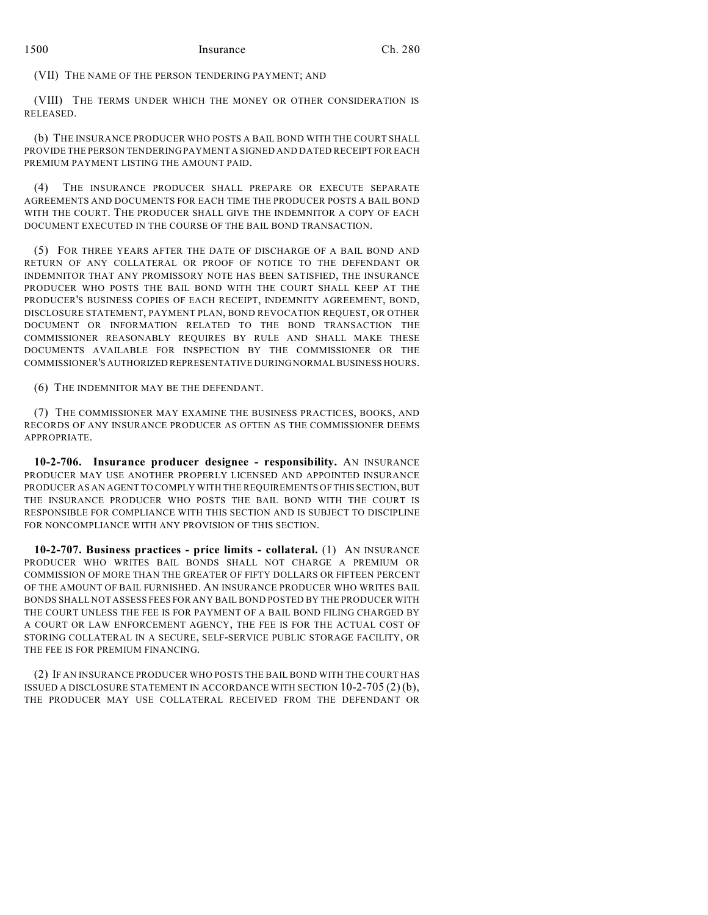(VII) THE NAME OF THE PERSON TENDERING PAYMENT; AND

(VIII) THE TERMS UNDER WHICH THE MONEY OR OTHER CONSIDERATION IS RELEASED.

(b) THE INSURANCE PRODUCER WHO POSTS A BAIL BOND WITH THE COURT SHALL PROVIDE THE PERSON TENDERING PAYMENT A SIGNED AND DATED RECEIPT FOR EACH PREMIUM PAYMENT LISTING THE AMOUNT PAID.

(4) THE INSURANCE PRODUCER SHALL PREPARE OR EXECUTE SEPARATE AGREEMENTS AND DOCUMENTS FOR EACH TIME THE PRODUCER POSTS A BAIL BOND WITH THE COURT. THE PRODUCER SHALL GIVE THE INDEMNITOR A COPY OF EACH DOCUMENT EXECUTED IN THE COURSE OF THE BAIL BOND TRANSACTION.

(5) FOR THREE YEARS AFTER THE DATE OF DISCHARGE OF A BAIL BOND AND RETURN OF ANY COLLATERAL OR PROOF OF NOTICE TO THE DEFENDANT OR INDEMNITOR THAT ANY PROMISSORY NOTE HAS BEEN SATISFIED, THE INSURANCE PRODUCER WHO POSTS THE BAIL BOND WITH THE COURT SHALL KEEP AT THE PRODUCER'S BUSINESS COPIES OF EACH RECEIPT, INDEMNITY AGREEMENT, BOND, DISCLOSURE STATEMENT, PAYMENT PLAN, BOND REVOCATION REQUEST, OR OTHER DOCUMENT OR INFORMATION RELATED TO THE BOND TRANSACTION THE COMMISSIONER REASONABLY REQUIRES BY RULE AND SHALL MAKE THESE DOCUMENTS AVAILABLE FOR INSPECTION BY THE COMMISSIONER OR THE COMMISSIONER'S AUTHORIZED REPRESENTATIVE DURING NORMAL BUSINESS HOURS.

(6) THE INDEMNITOR MAY BE THE DEFENDANT.

(7) THE COMMISSIONER MAY EXAMINE THE BUSINESS PRACTICES, BOOKS, AND RECORDS OF ANY INSURANCE PRODUCER AS OFTEN AS THE COMMISSIONER DEEMS APPROPRIATE.

**10-2-706. Insurance producer designee - responsibility.** AN INSURANCE PRODUCER MAY USE ANOTHER PROPERLY LICENSED AND APPOINTED INSURANCE PRODUCER AS AN AGENT TO COMPLY WITH THE REQUIREMENTS OF THIS SECTION, BUT THE INSURANCE PRODUCER WHO POSTS THE BAIL BOND WITH THE COURT IS RESPONSIBLE FOR COMPLIANCE WITH THIS SECTION AND IS SUBJECT TO DISCIPLINE FOR NONCOMPLIANCE WITH ANY PROVISION OF THIS SECTION.

**10-2-707. Business practices - price limits - collateral.** (1) AN INSURANCE PRODUCER WHO WRITES BAIL BONDS SHALL NOT CHARGE A PREMIUM OR COMMISSION OF MORE THAN THE GREATER OF FIFTY DOLLARS OR FIFTEEN PERCENT OF THE AMOUNT OF BAIL FURNISHED. AN INSURANCE PRODUCER WHO WRITES BAIL BONDS SHALL NOT ASSESS FEES FOR ANY BAIL BOND POSTED BY THE PRODUCER WITH THE COURT UNLESS THE FEE IS FOR PAYMENT OF A BAIL BOND FILING CHARGED BY A COURT OR LAW ENFORCEMENT AGENCY, THE FEE IS FOR THE ACTUAL COST OF STORING COLLATERAL IN A SECURE, SELF-SERVICE PUBLIC STORAGE FACILITY, OR THE FEE IS FOR PREMIUM FINANCING.

(2) IF AN INSURANCE PRODUCER WHO POSTS THE BAIL BOND WITH THE COURT HAS ISSUED A DISCLOSURE STATEMENT IN ACCORDANCE WITH SECTION 10-2-705 (2) (b), THE PRODUCER MAY USE COLLATERAL RECEIVED FROM THE DEFENDANT OR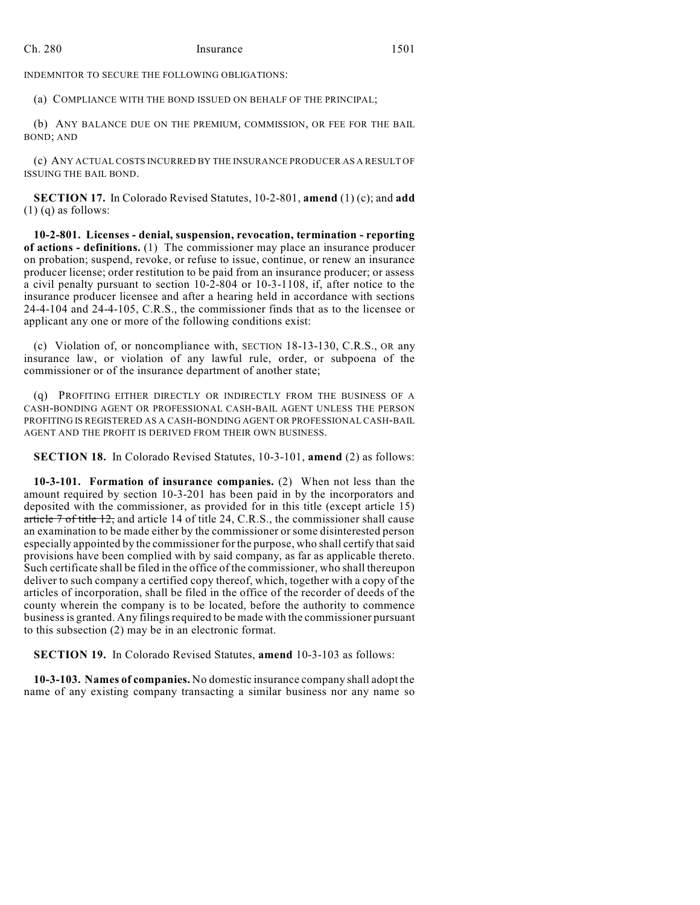INDEMNITOR TO SECURE THE FOLLOWING OBLIGATIONS:

(a) COMPLIANCE WITH THE BOND ISSUED ON BEHALF OF THE PRINCIPAL;

(b) ANY BALANCE DUE ON THE PREMIUM, COMMISSION, OR FEE FOR THE BAIL BOND; AND

(c) ANY ACTUAL COSTS INCURRED BY THE INSURANCE PRODUCER AS A RESULT OF ISSUING THE BAIL BOND.

**SECTION 17.** In Colorado Revised Statutes, 10-2-801, **amend** (1) (c); and **add** (1) (q) as follows:

**10-2-801. Licenses - denial, suspension, revocation, termination - reporting of actions - definitions.** (1) The commissioner may place an insurance producer on probation; suspend, revoke, or refuse to issue, continue, or renew an insurance producer license; order restitution to be paid from an insurance producer; or assess a civil penalty pursuant to section 10-2-804 or 10-3-1108, if, after notice to the insurance producer licensee and after a hearing held in accordance with sections 24-4-104 and 24-4-105, C.R.S., the commissioner finds that as to the licensee or applicant any one or more of the following conditions exist:

(c) Violation of, or noncompliance with, SECTION 18-13-130, C.R.S., OR any insurance law, or violation of any lawful rule, order, or subpoena of the commissioner or of the insurance department of another state;

(q) PROFITING EITHER DIRECTLY OR INDIRECTLY FROM THE BUSINESS OF A CASH-BONDING AGENT OR PROFESSIONAL CASH-BAIL AGENT UNLESS THE PERSON PROFITING IS REGISTERED AS A CASH-BONDING AGENT OR PROFESSIONAL CASH-BAIL AGENT AND THE PROFIT IS DERIVED FROM THEIR OWN BUSINESS.

**SECTION 18.** In Colorado Revised Statutes, 10-3-101, **amend** (2) as follows:

**10-3-101. Formation of insurance companies.** (2) When not less than the amount required by section 10-3-201 has been paid in by the incorporators and deposited with the commissioner, as provided for in this title (except article 15) ~~article 7 of title 12,~~ and article 14 of title 24, C.R.S., the commissioner shall cause an examination to be made either by the commissioner or some disinterested person especially appointed by the commissioner for the purpose, who shall certify that said provisions have been complied with by said company, as far as applicable thereto. Such certificate shall be filed in the office of the commissioner, who shall thereupon deliver to such company a certified copy thereof, which, together with a copy of the articles of incorporation, shall be filed in the office of the recorder of deeds of the county wherein the company is to be located, before the authority to commence business is granted. Any filings required to be made with the commissioner pursuant to this subsection (2) may be in an electronic format.

**SECTION 19.** In Colorado Revised Statutes, **amend** 10-3-103 as follows:

**10-3-103. Names of companies.** No domestic insurance company shall adopt the name of any existing company transacting a similar business nor any name so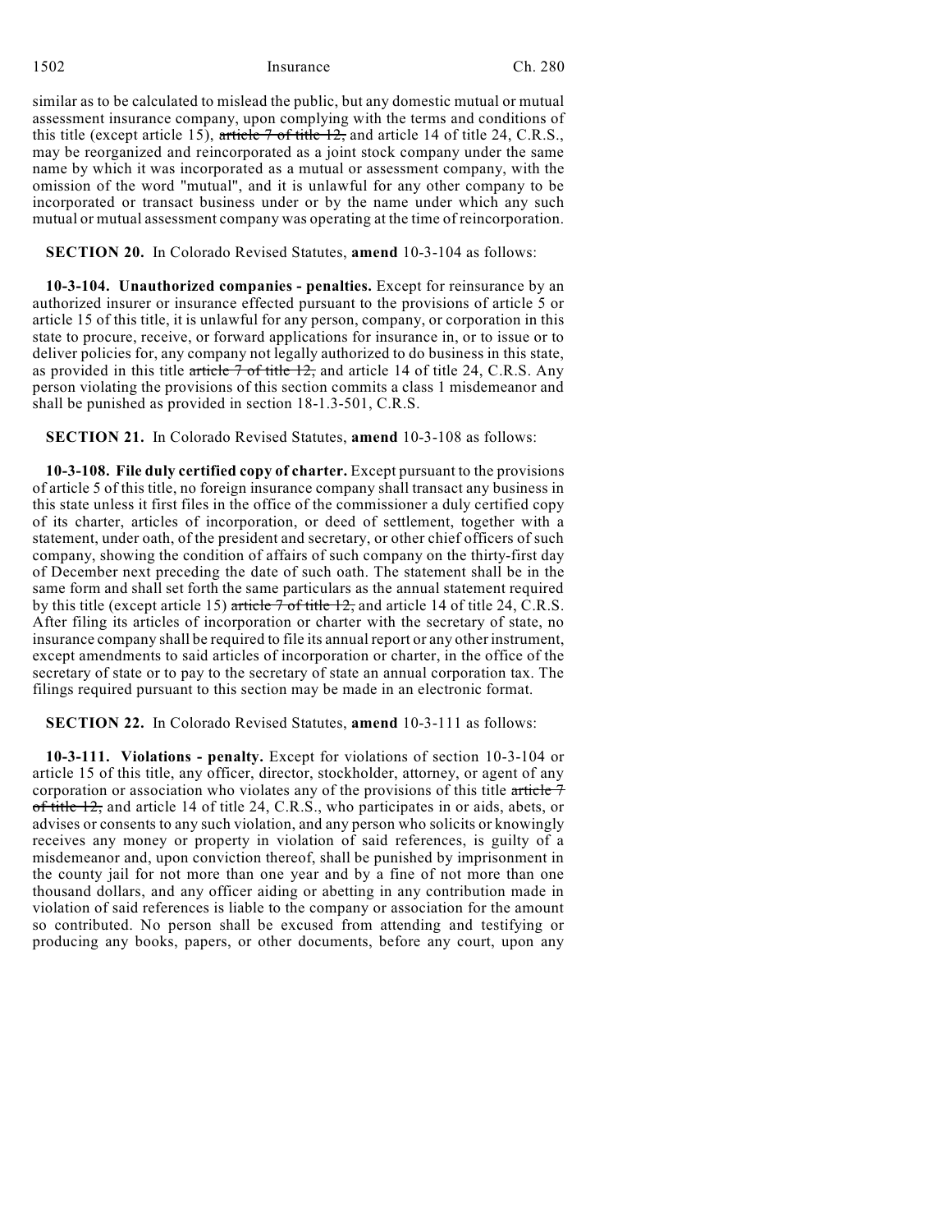similar as to be calculated to mislead the public, but any domestic mutual or mutual assessment insurance company, upon complying with the terms and conditions of this title (except article 15), ~~article 7 of title 12,~~ and article 14 of title 24, C.R.S., may be reorganized and reincorporated as a joint stock company under the same name by which it was incorporated as a mutual or assessment company, with the omission of the word "mutual", and it is unlawful for any other company to be incorporated or transact business under or by the name under which any such mutual or mutual assessment company was operating at the time of reincorporation.

**SECTION 20.** In Colorado Revised Statutes, **amend** 10-3-104 as follows:

**10-3-104. Unauthorized companies - penalties.** Except for reinsurance by an authorized insurer or insurance effected pursuant to the provisions of article 5 or article 15 of this title, it is unlawful for any person, company, or corporation in this state to procure, receive, or forward applications for insurance in, or to issue or to deliver policies for, any company not legally authorized to do business in this state, as provided in this title ~~article 7 of title 12,~~ and article 14 of title 24, C.R.S. Any person violating the provisions of this section commits a class 1 misdemeanor and shall be punished as provided in section 18-1.3-501, C.R.S.

**SECTION 21.** In Colorado Revised Statutes, **amend** 10-3-108 as follows:

**10-3-108. File duly certified copy of charter.** Except pursuant to the provisions of article 5 of this title, no foreign insurance company shall transact any business in this state unless it first files in the office of the commissioner a duly certified copy of its charter, articles of incorporation, or deed of settlement, together with a statement, under oath, of the president and secretary, or other chief officers of such company, showing the condition of affairs of such company on the thirty-first day of December next preceding the date of such oath. The statement shall be in the same form and shall set forth the same particulars as the annual statement required by this title (except article 15) ~~article 7 of title 12,~~ and article 14 of title 24, C.R.S. After filing its articles of incorporation or charter with the secretary of state, no insurance company shall be required to file its annual report or any other instrument, except amendments to said articles of incorporation or charter, in the office of the secretary of state or to pay to the secretary of state an annual corporation tax. The filings required pursuant to this section may be made in an electronic format.

**SECTION 22.** In Colorado Revised Statutes, **amend** 10-3-111 as follows:

**10-3-111. Violations - penalty.** Except for violations of section 10-3-104 or article 15 of this title, any officer, director, stockholder, attorney, or agent of any corporation or association who violates any of the provisions of this title ~~article 7 of title 12,~~ and article 14 of title 24, C.R.S., who participates in or aids, abets, or advises or consents to any such violation, and any person who solicits or knowingly receives any money or property in violation of said references, is guilty of a misdemeanor and, upon conviction thereof, shall be punished by imprisonment in the county jail for not more than one year and by a fine of not more than one thousand dollars, and any officer aiding or abetting in any contribution made in violation of said references is liable to the company or association for the amount so contributed. No person shall be excused from attending and testifying or producing any books, papers, or other documents, before any court, upon any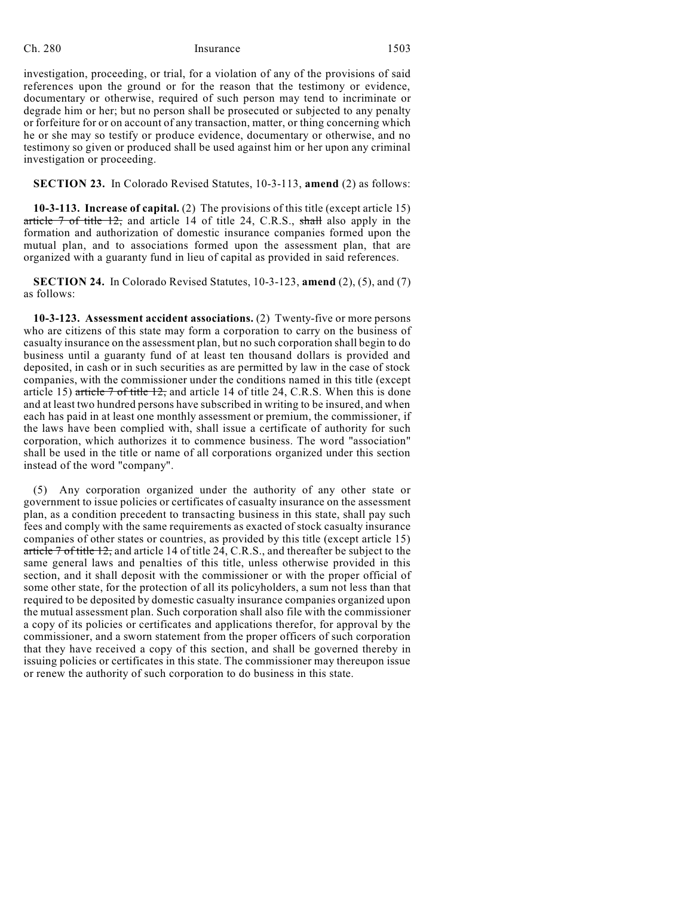investigation, proceeding, or trial, for a violation of any of the provisions of said references upon the ground or for the reason that the testimony or evidence, documentary or otherwise, required of such person may tend to incriminate or degrade him or her; but no person shall be prosecuted or subjected to any penalty or forfeiture for or on account of any transaction, matter, or thing concerning which he or she may so testify or produce evidence, documentary or otherwise, and no testimony so given or produced shall be used against him or her upon any criminal investigation or proceeding.

**SECTION 23.** In Colorado Revised Statutes, 10-3-113, **amend** (2) as follows:

**10-3-113. Increase of capital.** (2) The provisions of this title (except article 15) ~~article 7 of title 12,~~ and article 14 of title 24, C.R.S., ~~shall~~ also apply in the formation and authorization of domestic insurance companies formed upon the mutual plan, and to associations formed upon the assessment plan, that are organized with a guaranty fund in lieu of capital as provided in said references.

**SECTION 24.** In Colorado Revised Statutes, 10-3-123, **amend** (2), (5), and (7) as follows:

**10-3-123. Assessment accident associations.** (2) Twenty-five or more persons who are citizens of this state may form a corporation to carry on the business of casualty insurance on the assessment plan, but no such corporation shall begin to do business until a guaranty fund of at least ten thousand dollars is provided and deposited, in cash or in such securities as are permitted by law in the case of stock companies, with the commissioner under the conditions named in this title (except article 15) ~~article 7 of title 12,~~ and article 14 of title 24, C.R.S. When this is done and at least two hundred persons have subscribed in writing to be insured, and when each has paid in at least one monthly assessment or premium, the commissioner, if the laws have been complied with, shall issue a certificate of authority for such corporation, which authorizes it to commence business. The word "association" shall be used in the title or name of all corporations organized under this section instead of the word "company".

(5) Any corporation organized under the authority of any other state or government to issue policies or certificates of casualty insurance on the assessment plan, as a condition precedent to transacting business in this state, shall pay such fees and comply with the same requirements as exacted of stock casualty insurance companies of other states or countries, as provided by this title (except article 15) ~~article 7 of title 12,~~ and article 14 of title 24, C.R.S., and thereafter be subject to the same general laws and penalties of this title, unless otherwise provided in this section, and it shall deposit with the commissioner or with the proper official of some other state, for the protection of all its policyholders, a sum not less than that required to be deposited by domestic casualty insurance companies organized upon the mutual assessment plan. Such corporation shall also file with the commissioner a copy of its policies or certificates and applications therefor, for approval by the commissioner, and a sworn statement from the proper officers of such corporation that they have received a copy of this section, and shall be governed thereby in issuing policies or certificates in this state. The commissioner may thereupon issue or renew the authority of such corporation to do business in this state.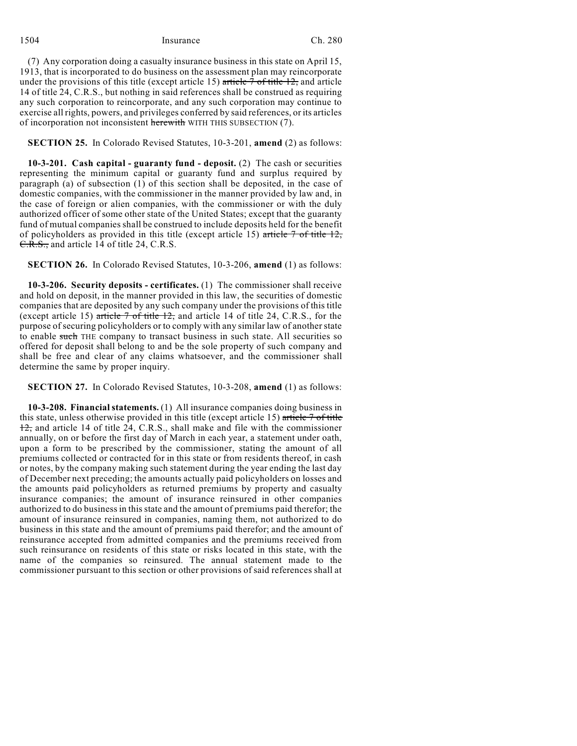(7) Any corporation doing a casualty insurance business in this state on April 15, 1913, that is incorporated to do business on the assessment plan may reincorporate under the provisions of this title (except article 15) ~~article 7 of title 12,~~ and article 14 of title 24, C.R.S., but nothing in said references shall be construed as requiring any such corporation to reincorporate, and any such corporation may continue to exercise all rights, powers, and privileges conferred by said references, or its articles of incorporation not inconsistent ~~herewith~~ WITH THIS SUBSECTION (7).

**SECTION 25.** In Colorado Revised Statutes, 10-3-201, **amend** (2) as follows:

**10-3-201. Cash capital - guaranty fund - deposit.** (2) The cash or securities representing the minimum capital or guaranty fund and surplus required by paragraph (a) of subsection (1) of this section shall be deposited, in the case of domestic companies, with the commissioner in the manner provided by law and, in the case of foreign or alien companies, with the commissioner or with the duly authorized officer of some other state of the United States; except that the guaranty fund of mutual companies shall be construed to include deposits held for the benefit of policyholders as provided in this title (except article 15) ~~article 7 of title 12, C.R.S.,~~ and article 14 of title 24, C.R.S.

**SECTION 26.** In Colorado Revised Statutes, 10-3-206, **amend** (1) as follows:

**10-3-206. Security deposits - certificates.** (1) The commissioner shall receive and hold on deposit, in the manner provided in this law, the securities of domestic companies that are deposited by any such company under the provisions of this title (except article 15) ~~article 7 of title 12,~~ and article 14 of title 24, C.R.S., for the purpose of securing policyholders or to comply with any similar law of another state to enable ~~such~~ THE company to transact business in such state. All securities so offered for deposit shall belong to and be the sole property of such company and shall be free and clear of any claims whatsoever, and the commissioner shall determine the same by proper inquiry.

**SECTION 27.** In Colorado Revised Statutes, 10-3-208, **amend** (1) as follows:

**10-3-208. Financial statements.** (1) All insurance companies doing business in this state, unless otherwise provided in this title (except article 15) ~~article 7 of title 12,~~ and article 14 of title 24, C.R.S., shall make and file with the commissioner annually, on or before the first day of March in each year, a statement under oath, upon a form to be prescribed by the commissioner, stating the amount of all premiums collected or contracted for in this state or from residents thereof, in cash or notes, by the company making such statement during the year ending the last day of December next preceding; the amounts actually paid policyholders on losses and the amounts paid policyholders as returned premiums by property and casualty insurance companies; the amount of insurance reinsured in other companies authorized to do business in this state and the amount of premiums paid therefor; the amount of insurance reinsured in companies, naming them, not authorized to do business in this state and the amount of premiums paid therefor; and the amount of reinsurance accepted from admitted companies and the premiums received from such reinsurance on residents of this state or risks located in this state, with the name of the companies so reinsured. The annual statement made to the commissioner pursuant to this section or other provisions of said references shall at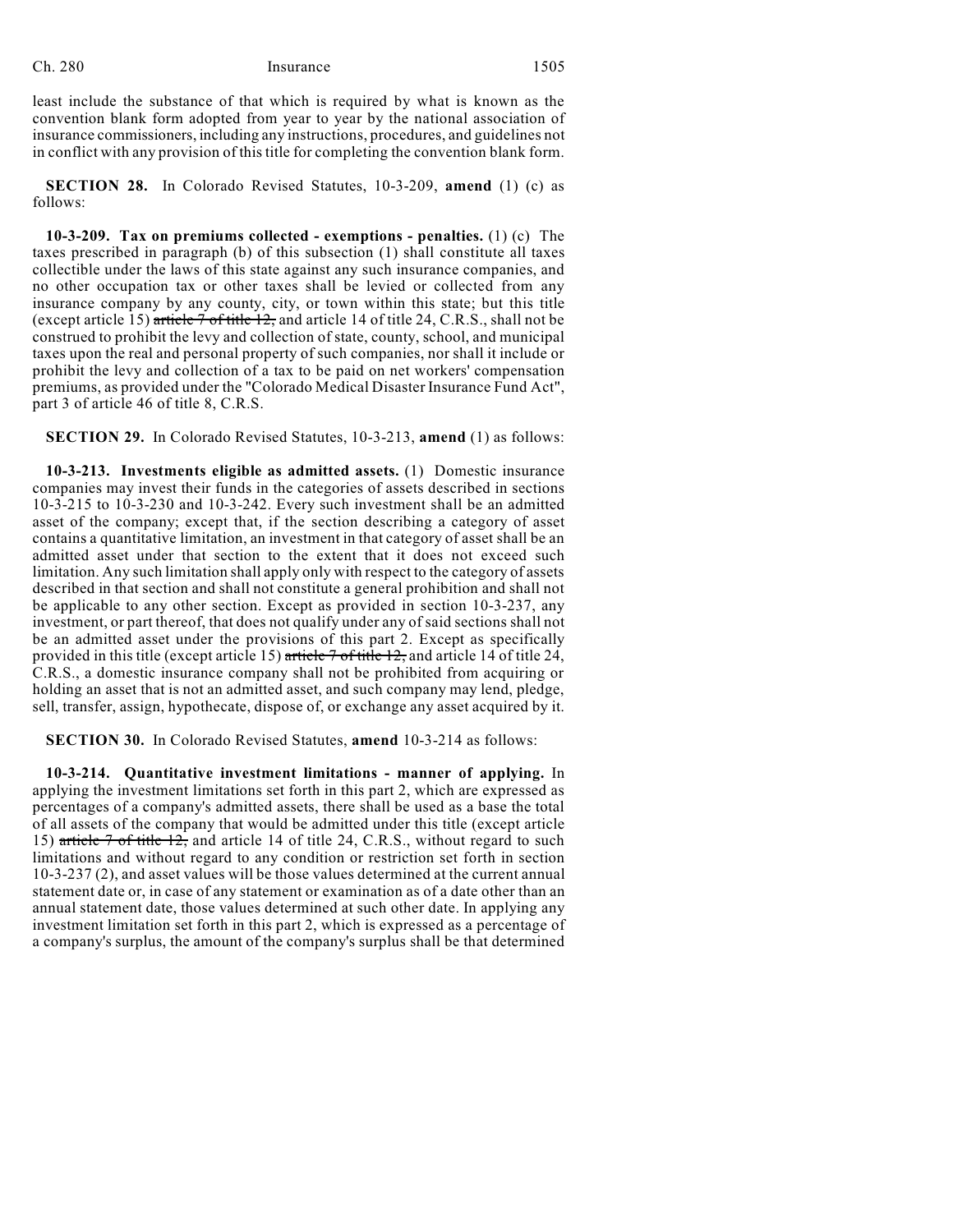least include the substance of that which is required by what is known as the convention blank form adopted from year to year by the national association of insurance commissioners, including any instructions, procedures, and guidelines not in conflict with any provision of this title for completing the convention blank form.

**SECTION 28.** In Colorado Revised Statutes, 10-3-209, **amend** (1) (c) as follows:

**10-3-209. Tax on premiums collected - exemptions - penalties.** (1) (c) The taxes prescribed in paragraph (b) of this subsection (1) shall constitute all taxes collectible under the laws of this state against any such insurance companies, and no other occupation tax or other taxes shall be levied or collected from any insurance company by any county, city, or town within this state; but this title (except article 15) ~~article 7 of title 12,~~ and article 14 of title 24, C.R.S., shall not be construed to prohibit the levy and collection of state, county, school, and municipal taxes upon the real and personal property of such companies, nor shall it include or prohibit the levy and collection of a tax to be paid on net workers' compensation premiums, as provided under the "Colorado Medical Disaster Insurance Fund Act", part 3 of article 46 of title 8, C.R.S.

**SECTION 29.** In Colorado Revised Statutes, 10-3-213, **amend** (1) as follows:

**10-3-213. Investments eligible as admitted assets.** (1) Domestic insurance companies may invest their funds in the categories of assets described in sections 10-3-215 to 10-3-230 and 10-3-242. Every such investment shall be an admitted asset of the company; except that, if the section describing a category of asset contains a quantitative limitation, an investment in that category of asset shall be an admitted asset under that section to the extent that it does not exceed such limitation. Any such limitation shall apply only with respect to the category of assets described in that section and shall not constitute a general prohibition and shall not be applicable to any other section. Except as provided in section 10-3-237, any investment, or part thereof, that does not qualify under any of said sections shall not be an admitted asset under the provisions of this part 2. Except as specifically provided in this title (except article 15) ~~article 7 of title 12,~~ and article 14 of title 24, C.R.S., a domestic insurance company shall not be prohibited from acquiring or holding an asset that is not an admitted asset, and such company may lend, pledge, sell, transfer, assign, hypothecate, dispose of, or exchange any asset acquired by it.

**SECTION 30.** In Colorado Revised Statutes, **amend** 10-3-214 as follows:

**10-3-214. Quantitative investment limitations - manner of applying.** In applying the investment limitations set forth in this part 2, which are expressed as percentages of a company's admitted assets, there shall be used as a base the total of all assets of the company that would be admitted under this title (except article 15) ~~article 7 of title 12,~~ and article 14 of title 24, C.R.S., without regard to such limitations and without regard to any condition or restriction set forth in section 10-3-237 (2), and asset values will be those values determined at the current annual statement date or, in case of any statement or examination as of a date other than an annual statement date, those values determined at such other date. In applying any investment limitation set forth in this part 2, which is expressed as a percentage of a company's surplus, the amount of the company's surplus shall be that determined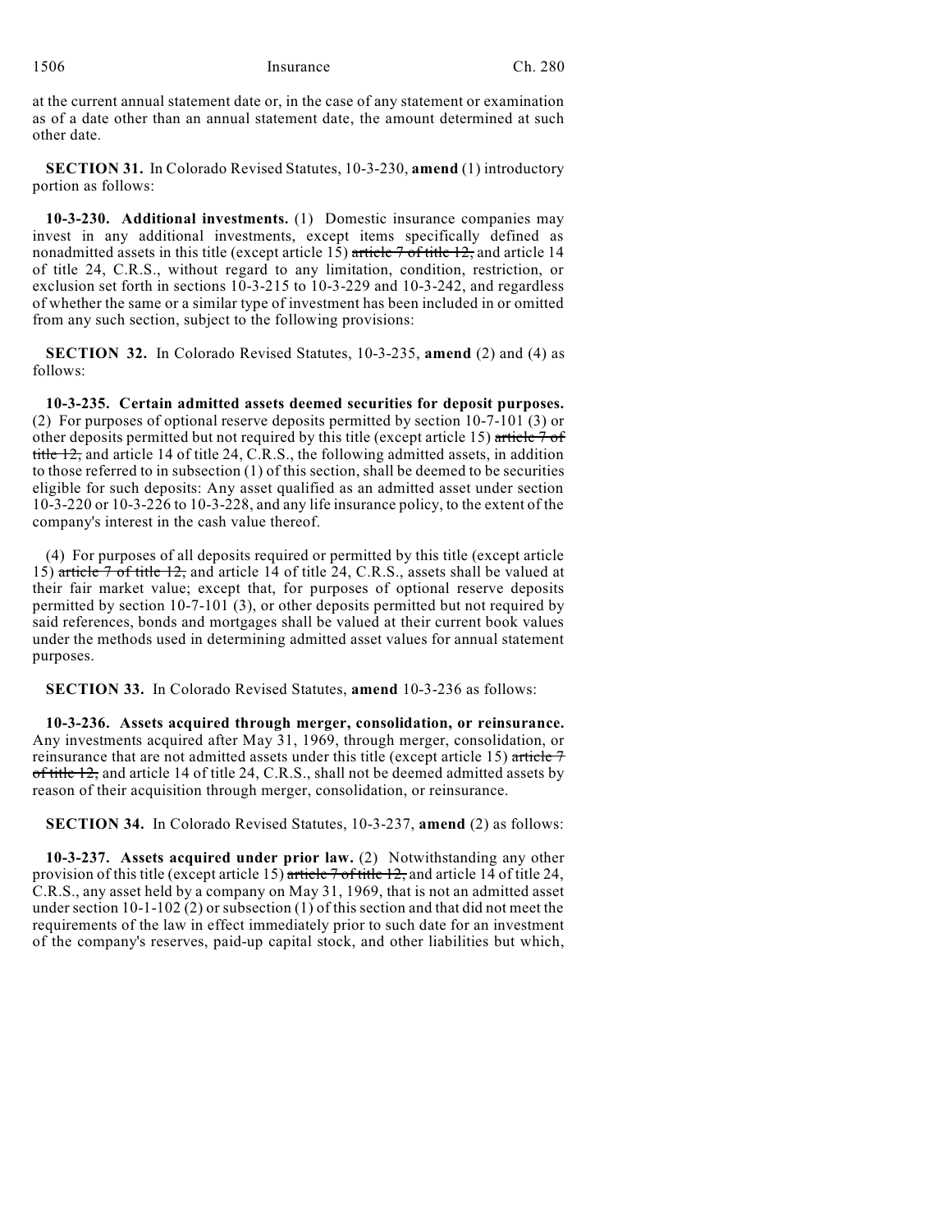at the current annual statement date or, in the case of any statement or examination as of a date other than an annual statement date, the amount determined at such other date.

**SECTION 31.** In Colorado Revised Statutes, 10-3-230, **amend** (1) introductory portion as follows:

**10-3-230. Additional investments.** (1) Domestic insurance companies may invest in any additional investments, except items specifically defined as nonadmitted assets in this title (except article 15) ~~article 7 of title 12,~~ and article 14 of title 24, C.R.S., without regard to any limitation, condition, restriction, or exclusion set forth in sections 10-3-215 to 10-3-229 and 10-3-242, and regardless of whether the same or a similar type of investment has been included in or omitted from any such section, subject to the following provisions:

**SECTION 32.** In Colorado Revised Statutes, 10-3-235, **amend** (2) and (4) as follows:

**10-3-235. Certain admitted assets deemed securities for deposit purposes.** (2) For purposes of optional reserve deposits permitted by section 10-7-101 (3) or other deposits permitted but not required by this title (except article 15) ~~article 7 of title 12,~~ and article 14 of title 24, C.R.S., the following admitted assets, in addition to those referred to in subsection (1) of this section, shall be deemed to be securities eligible for such deposits: Any asset qualified as an admitted asset under section 10-3-220 or 10-3-226 to 10-3-228, and any life insurance policy, to the extent of the company's interest in the cash value thereof.

(4) For purposes of all deposits required or permitted by this title (except article 15) ~~article 7 of title 12,~~ and article 14 of title 24, C.R.S., assets shall be valued at their fair market value; except that, for purposes of optional reserve deposits permitted by section 10-7-101 (3), or other deposits permitted but not required by said references, bonds and mortgages shall be valued at their current book values under the methods used in determining admitted asset values for annual statement purposes.

**SECTION 33.** In Colorado Revised Statutes, **amend** 10-3-236 as follows:

**10-3-236. Assets acquired through merger, consolidation, or reinsurance.** Any investments acquired after May 31, 1969, through merger, consolidation, or reinsurance that are not admitted assets under this title (except article 15) ~~article 7 of title 12,~~ and article 14 of title 24, C.R.S., shall not be deemed admitted assets by reason of their acquisition through merger, consolidation, or reinsurance.

**SECTION 34.** In Colorado Revised Statutes, 10-3-237, **amend** (2) as follows:

**10-3-237. Assets acquired under prior law.** (2) Notwithstanding any other provision of this title (except article 15) ~~article 7 of title 12,~~ and article 14 of title 24, C.R.S., any asset held by a company on May 31, 1969, that is not an admitted asset under section 10-1-102 (2) or subsection (1) of this section and that did not meet the requirements of the law in effect immediately prior to such date for an investment of the company's reserves, paid-up capital stock, and other liabilities but which,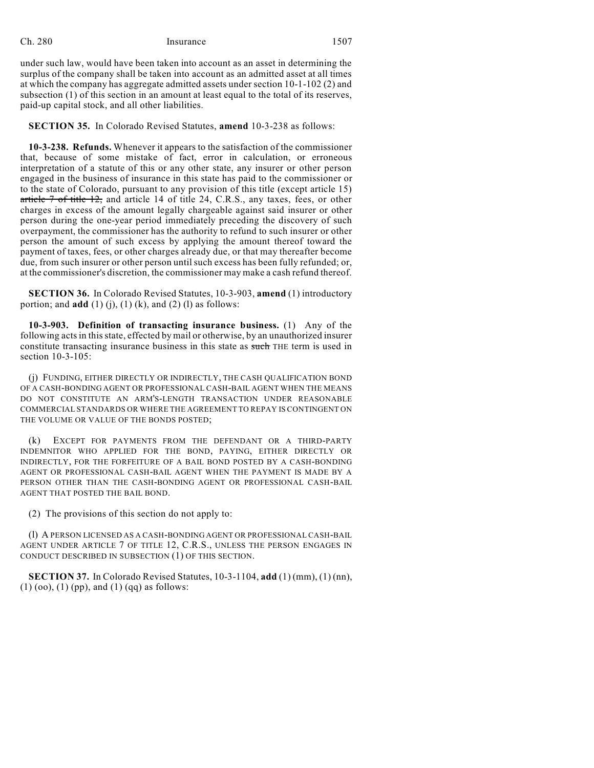under such law, would have been taken into account as an asset in determining the surplus of the company shall be taken into account as an admitted asset at all times at which the company has aggregate admitted assets under section 10-1-102 (2) and subsection (1) of this section in an amount at least equal to the total of its reserves, paid-up capital stock, and all other liabilities.

**SECTION 35.** In Colorado Revised Statutes, **amend** 10-3-238 as follows:

**10-3-238. Refunds.** Whenever it appears to the satisfaction of the commissioner that, because of some mistake of fact, error in calculation, or erroneous interpretation of a statute of this or any other state, any insurer or other person engaged in the business of insurance in this state has paid to the commissioner or to the state of Colorado, pursuant to any provision of this title (except article 15) ~~article 7 of title 12,~~ and article 14 of title 24, C.R.S., any taxes, fees, or other charges in excess of the amount legally chargeable against said insurer or other person during the one-year period immediately preceding the discovery of such overpayment, the commissioner has the authority to refund to such insurer or other person the amount of such excess by applying the amount thereof toward the payment of taxes, fees, or other charges already due, or that may thereafter become due, from such insurer or other person until such excess has been fully refunded; or, at the commissioner's discretion, the commissioner may make a cash refund thereof.

**SECTION 36.** In Colorado Revised Statutes, 10-3-903, **amend** (1) introductory portion; and **add** (1) (j), (1) (k), and (2) (l) as follows:

**10-3-903. Definition of transacting insurance business.** (1) Any of the following acts in this state, effected by mail or otherwise, by an unauthorized insurer constitute transacting insurance business in this state as ~~such~~ THE term is used in section 10-3-105:

(j) FUNDING, EITHER DIRECTLY OR INDIRECTLY, THE CASH QUALIFICATION BOND OF A CASH-BONDING AGENT OR PROFESSIONAL CASH-BAIL AGENT WHEN THE MEANS DO NOT CONSTITUTE AN ARM'S-LENGTH TRANSACTION UNDER REASONABLE COMMERCIAL STANDARDS OR WHERE THE AGREEMENT TO REPAY IS CONTINGENT ON THE VOLUME OR VALUE OF THE BONDS POSTED;

(k) EXCEPT FOR PAYMENTS FROM THE DEFENDANT OR A THIRD-PARTY INDEMNITOR WHO APPLIED FOR THE BOND, PAYING, EITHER DIRECTLY OR INDIRECTLY, FOR THE FORFEITURE OF A BAIL BOND POSTED BY A CASH-BONDING AGENT OR PROFESSIONAL CASH-BAIL AGENT WHEN THE PAYMENT IS MADE BY A PERSON OTHER THAN THE CASH-BONDING AGENT OR PROFESSIONAL CASH-BAIL AGENT THAT POSTED THE BAIL BOND.

(2) The provisions of this section do not apply to:

(l) A PERSON LICENSED AS A CASH-BONDING AGENT OR PROFESSIONAL CASH-BAIL AGENT UNDER ARTICLE 7 OF TITLE 12, C.R.S., UNLESS THE PERSON ENGAGES IN CONDUCT DESCRIBED IN SUBSECTION (1) OF THIS SECTION.

**SECTION 37.** In Colorado Revised Statutes, 10-3-1104, **add** (1) (mm), (1) (nn), (1) (oo), (1) (pp), and (1) (qq) as follows: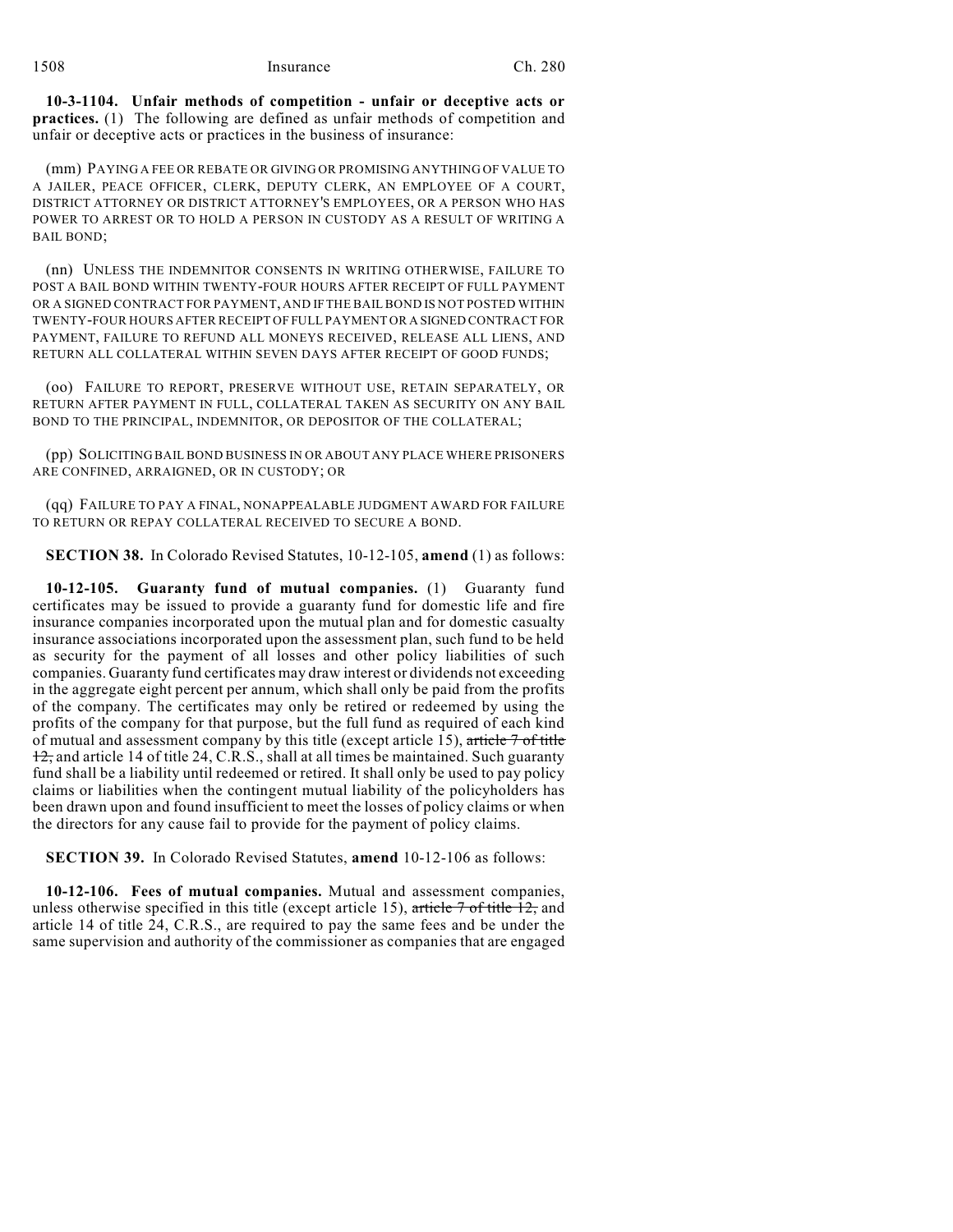**10-3-1104. Unfair methods of competition - unfair or deceptive acts or practices.** (1) The following are defined as unfair methods of competition and unfair or deceptive acts or practices in the business of insurance:

(mm) PAYING A FEE OR REBATE OR GIVING OR PROMISING ANYTHING OF VALUE TO A JAILER, PEACE OFFICER, CLERK, DEPUTY CLERK, AN EMPLOYEE OF A COURT, DISTRICT ATTORNEY OR DISTRICT ATTORNEY'S EMPLOYEES, OR A PERSON WHO HAS POWER TO ARREST OR TO HOLD A PERSON IN CUSTODY AS A RESULT OF WRITING A BAIL BOND;

(nn) UNLESS THE INDEMNITOR CONSENTS IN WRITING OTHERWISE, FAILURE TO POST A BAIL BOND WITHIN TWENTY-FOUR HOURS AFTER RECEIPT OF FULL PAYMENT OR A SIGNED CONTRACT FOR PAYMENT, AND IF THE BAIL BOND IS NOT POSTED WITHIN TWENTY-FOUR HOURS AFTER RECEIPT OF FULL PAYMENT OR A SIGNED CONTRACT FOR PAYMENT, FAILURE TO REFUND ALL MONEYS RECEIVED, RELEASE ALL LIENS, AND RETURN ALL COLLATERAL WITHIN SEVEN DAYS AFTER RECEIPT OF GOOD FUNDS;

(oo) FAILURE TO REPORT, PRESERVE WITHOUT USE, RETAIN SEPARATELY, OR RETURN AFTER PAYMENT IN FULL, COLLATERAL TAKEN AS SECURITY ON ANY BAIL BOND TO THE PRINCIPAL, INDEMNITOR, OR DEPOSITOR OF THE COLLATERAL;

(pp) SOLICITING BAIL BOND BUSINESS IN OR ABOUT ANY PLACE WHERE PRISONERS ARE CONFINED, ARRAIGNED, OR IN CUSTODY; OR

(qq) FAILURE TO PAY A FINAL, NONAPPEALABLE JUDGMENT AWARD FOR FAILURE TO RETURN OR REPAY COLLATERAL RECEIVED TO SECURE A BOND.

**SECTION 38.** In Colorado Revised Statutes, 10-12-105, **amend** (1) as follows:

**10-12-105. Guaranty fund of mutual companies.** (1) Guaranty fund certificates may be issued to provide a guaranty fund for domestic life and fire insurance companies incorporated upon the mutual plan and for domestic casualty insurance associations incorporated upon the assessment plan, such fund to be held as security for the payment of all losses and other policy liabilities of such companies. Guaranty fund certificates may draw interest or dividends not exceeding in the aggregate eight percent per annum, which shall only be paid from the profits of the company. The certificates may only be retired or redeemed by using the profits of the company for that purpose, but the full fund as required of each kind of mutual and assessment company by this title (except article 15), ~~article 7 of title 12,~~ and article 14 of title 24, C.R.S., shall at all times be maintained. Such guaranty fund shall be a liability until redeemed or retired. It shall only be used to pay policy claims or liabilities when the contingent mutual liability of the policyholders has been drawn upon and found insufficient to meet the losses of policy claims or when the directors for any cause fail to provide for the payment of policy claims.

**SECTION 39.** In Colorado Revised Statutes, **amend** 10-12-106 as follows:

**10-12-106. Fees of mutual companies.** Mutual and assessment companies, unless otherwise specified in this title (except article 15), ~~article 7 of title 12,~~ and article 14 of title 24, C.R.S., are required to pay the same fees and be under the same supervision and authority of the commissioner as companies that are engaged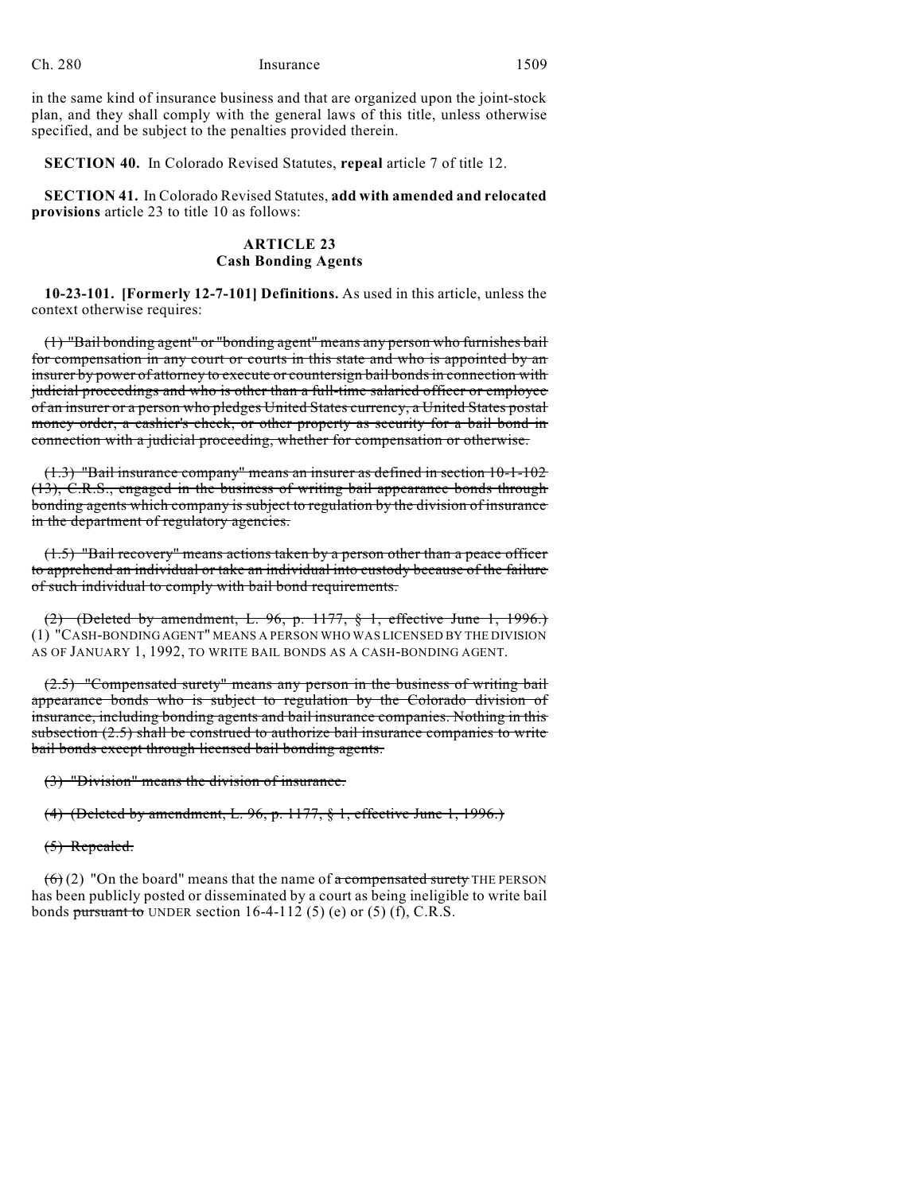in the same kind of insurance business and that are organized upon the joint-stock plan, and they shall comply with the general laws of this title, unless otherwise specified, and be subject to the penalties provided therein.

**SECTION 40.** In Colorado Revised Statutes, **repeal** article 7 of title 12.

**SECTION 41.** In Colorado Revised Statutes, **add with amended and relocated provisions** article 23 to title 10 as follows:

**ARTICLE 23**
**Cash Bonding Agents**

**10-23-101. [Formerly 12-7-101] Definitions.** As used in this article, unless the context otherwise requires:

~~(1) "Bail bonding agent" or "bonding agent" means any person who furnishes bail for compensation in any court or courts in this state and who is appointed by an insurer by power of attorney to execute or countersign bail bonds in connection with judicial proceedings and who is other than a full-time salaried officer or employee of an insurer or a person who pledges United States currency, a United States postal money order, a cashier's check, or other property as security for a bail bond in connection with a judicial proceeding, whether for compensation or otherwise.~~

~~(1.3) "Bail insurance company" means an insurer as defined in section 10-1-102 (13), C.R.S., engaged in the business of writing bail appearance bonds through bonding agents which company is subject to regulation by the division of insurance in the department of regulatory agencies.~~

~~(1.5) "Bail recovery" means actions taken by a person other than a peace officer to apprehend an individual or take an individual into custody because of the failure of such individual to comply with bail bond requirements.~~

~~(2) (Deleted by amendment, L. 96, p. 1177, § 1, effective June 1, 1996.)~~ (1) "CASH-BONDING AGENT" MEANS A PERSON WHO WAS LICENSED BY THE DIVISION AS OF JANUARY 1, 1992, TO WRITE BAIL BONDS AS A CASH-BONDING AGENT.

~~(2.5) "Compensated surety" means any person in the business of writing bail appearance bonds who is subject to regulation by the Colorado division of insurance, including bonding agents and bail insurance companies. Nothing in this subsection (2.5) shall be construed to authorize bail insurance companies to write bail bonds except through licensed bail bonding agents.~~

~~(3) "Division" means the division of insurance.~~

~~(4) (Deleted by amendment, L. 96, p. 1177, § 1, effective June 1, 1996.)~~

~~(5) Repealed.~~

~~(6)~~ (2) "On the board" means that the name of ~~a compensated surety~~ THE PERSON has been publicly posted or disseminated by a court as being ineligible to write bail bonds ~~pursuant to~~ UNDER section 16-4-112 (5) (e) or (5) (f), C.R.S.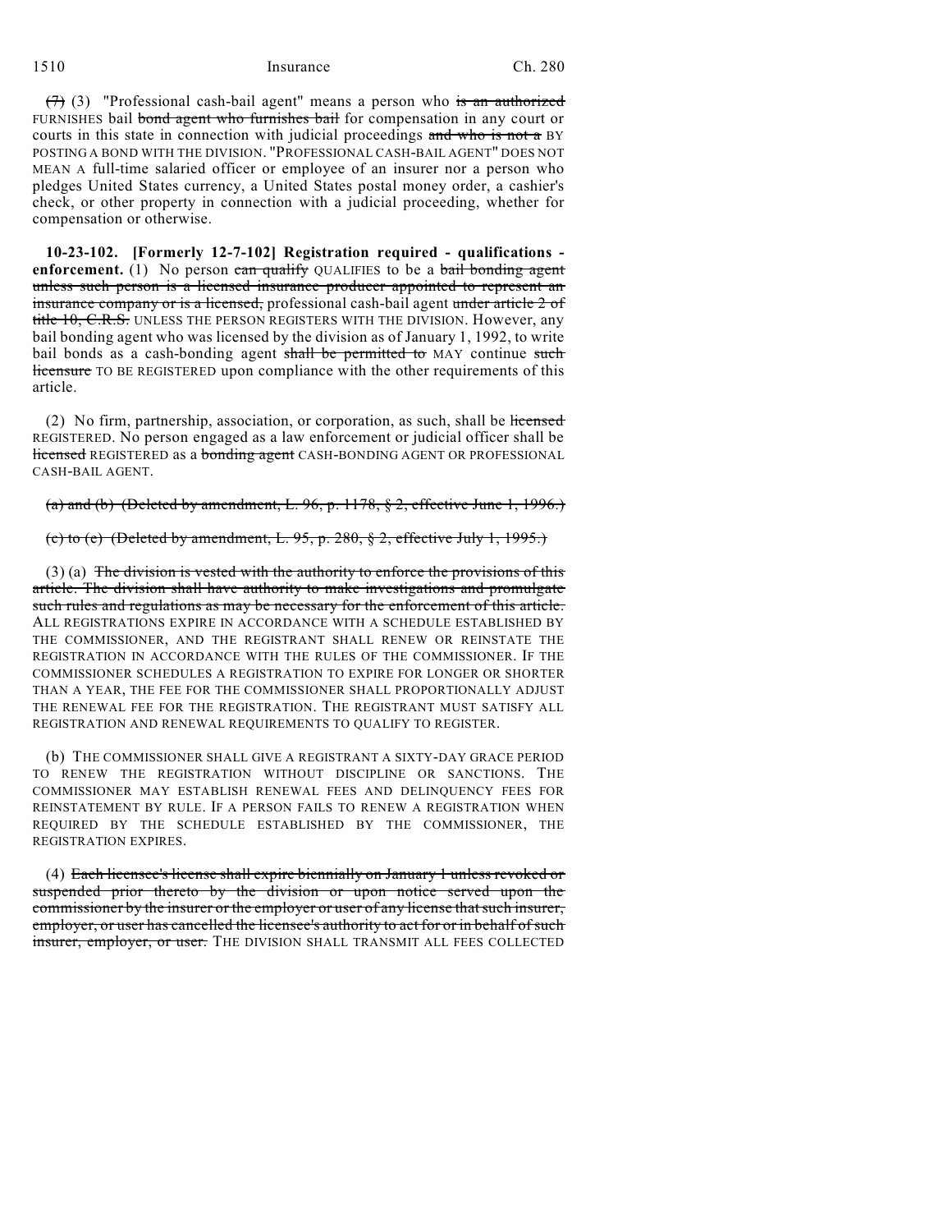~~(7)~~ (3) "Professional cash-bail agent" means a person who ~~is an authorized~~ FURNISHES bail ~~bond agent who furnishes bail~~ for compensation in any court or courts in this state in connection with judicial proceedings ~~and who is not a~~ BY POSTING A BOND WITH THE DIVISION. "PROFESSIONAL CASH-BAIL AGENT" DOES NOT MEAN A full-time salaried officer or employee of an insurer nor a person who pledges United States currency, a United States postal money order, a cashier's check, or other property in connection with a judicial proceeding, whether for compensation or otherwise.

**10-23-102. [Formerly 12-7-102] Registration required - qualifications - enforcement.** (1) No person ~~can qualify~~ QUALIFIES to be a ~~bail bonding agent unless such person is a licensed insurance producer appointed to represent an insurance company or is a licensed,~~ professional cash-bail agent ~~under article 2 of title 10, C.R.S.~~ UNLESS THE PERSON REGISTERS WITH THE DIVISION. However, any bail bonding agent who was licensed by the division as of January 1, 1992, to write bail bonds as a cash-bonding agent ~~shall be permitted to~~ MAY continue ~~such licensure~~ TO BE REGISTERED upon compliance with the other requirements of this article.

(2) No firm, partnership, association, or corporation, as such, shall be ~~licensed~~ REGISTERED. No person engaged as a law enforcement or judicial officer shall be ~~licensed~~ REGISTERED as a ~~bonding agent~~ CASH-BONDING AGENT OR PROFESSIONAL CASH-BAIL AGENT.

~~(a) and (b) (Deleted by amendment, L. 96, p. 1178, § 2, effective June 1, 1996.)~~

~~(c) to (e) (Deleted by amendment, L. 95, p. 280, § 2, effective July 1, 1995.)~~

(3) (a) ~~The division is vested with the authority to enforce the provisions of this article. The division shall have authority to make investigations and promulgate such rules and regulations as may be necessary for the enforcement of this article.~~ ALL REGISTRATIONS EXPIRE IN ACCORDANCE WITH A SCHEDULE ESTABLISHED BY THE COMMISSIONER, AND THE REGISTRANT SHALL RENEW OR REINSTATE THE REGISTRATION IN ACCORDANCE WITH THE RULES OF THE COMMISSIONER. IF THE COMMISSIONER SCHEDULES A REGISTRATION TO EXPIRE FOR LONGER OR SHORTER THAN A YEAR, THE FEE FOR THE COMMISSIONER SHALL PROPORTIONALLY ADJUST THE RENEWAL FEE FOR THE REGISTRATION. THE REGISTRANT MUST SATISFY ALL REGISTRATION AND RENEWAL REQUIREMENTS TO QUALIFY TO REGISTER.

(b) THE COMMISSIONER SHALL GIVE A REGISTRANT A SIXTY-DAY GRACE PERIOD TO RENEW THE REGISTRATION WITHOUT DISCIPLINE OR SANCTIONS. THE COMMISSIONER MAY ESTABLISH RENEWAL FEES AND DELINQUENCY FEES FOR REINSTATEMENT BY RULE. IF A PERSON FAILS TO RENEW A REGISTRATION WHEN REQUIRED BY THE SCHEDULE ESTABLISHED BY THE COMMISSIONER, THE REGISTRATION EXPIRES.

(4) ~~Each licensee's license shall expire biennially on January 1 unless revoked or suspended prior thereto by the division or upon notice served upon the commissioner by the insurer or the employer or user of any license that such insurer, employer, or user has cancelled the licensee's authority to act for or in behalf of such insurer, employer, or user.~~ THE DIVISION SHALL TRANSMIT ALL FEES COLLECTED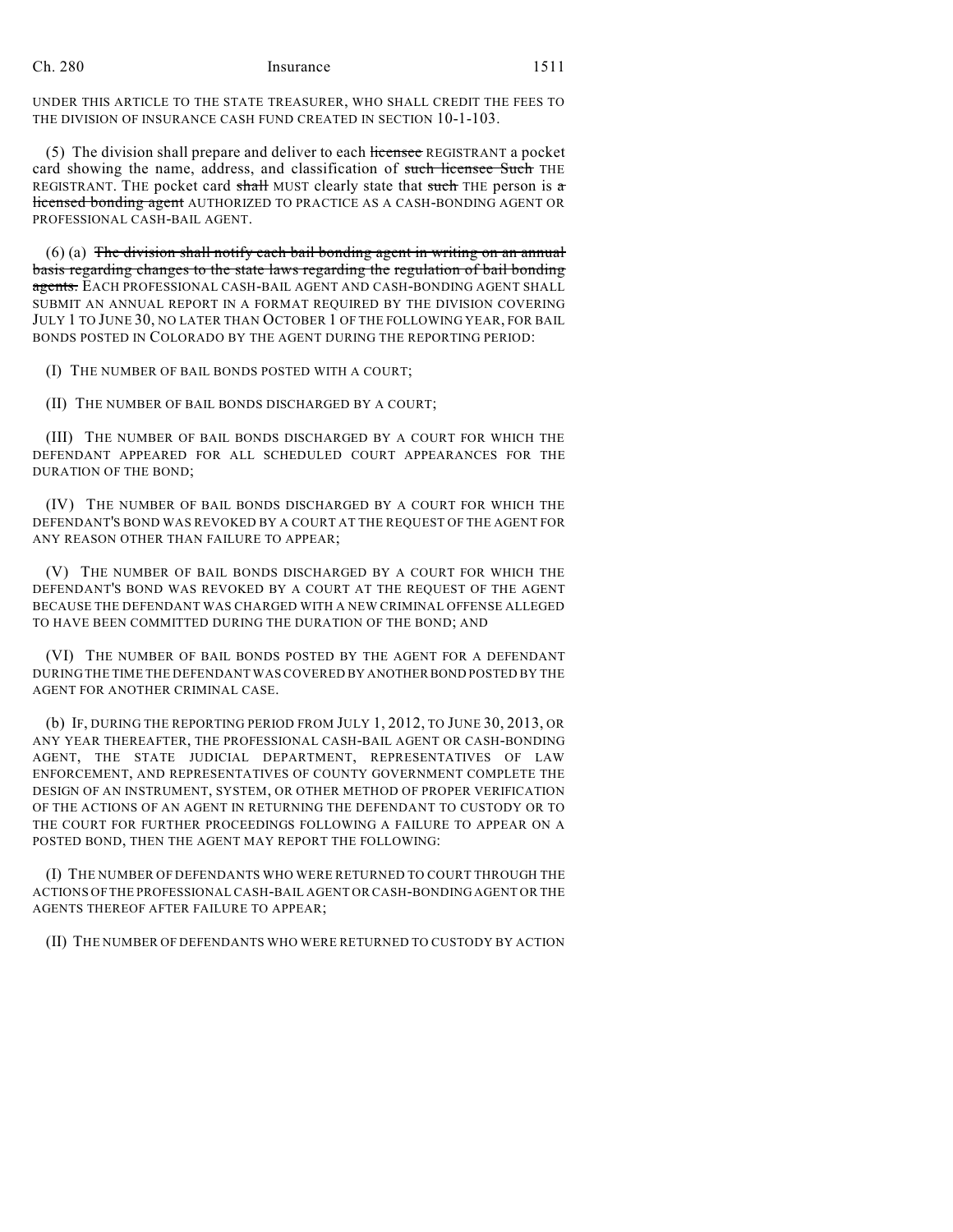UNDER THIS ARTICLE TO THE STATE TREASURER, WHO SHALL CREDIT THE FEES TO THE DIVISION OF INSURANCE CASH FUND CREATED IN SECTION 10-1-103.

(5) The division shall prepare and deliver to each ~~licensee~~ REGISTRANT a pocket card showing the name, address, and classification of ~~such licensee Such~~ THE REGISTRANT. THE pocket card ~~shall~~ MUST clearly state that ~~such~~ THE person is ~~a licensed bonding agent~~ AUTHORIZED TO PRACTICE AS A CASH-BONDING AGENT OR PROFESSIONAL CASH-BAIL AGENT.

(6) (a) ~~The division shall notify each bail bonding agent in writing on an annual basis regarding changes to the state laws regarding the regulation of bail bonding agents.~~ EACH PROFESSIONAL CASH-BAIL AGENT AND CASH-BONDING AGENT SHALL SUBMIT AN ANNUAL REPORT IN A FORMAT REQUIRED BY THE DIVISION COVERING JULY 1 TO JUNE 30, NO LATER THAN OCTOBER 1 OF THE FOLLOWING YEAR, FOR BAIL BONDS POSTED IN COLORADO BY THE AGENT DURING THE REPORTING PERIOD:

(I) THE NUMBER OF BAIL BONDS POSTED WITH A COURT;

(II) THE NUMBER OF BAIL BONDS DISCHARGED BY A COURT;

(III) THE NUMBER OF BAIL BONDS DISCHARGED BY A COURT FOR WHICH THE DEFENDANT APPEARED FOR ALL SCHEDULED COURT APPEARANCES FOR THE DURATION OF THE BOND;

(IV) THE NUMBER OF BAIL BONDS DISCHARGED BY A COURT FOR WHICH THE DEFENDANT'S BOND WAS REVOKED BY A COURT AT THE REQUEST OF THE AGENT FOR ANY REASON OTHER THAN FAILURE TO APPEAR;

(V) THE NUMBER OF BAIL BONDS DISCHARGED BY A COURT FOR WHICH THE DEFENDANT'S BOND WAS REVOKED BY A COURT AT THE REQUEST OF THE AGENT BECAUSE THE DEFENDANT WAS CHARGED WITH A NEW CRIMINAL OFFENSE ALLEGED TO HAVE BEEN COMMITTED DURING THE DURATION OF THE BOND; AND

(VI) THE NUMBER OF BAIL BONDS POSTED BY THE AGENT FOR A DEFENDANT DURING THE TIME THE DEFENDANT WAS COVERED BY ANOTHER BOND POSTED BY THE AGENT FOR ANOTHER CRIMINAL CASE.

(b) IF, DURING THE REPORTING PERIOD FROM JULY 1, 2012, TO JUNE 30, 2013, OR ANY YEAR THEREAFTER, THE PROFESSIONAL CASH-BAIL AGENT OR CASH-BONDING AGENT, THE STATE JUDICIAL DEPARTMENT, REPRESENTATIVES OF LAW ENFORCEMENT, AND REPRESENTATIVES OF COUNTY GOVERNMENT COMPLETE THE DESIGN OF AN INSTRUMENT, SYSTEM, OR OTHER METHOD OF PROPER VERIFICATION OF THE ACTIONS OF AN AGENT IN RETURNING THE DEFENDANT TO CUSTODY OR TO THE COURT FOR FURTHER PROCEEDINGS FOLLOWING A FAILURE TO APPEAR ON A POSTED BOND, THEN THE AGENT MAY REPORT THE FOLLOWING:

(I) THE NUMBER OF DEFENDANTS WHO WERE RETURNED TO COURT THROUGH THE ACTIONS OF THE PROFESSIONAL CASH-BAIL AGENT OR CASH-BONDING AGENT OR THE AGENTS THEREOF AFTER FAILURE TO APPEAR;

(II) THE NUMBER OF DEFENDANTS WHO WERE RETURNED TO CUSTODY BY ACTION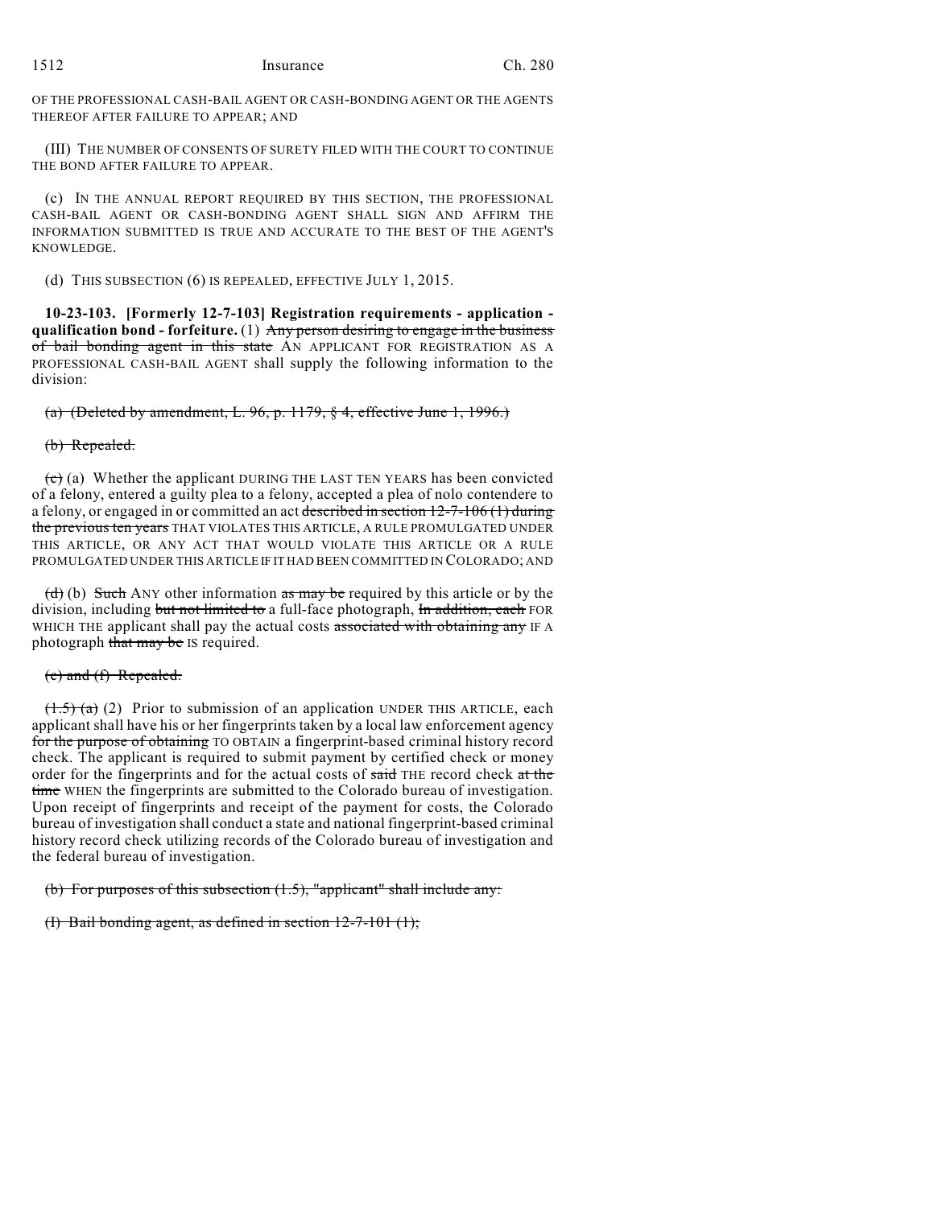OF THE PROFESSIONAL CASH-BAIL AGENT OR CASH-BONDING AGENT OR THE AGENTS THEREOF AFTER FAILURE TO APPEAR; AND

(III) THE NUMBER OF CONSENTS OF SURETY FILED WITH THE COURT TO CONTINUE THE BOND AFTER FAILURE TO APPEAR.

(c) IN THE ANNUAL REPORT REQUIRED BY THIS SECTION, THE PROFESSIONAL CASH-BAIL AGENT OR CASH-BONDING AGENT SHALL SIGN AND AFFIRM THE INFORMATION SUBMITTED IS TRUE AND ACCURATE TO THE BEST OF THE AGENT'S KNOWLEDGE.

(d) THIS SUBSECTION (6) IS REPEALED, EFFECTIVE JULY 1, 2015.

**10-23-103. [Formerly 12-7-103] Registration requirements - application - qualification bond - forfeiture.** (1) ~~Any person desiring to engage in the business of bail bonding agent in this state~~ AN APPLICANT FOR REGISTRATION AS A PROFESSIONAL CASH-BAIL AGENT shall supply the following information to the division:

~~(a) (Deleted by amendment, L. 96, p. 1179, § 4, effective June 1, 1996.)~~

~~(b) Repealed.~~

~~(c)~~ (a) Whether the applicant DURING THE LAST TEN YEARS has been convicted of a felony, entered a guilty plea to a felony, accepted a plea of nolo contendere to a felony, or engaged in or committed an act ~~described in section 12-7-106 (1) during the previous ten years~~ THAT VIOLATES THIS ARTICLE, A RULE PROMULGATED UNDER THIS ARTICLE, OR ANY ACT THAT WOULD VIOLATE THIS ARTICLE OR A RULE PROMULGATED UNDER THIS ARTICLE IF IT HAD BEEN COMMITTED IN COLORADO; AND

~~(d)~~ (b) ~~Such~~ ANY other information ~~as may be~~ required by this article or by the division, including ~~but not limited to~~ a full-face photograph, ~~In addition, each~~ FOR WHICH THE applicant shall pay the actual costs ~~associated with obtaining any~~ IF A photograph ~~that may be~~ IS required.

~~(e) and (f) Repealed.~~

~~(1.5) (a)~~ (2) Prior to submission of an application UNDER THIS ARTICLE, each applicant shall have his or her fingerprints taken by a local law enforcement agency ~~for the purpose of obtaining~~ TO OBTAIN a fingerprint-based criminal history record check. The applicant is required to submit payment by certified check or money order for the fingerprints and for the actual costs of ~~said~~ THE record check ~~at the time~~ WHEN the fingerprints are submitted to the Colorado bureau of investigation. Upon receipt of fingerprints and receipt of the payment for costs, the Colorado bureau of investigation shall conduct a state and national fingerprint-based criminal history record check utilizing records of the Colorado bureau of investigation and the federal bureau of investigation.

~~(b) For purposes of this subsection (1.5), "applicant" shall include any:~~

~~(I) Bail bonding agent, as defined in section 12-7-101 (1);~~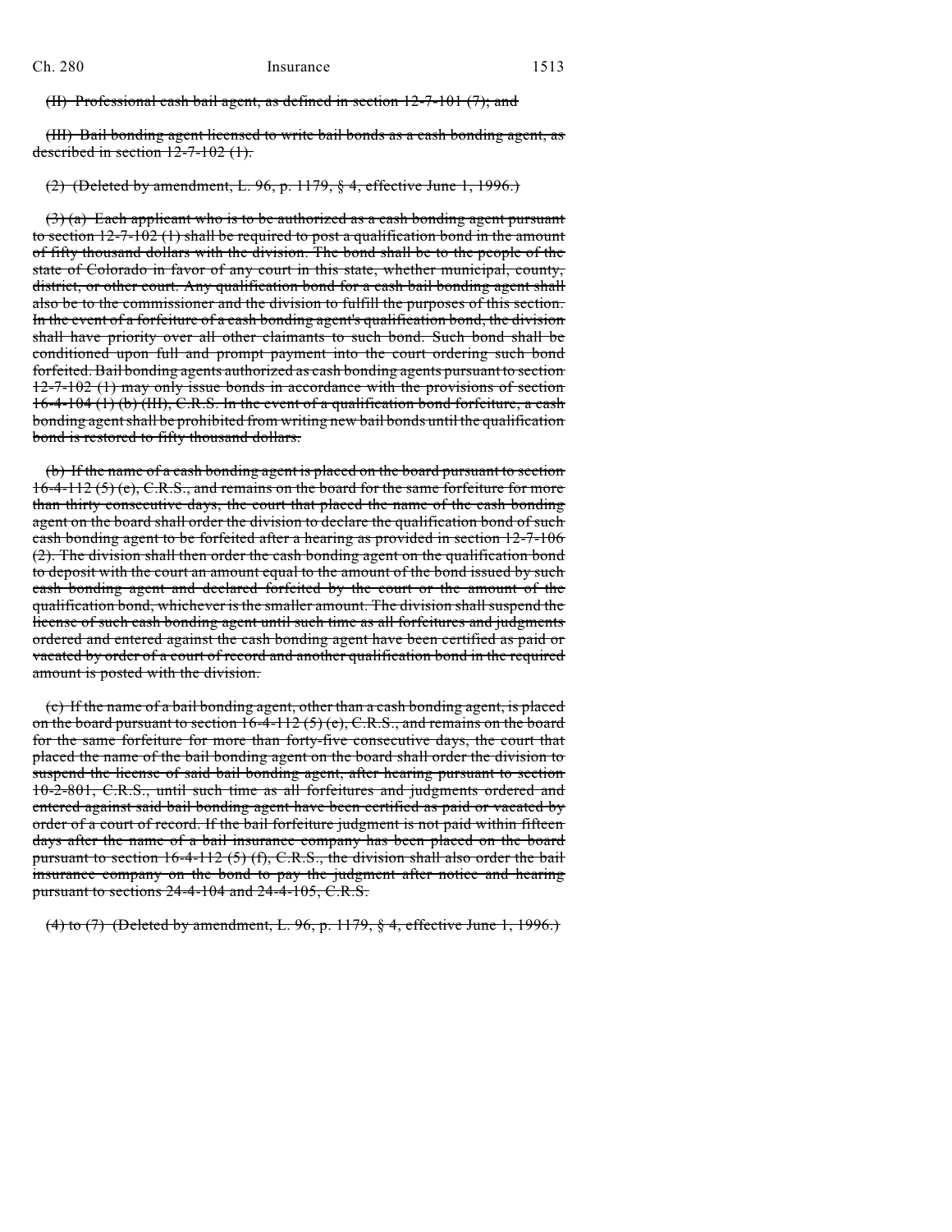~~(II) Professional cash bail agent, as defined in section 12-7-101 (7); and~~

~~(III) Bail bonding agent licensed to write bail bonds as a cash bonding agent, as described in section 12-7-102 (1).~~

~~(2) (Deleted by amendment, L. 96, p. 1179, § 4, effective June 1, 1996.)~~

~~(3) (a) Each applicant who is to be authorized as a cash bonding agent pursuant to section 12-7-102 (1) shall be required to post a qualification bond in the amount of fifty thousand dollars with the division. The bond shall be to the people of the state of Colorado in favor of any court in this state, whether municipal, county, district, or other court. Any qualification bond for a cash bail bonding agent shall also be to the commissioner and the division to fulfill the purposes of this section. In the event of a forfeiture of a cash bonding agent's qualification bond, the division shall have priority over all other claimants to such bond. Such bond shall be conditioned upon full and prompt payment into the court ordering such bond forfeited. Bail bonding agents authorized as cash bonding agents pursuant to section 12-7-102 (1) may only issue bonds in accordance with the provisions of section 16-4-104 (1) (b) (III), C.R.S. In the event of a qualification bond forfeiture, a cash bonding agent shall be prohibited from writing new bail bonds until the qualification bond is restored to fifty thousand dollars.~~

~~(b) If the name of a cash bonding agent is placed on the board pursuant to section 16-4-112 (5) (e), C.R.S., and remains on the board for the same forfeiture for more than thirty consecutive days, the court that placed the name of the cash bonding agent on the board shall order the division to declare the qualification bond of such cash bonding agent to be forfeited after a hearing as provided in section 12-7-106 (2). The division shall then order the cash bonding agent on the qualification bond to deposit with the court an amount equal to the amount of the bond issued by such cash bonding agent and declared forfeited by the court or the amount of the qualification bond, whichever is the smaller amount. The division shall suspend the license of such cash bonding agent until such time as all forfeitures and judgments ordered and entered against the cash bonding agent have been certified as paid or vacated by order of a court of record and another qualification bond in the required amount is posted with the division.~~

~~(c) If the name of a bail bonding agent, other than a cash bonding agent, is placed on the board pursuant to section 16-4-112 (5) (e), C.R.S., and remains on the board for the same forfeiture for more than forty-five consecutive days, the court that placed the name of the bail bonding agent on the board shall order the division to suspend the license of said bail bonding agent, after hearing pursuant to section 10-2-801, C.R.S., until such time as all forfeitures and judgments ordered and entered against said bail bonding agent have been certified as paid or vacated by order of a court of record. If the bail forfeiture judgment is not paid within fifteen days after the name of a bail insurance company has been placed on the board pursuant to section 16-4-112 (5) (f), C.R.S., the division shall also order the bail insurance company on the bond to pay the judgment after notice and hearing pursuant to sections 24-4-104 and 24-4-105, C.R.S.~~

~~(4) to (7) (Deleted by amendment, L. 96, p. 1179, § 4, effective June 1, 1996.)~~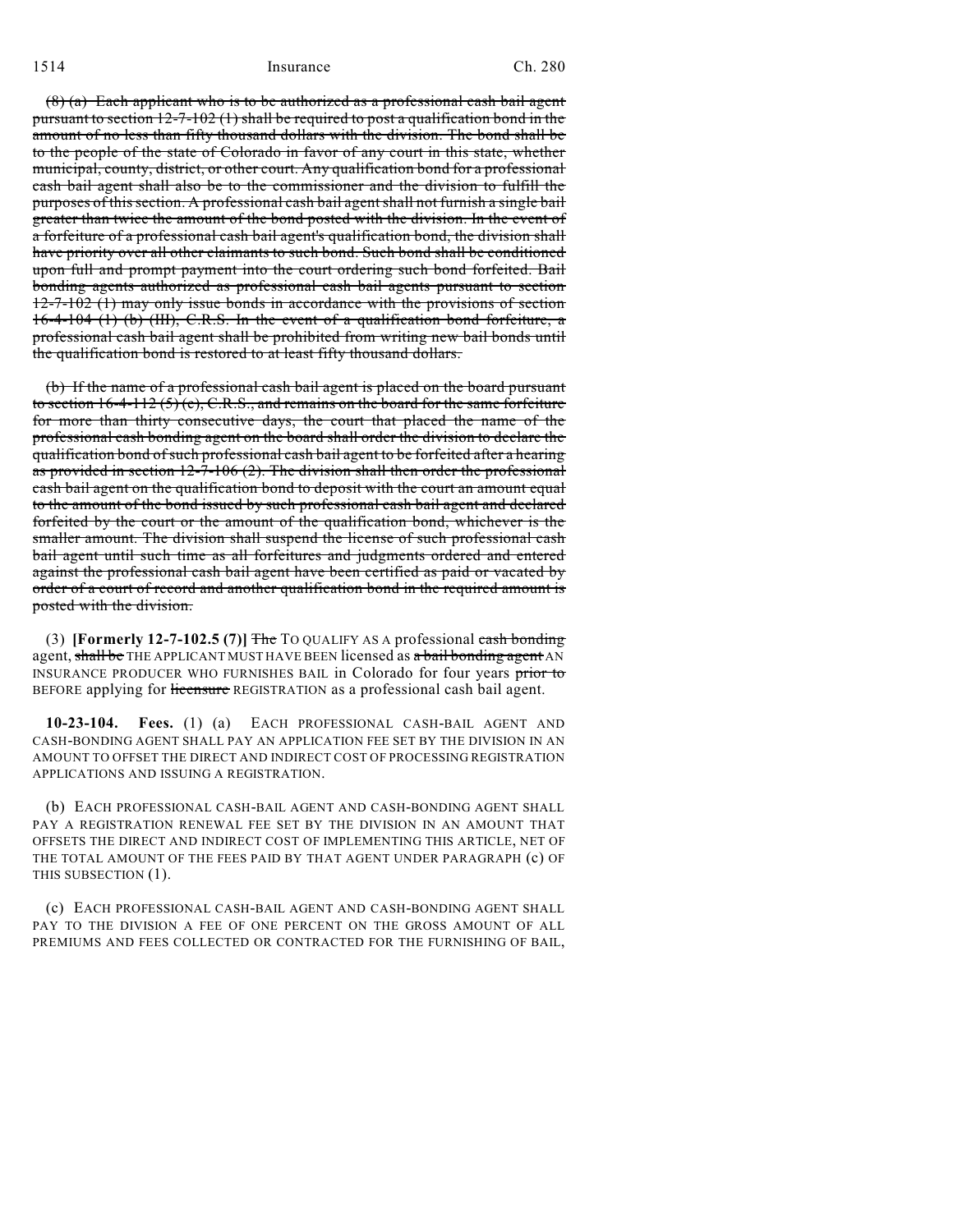~~(8) (a) Each applicant who is to be authorized as a professional cash bail agent pursuant to section 12-7-102 (1) shall be required to post a qualification bond in the amount of no less than fifty thousand dollars with the division. The bond shall be to the people of the state of Colorado in favor of any court in this state, whether municipal, county, district, or other court. Any qualification bond for a professional cash bail agent shall also be to the commissioner and the division to fulfill the purposes of this section. A professional cash bail agent shall not furnish a single bail greater than twice the amount of the bond posted with the division. In the event of a forfeiture of a professional cash bail agent's qualification bond, the division shall have priority over all other claimants to such bond. Such bond shall be conditioned upon full and prompt payment into the court ordering such bond forfeited. Bail bonding agents authorized as professional cash bail agents pursuant to section 12-7-102 (1) may only issue bonds in accordance with the provisions of section 16-4-104 (1) (b) (III), C.R.S. In the event of a qualification bond forfeiture, a professional cash bail agent shall be prohibited from writing new bail bonds until the qualification bond is restored to at least fifty thousand dollars.~~

~~(b) If the name of a professional cash bail agent is placed on the board pursuant to section 16-4-112 (5) (c), C.R.S., and remains on the board for the same forfeiture for more than thirty consecutive days, the court that placed the name of the professional cash bonding agent on the board shall order the division to declare the qualification bond of such professional cash bail agent to be forfeited after a hearing as provided in section 12-7-106 (2). The division shall then order the professional cash bail agent on the qualification bond to deposit with the court an amount equal to the amount of the bond issued by such professional cash bail agent and declared forfeited by the court or the amount of the qualification bond, whichever is the smaller amount. The division shall suspend the license of such professional cash bail agent until such time as all forfeitures and judgments ordered and entered against the professional cash bail agent have been certified as paid or vacated by order of a court of record and another qualification bond in the required amount is posted with the division.~~

(3) **[Formerly 12-7-102.5 (7)]** ~~The~~ TO QUALIFY AS A professional ~~cash bonding~~ agent, ~~shall be~~ THE APPLICANT MUST HAVE BEEN licensed as ~~a bail bonding agent~~ AN INSURANCE PRODUCER WHO FURNISHES BAIL in Colorado for four years ~~prior to~~ BEFORE applying for ~~licensure~~ REGISTRATION as a professional cash bail agent.

**10-23-104. Fees.** (1) (a) EACH PROFESSIONAL CASH-BAIL AGENT AND CASH-BONDING AGENT SHALL PAY AN APPLICATION FEE SET BY THE DIVISION IN AN AMOUNT TO OFFSET THE DIRECT AND INDIRECT COST OF PROCESSING REGISTRATION APPLICATIONS AND ISSUING A REGISTRATION.

(b) EACH PROFESSIONAL CASH-BAIL AGENT AND CASH-BONDING AGENT SHALL PAY A REGISTRATION RENEWAL FEE SET BY THE DIVISION IN AN AMOUNT THAT OFFSETS THE DIRECT AND INDIRECT COST OF IMPLEMENTING THIS ARTICLE, NET OF THE TOTAL AMOUNT OF THE FEES PAID BY THAT AGENT UNDER PARAGRAPH (c) OF THIS SUBSECTION (1).

(c) EACH PROFESSIONAL CASH-BAIL AGENT AND CASH-BONDING AGENT SHALL PAY TO THE DIVISION A FEE OF ONE PERCENT ON THE GROSS AMOUNT OF ALL PREMIUMS AND FEES COLLECTED OR CONTRACTED FOR THE FURNISHING OF BAIL,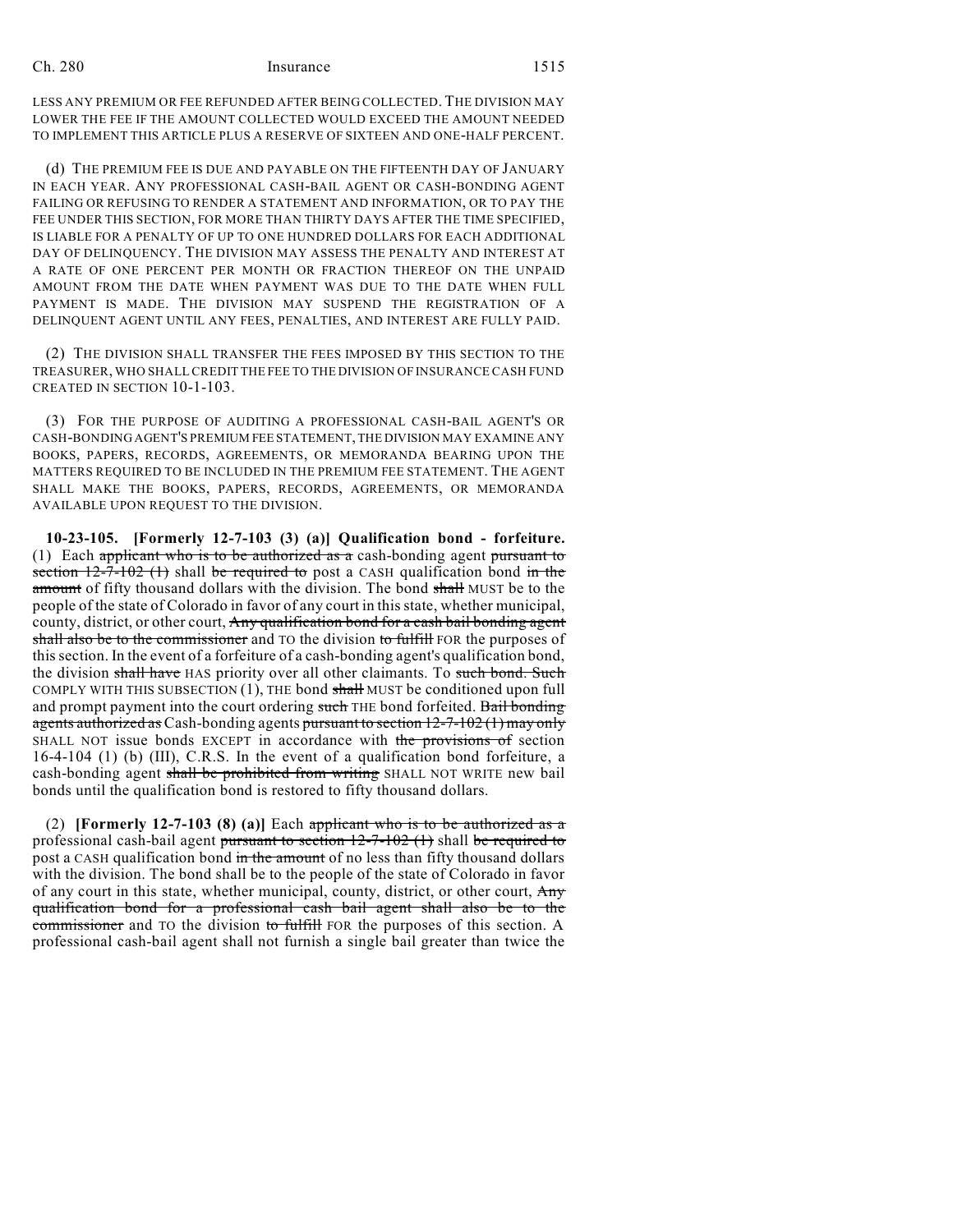LESS ANY PREMIUM OR FEE REFUNDED AFTER BEING COLLECTED. THE DIVISION MAY LOWER THE FEE IF THE AMOUNT COLLECTED WOULD EXCEED THE AMOUNT NEEDED TO IMPLEMENT THIS ARTICLE PLUS A RESERVE OF SIXTEEN AND ONE-HALF PERCENT.

(d) THE PREMIUM FEE IS DUE AND PAYABLE ON THE FIFTEENTH DAY OF JANUARY IN EACH YEAR. ANY PROFESSIONAL CASH-BAIL AGENT OR CASH-BONDING AGENT FAILING OR REFUSING TO RENDER A STATEMENT AND INFORMATION, OR TO PAY THE FEE UNDER THIS SECTION, FOR MORE THAN THIRTY DAYS AFTER THE TIME SPECIFIED, IS LIABLE FOR A PENALTY OF UP TO ONE HUNDRED DOLLARS FOR EACH ADDITIONAL DAY OF DELINQUENCY. THE DIVISION MAY ASSESS THE PENALTY AND INTEREST AT A RATE OF ONE PERCENT PER MONTH OR FRACTION THEREOF ON THE UNPAID AMOUNT FROM THE DATE WHEN PAYMENT WAS DUE TO THE DATE WHEN FULL PAYMENT IS MADE. THE DIVISION MAY SUSPEND THE REGISTRATION OF A DELINQUENT AGENT UNTIL ANY FEES, PENALTIES, AND INTEREST ARE FULLY PAID.

(2) THE DIVISION SHALL TRANSFER THE FEES IMPOSED BY THIS SECTION TO THE TREASURER, WHO SHALL CREDIT THE FEE TO THE DIVISION OF INSURANCE CASH FUND CREATED IN SECTION 10-1-103.

(3) FOR THE PURPOSE OF AUDITING A PROFESSIONAL CASH-BAIL AGENT'S OR CASH-BONDING AGENT'S PREMIUM FEE STATEMENT, THE DIVISION MAY EXAMINE ANY BOOKS, PAPERS, RECORDS, AGREEMENTS, OR MEMORANDA BEARING UPON THE MATTERS REQUIRED TO BE INCLUDED IN THE PREMIUM FEE STATEMENT. THE AGENT SHALL MAKE THE BOOKS, PAPERS, RECORDS, AGREEMENTS, OR MEMORANDA AVAILABLE UPON REQUEST TO THE DIVISION.

**10-23-105. [Formerly 12-7-103 (3) (a)] Qualification bond - forfeiture.** (1) Each ~~applicant who is to be authorized as a~~ cash-bonding agent ~~pursuant to section 12-7-102 (1)~~ shall ~~be required to~~ post a CASH qualification bond ~~in the amount~~ of fifty thousand dollars with the division. The bond ~~shall~~ MUST be to the people of the state of Colorado in favor of any court in this state, whether municipal, county, district, or other court, ~~Any qualification bond for a cash bail bonding agent shall also be to the commissioner~~ and TO the division ~~to fulfill~~ FOR the purposes of this section. In the event of a forfeiture of a cash-bonding agent's qualification bond, the division ~~shall have~~ HAS priority over all other claimants. To ~~such bond. Such~~ COMPLY WITH THIS SUBSECTION (1), THE bond ~~shall~~ MUST be conditioned upon full and prompt payment into the court ordering ~~such~~ THE bond forfeited. ~~Bail bonding agents authorized as~~ Cash-bonding agents ~~pursuant to section 12-7-102 (1) may only~~ SHALL NOT issue bonds EXCEPT in accordance with ~~the provisions of~~ section 16-4-104 (1) (b) (III), C.R.S. In the event of a qualification bond forfeiture, a cash-bonding agent ~~shall be prohibited from writing~~ SHALL NOT WRITE new bail bonds until the qualification bond is restored to fifty thousand dollars.

(2) **[Formerly 12-7-103 (8) (a)]** Each ~~applicant who is to be authorized as a~~ professional cash-bail agent ~~pursuant to section 12-7-102 (1)~~ shall ~~be required to~~ post a CASH qualification bond ~~in the amount~~ of no less than fifty thousand dollars with the division. The bond shall be to the people of the state of Colorado in favor of any court in this state, whether municipal, county, district, or other court, ~~Any qualification bond for a professional cash bail agent shall also be to the commissioner~~ and TO the division ~~to fulfill~~ FOR the purposes of this section. A professional cash-bail agent shall not furnish a single bail greater than twice the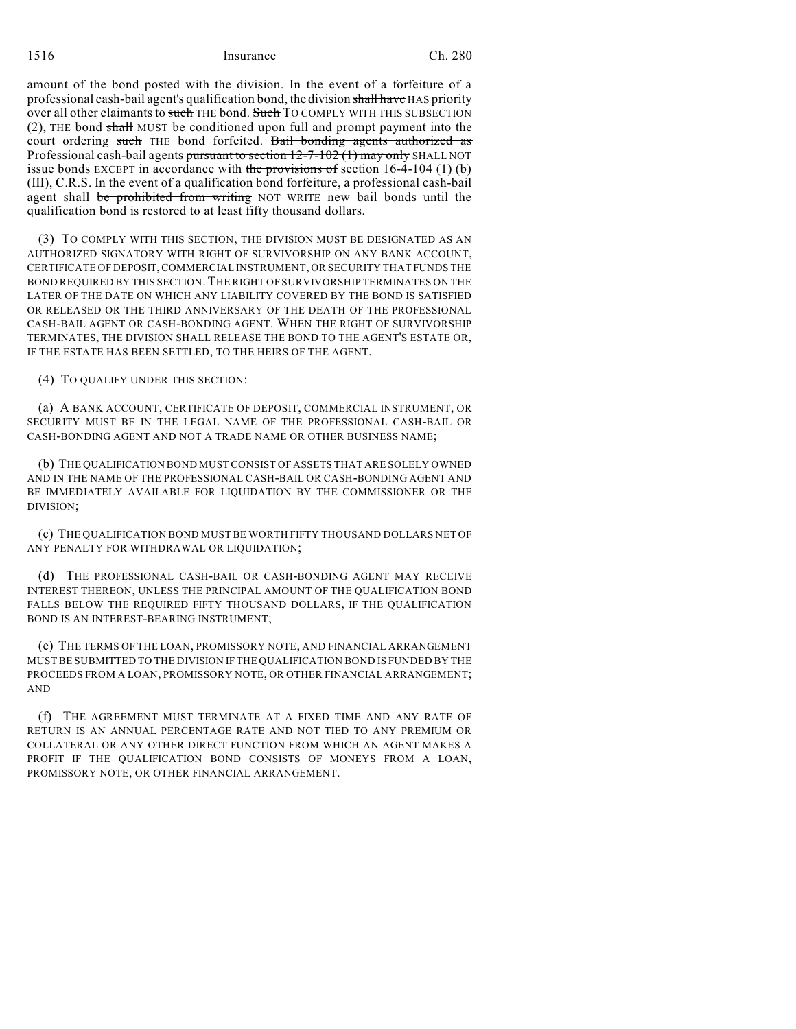amount of the bond posted with the division. In the event of a forfeiture of a professional cash-bail agent's qualification bond, the division ~~shall have~~ HAS priority over all other claimants to ~~such~~ THE bond. ~~Such~~ TO COMPLY WITH THIS SUBSECTION (2), THE bond ~~shall~~ MUST be conditioned upon full and prompt payment into the court ordering ~~such~~ THE bond forfeited. ~~Bail bonding agents authorized as~~ Professional cash-bail agents ~~pursuant to section 12-7-102 (1) may only~~ SHALL NOT issue bonds EXCEPT in accordance with ~~the provisions of~~ section 16-4-104 (1) (b) (III), C.R.S. In the event of a qualification bond forfeiture, a professional cash-bail agent shall ~~be prohibited from writing~~ NOT WRITE new bail bonds until the qualification bond is restored to at least fifty thousand dollars.

(3) TO COMPLY WITH THIS SECTION, THE DIVISION MUST BE DESIGNATED AS AN AUTHORIZED SIGNATORY WITH RIGHT OF SURVIVORSHIP ON ANY BANK ACCOUNT, CERTIFICATE OF DEPOSIT, COMMERCIAL INSTRUMENT, OR SECURITY THAT FUNDS THE BOND REQUIRED BY THIS SECTION. THE RIGHT OF SURVIVORSHIP TERMINATES ON THE LATER OF THE DATE ON WHICH ANY LIABILITY COVERED BY THE BOND IS SATISFIED OR RELEASED OR THE THIRD ANNIVERSARY OF THE DEATH OF THE PROFESSIONAL CASH-BAIL AGENT OR CASH-BONDING AGENT. WHEN THE RIGHT OF SURVIVORSHIP TERMINATES, THE DIVISION SHALL RELEASE THE BOND TO THE AGENT'S ESTATE OR, IF THE ESTATE HAS BEEN SETTLED, TO THE HEIRS OF THE AGENT.

(4) TO QUALIFY UNDER THIS SECTION:

(a) A BANK ACCOUNT, CERTIFICATE OF DEPOSIT, COMMERCIAL INSTRUMENT, OR SECURITY MUST BE IN THE LEGAL NAME OF THE PROFESSIONAL CASH-BAIL OR CASH-BONDING AGENT AND NOT A TRADE NAME OR OTHER BUSINESS NAME;

(b) THE QUALIFICATION BOND MUST CONSIST OF ASSETS THAT ARE SOLELY OWNED AND IN THE NAME OF THE PROFESSIONAL CASH-BAIL OR CASH-BONDING AGENT AND BE IMMEDIATELY AVAILABLE FOR LIQUIDATION BY THE COMMISSIONER OR THE DIVISION;

(c) THE QUALIFICATION BOND MUST BE WORTH FIFTY THOUSAND DOLLARS NET OF ANY PENALTY FOR WITHDRAWAL OR LIQUIDATION;

(d) THE PROFESSIONAL CASH-BAIL OR CASH-BONDING AGENT MAY RECEIVE INTEREST THEREON, UNLESS THE PRINCIPAL AMOUNT OF THE QUALIFICATION BOND FALLS BELOW THE REQUIRED FIFTY THOUSAND DOLLARS, IF THE QUALIFICATION BOND IS AN INTEREST-BEARING INSTRUMENT;

(e) THE TERMS OF THE LOAN, PROMISSORY NOTE, AND FINANCIAL ARRANGEMENT MUST BE SUBMITTED TO THE DIVISION IF THE QUALIFICATION BOND IS FUNDED BY THE PROCEEDS FROM A LOAN, PROMISSORY NOTE, OR OTHER FINANCIAL ARRANGEMENT; AND

(f) THE AGREEMENT MUST TERMINATE AT A FIXED TIME AND ANY RATE OF RETURN IS AN ANNUAL PERCENTAGE RATE AND NOT TIED TO ANY PREMIUM OR COLLATERAL OR ANY OTHER DIRECT FUNCTION FROM WHICH AN AGENT MAKES A PROFIT IF THE QUALIFICATION BOND CONSISTS OF MONEYS FROM A LOAN, PROMISSORY NOTE, OR OTHER FINANCIAL ARRANGEMENT.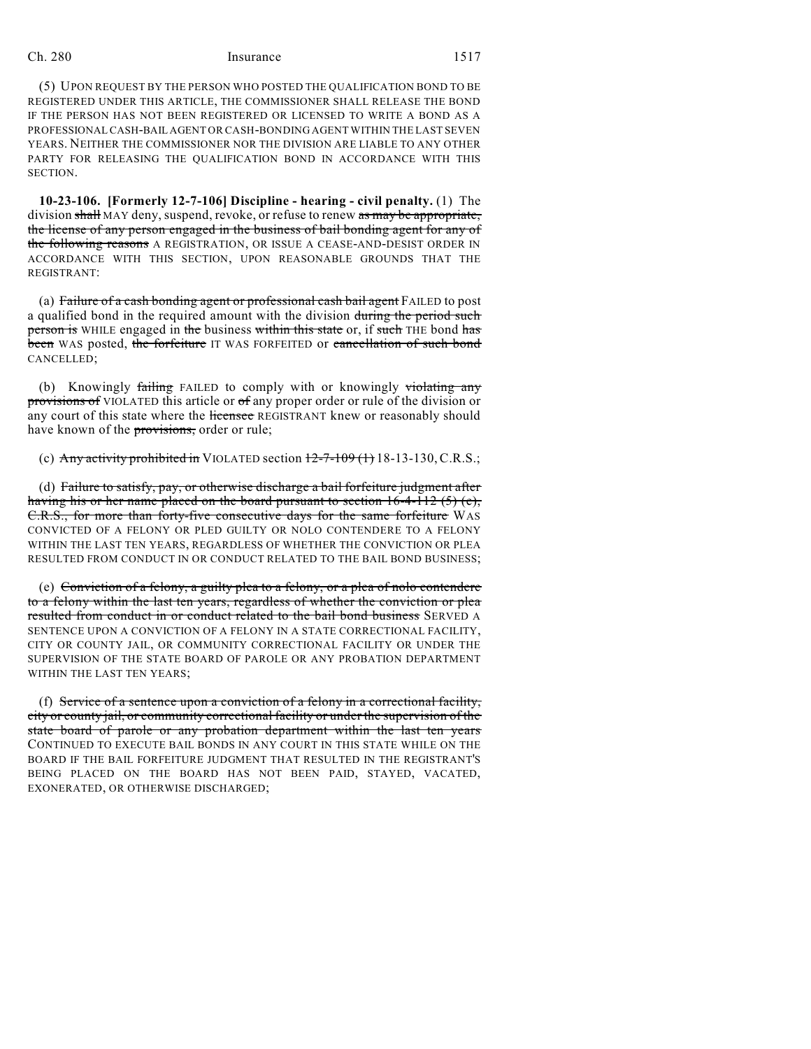(5) UPON REQUEST BY THE PERSON WHO POSTED THE QUALIFICATION BOND TO BE REGISTERED UNDER THIS ARTICLE, THE COMMISSIONER SHALL RELEASE THE BOND IF THE PERSON HAS NOT BEEN REGISTERED OR LICENSED TO WRITE A BOND AS A PROFESSIONAL CASH-BAIL AGENT OR CASH-BONDING AGENT WITHIN THE LAST SEVEN YEARS. NEITHER THE COMMISSIONER NOR THE DIVISION ARE LIABLE TO ANY OTHER PARTY FOR RELEASING THE QUALIFICATION BOND IN ACCORDANCE WITH THIS SECTION.

**10-23-106. [Formerly 12-7-106] Discipline - hearing - civil penalty.** (1) The division ~~shall~~ MAY deny, suspend, revoke, or refuse to renew ~~as may be appropriate, the license of any person engaged in the business of bail bonding agent for any of the following reasons~~ A REGISTRATION, OR ISSUE A CEASE-AND-DESIST ORDER IN ACCORDANCE WITH THIS SECTION, UPON REASONABLE GROUNDS THAT THE REGISTRANT:

(a) ~~Failure of a cash bonding agent or professional cash bail agent~~ FAILED to post a qualified bond in the required amount with the division ~~during the period such person is~~ WHILE engaged in ~~the~~ business ~~within this state~~ or, if ~~such~~ THE bond ~~has been~~ WAS posted, ~~the forfeiture~~ IT WAS FORFEITED or ~~cancellation of such bond~~ CANCELLED;

(b) Knowingly ~~failing~~ FAILED to comply with or knowingly ~~violating any provisions of~~ VIOLATED this article or ~~of~~ any proper order or rule of the division or any court of this state where the ~~licensee~~ REGISTRANT knew or reasonably should have known of the ~~provisions,~~ order or rule;

(c) ~~Any activity prohibited in~~ VIOLATED section ~~12-7-109 (1)~~ 18-13-130, C.R.S.;

(d) ~~Failure to satisfy, pay, or otherwise discharge a bail forfeiture judgment after having his or her name placed on the board pursuant to section 16-4-112 (5) (c), C.R.S., for more than forty-five consecutive days for the same forfeiture~~ WAS CONVICTED OF A FELONY OR PLED GUILTY OR NOLO CONTENDERE TO A FELONY WITHIN THE LAST TEN YEARS, REGARDLESS OF WHETHER THE CONVICTION OR PLEA RESULTED FROM CONDUCT IN OR CONDUCT RELATED TO THE BAIL BOND BUSINESS;

(e) ~~Conviction of a felony, a guilty plea to a felony, or a plea of nolo contendere to a felony within the last ten years, regardless of whether the conviction or plea resulted from conduct in or conduct related to the bail bond business~~ SERVED A SENTENCE UPON A CONVICTION OF A FELONY IN A STATE CORRECTIONAL FACILITY, CITY OR COUNTY JAIL, OR COMMUNITY CORRECTIONAL FACILITY OR UNDER THE SUPERVISION OF THE STATE BOARD OF PAROLE OR ANY PROBATION DEPARTMENT WITHIN THE LAST TEN YEARS;

(f) ~~Service of a sentence upon a conviction of a felony in a correctional facility, city or county jail, or community correctional facility or under the supervision of the state board of parole or any probation department within the last ten years~~ CONTINUED TO EXECUTE BAIL BONDS IN ANY COURT IN THIS STATE WHILE ON THE BOARD IF THE BAIL FORFEITURE JUDGMENT THAT RESULTED IN THE REGISTRANT'S BEING PLACED ON THE BOARD HAS NOT BEEN PAID, STAYED, VACATED, EXONERATED, OR OTHERWISE DISCHARGED;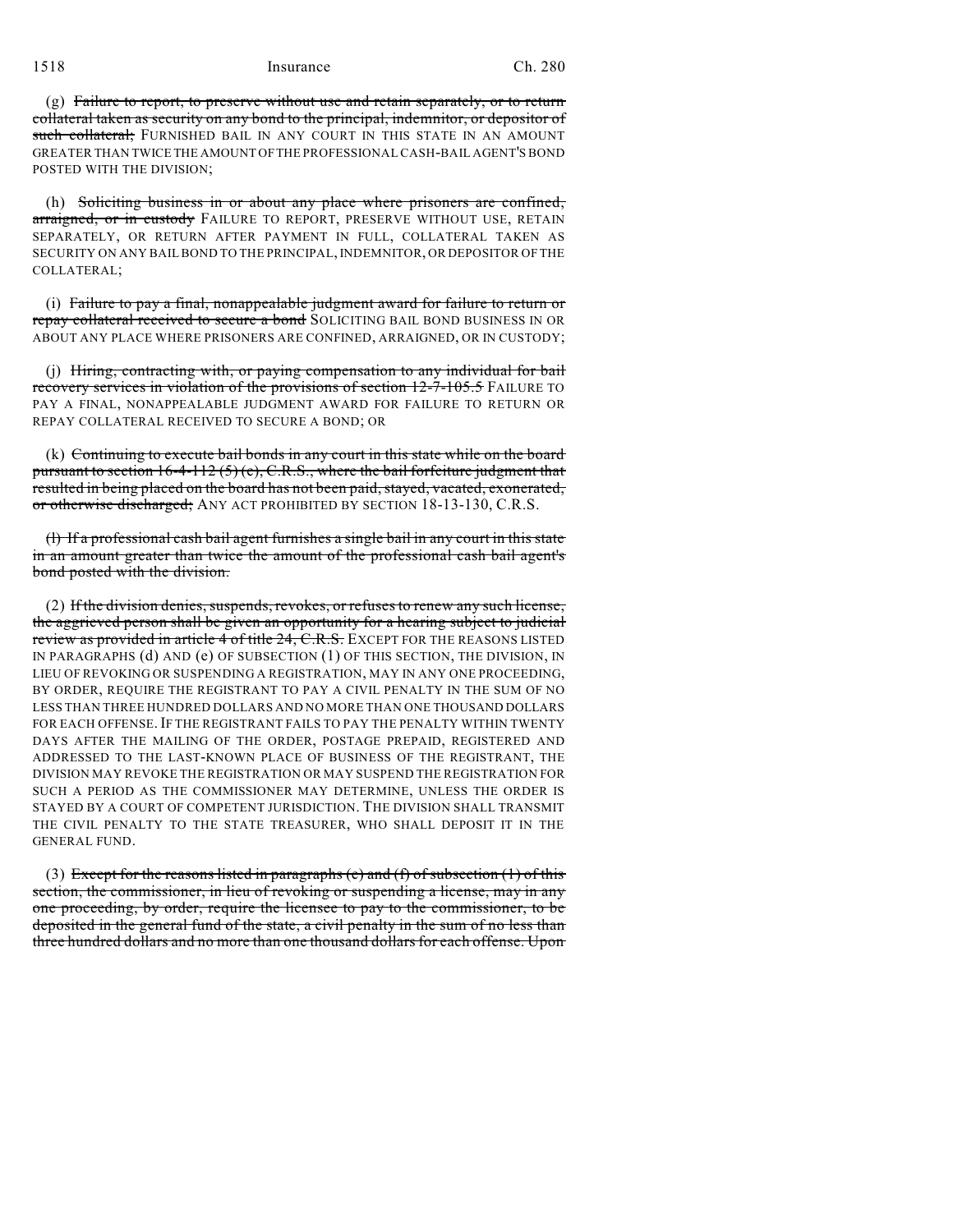(g) ~~Failure to report, to preserve without use and retain separately, or to return collateral taken as security on any bond to the principal, indemnitor, or depositor of such collateral;~~ FURNISHED BAIL IN ANY COURT IN THIS STATE IN AN AMOUNT GREATER THAN TWICE THE AMOUNT OF THE PROFESSIONAL CASH-BAIL AGENT'S BOND POSTED WITH THE DIVISION;

(h) ~~Soliciting business in or about any place where prisoners are confined, arraigned, or in custody~~ FAILURE TO REPORT, PRESERVE WITHOUT USE, RETAIN SEPARATELY, OR RETURN AFTER PAYMENT IN FULL, COLLATERAL TAKEN AS SECURITY ON ANY BAIL BOND TO THE PRINCIPAL, INDEMNITOR, OR DEPOSITOR OF THE COLLATERAL;

(i) ~~Failure to pay a final, nonappealable judgment award for failure to return or repay collateral received to secure a bond~~ SOLICITING BAIL BOND BUSINESS IN OR ABOUT ANY PLACE WHERE PRISONERS ARE CONFINED, ARRAIGNED, OR IN CUSTODY;

(j) ~~Hiring, contracting with, or paying compensation to any individual for bail recovery services in violation of the provisions of section 12-7-105.5~~ FAILURE TO PAY A FINAL, NONAPPEALABLE JUDGMENT AWARD FOR FAILURE TO RETURN OR REPAY COLLATERAL RECEIVED TO SECURE A BOND; OR

(k) ~~Continuing to execute bail bonds in any court in this state while on the board pursuant to section 16-4-112 (5) (c), C.R.S., where the bail forfeiture judgment that resulted in being placed on the board has not been paid, stayed, vacated, exonerated, or otherwise discharged;~~ ANY ACT PROHIBITED BY SECTION 18-13-130, C.R.S.

~~(l) If a professional cash bail agent furnishes a single bail in any court in this state in an amount greater than twice the amount of the professional cash bail agent's bond posted with the division.~~

(2) ~~If the division denies, suspends, revokes, or refuses to renew any such license, the aggrieved person shall be given an opportunity for a hearing subject to judicial review as provided in article 4 of title 24, C.R.S.~~ EXCEPT FOR THE REASONS LISTED IN PARAGRAPHS (d) AND (e) OF SUBSECTION (1) OF THIS SECTION, THE DIVISION, IN LIEU OF REVOKING OR SUSPENDING A REGISTRATION, MAY IN ANY ONE PROCEEDING, BY ORDER, REQUIRE THE REGISTRANT TO PAY A CIVIL PENALTY IN THE SUM OF NO LESS THAN THREE HUNDRED DOLLARS AND NO MORE THAN ONE THOUSAND DOLLARS FOR EACH OFFENSE. IF THE REGISTRANT FAILS TO PAY THE PENALTY WITHIN TWENTY DAYS AFTER THE MAILING OF THE ORDER, POSTAGE PREPAID, REGISTERED AND ADDRESSED TO THE LAST-KNOWN PLACE OF BUSINESS OF THE REGISTRANT, THE DIVISION MAY REVOKE THE REGISTRATION OR MAY SUSPEND THE REGISTRATION FOR SUCH A PERIOD AS THE COMMISSIONER MAY DETERMINE, UNLESS THE ORDER IS STAYED BY A COURT OF COMPETENT JURISDICTION. THE DIVISION SHALL TRANSMIT THE CIVIL PENALTY TO THE STATE TREASURER, WHO SHALL DEPOSIT IT IN THE GENERAL FUND.

(3) ~~Except for the reasons listed in paragraphs (e) and (f) of subsection (1) of this section, the commissioner, in lieu of revoking or suspending a license, may in any one proceeding, by order, require the licensee to pay to the commissioner, to be deposited in the general fund of the state, a civil penalty in the sum of no less than three hundred dollars and no more than one thousand dollars for each offense. Upon~~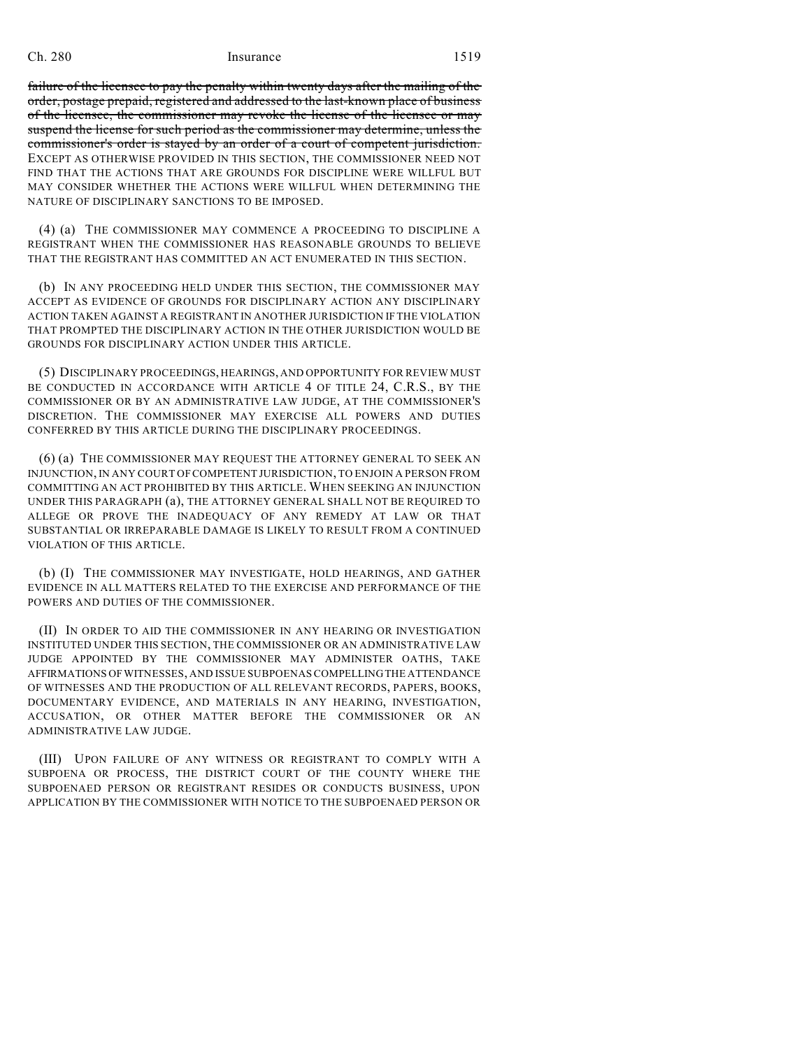~~failure of the licensee to pay the penalty within twenty days after the mailing of the order, postage prepaid, registered and addressed to the last-known place of business of the licensee, the commissioner may revoke the license of the licensee or may suspend the license for such period as the commissioner may determine, unless the commissioner's order is stayed by an order of a court of competent jurisdiction.~~ EXCEPT AS OTHERWISE PROVIDED IN THIS SECTION, THE COMMISSIONER NEED NOT FIND THAT THE ACTIONS THAT ARE GROUNDS FOR DISCIPLINE WERE WILLFUL BUT MAY CONSIDER WHETHER THE ACTIONS WERE WILLFUL WHEN DETERMINING THE NATURE OF DISCIPLINARY SANCTIONS TO BE IMPOSED.

(4) (a) THE COMMISSIONER MAY COMMENCE A PROCEEDING TO DISCIPLINE A REGISTRANT WHEN THE COMMISSIONER HAS REASONABLE GROUNDS TO BELIEVE THAT THE REGISTRANT HAS COMMITTED AN ACT ENUMERATED IN THIS SECTION.

(b) IN ANY PROCEEDING HELD UNDER THIS SECTION, THE COMMISSIONER MAY ACCEPT AS EVIDENCE OF GROUNDS FOR DISCIPLINARY ACTION ANY DISCIPLINARY ACTION TAKEN AGAINST A REGISTRANT IN ANOTHER JURISDICTION IF THE VIOLATION THAT PROMPTED THE DISCIPLINARY ACTION IN THE OTHER JURISDICTION WOULD BE GROUNDS FOR DISCIPLINARY ACTION UNDER THIS ARTICLE.

(5) DISCIPLINARY PROCEEDINGS, HEARINGS, AND OPPORTUNITY FOR REVIEW MUST BE CONDUCTED IN ACCORDANCE WITH ARTICLE 4 OF TITLE 24, C.R.S., BY THE COMMISSIONER OR BY AN ADMINISTRATIVE LAW JUDGE, AT THE COMMISSIONER'S DISCRETION. THE COMMISSIONER MAY EXERCISE ALL POWERS AND DUTIES CONFERRED BY THIS ARTICLE DURING THE DISCIPLINARY PROCEEDINGS.

(6) (a) THE COMMISSIONER MAY REQUEST THE ATTORNEY GENERAL TO SEEK AN INJUNCTION, IN ANY COURT OF COMPETENT JURISDICTION, TO ENJOIN A PERSON FROM COMMITTING AN ACT PROHIBITED BY THIS ARTICLE. WHEN SEEKING AN INJUNCTION UNDER THIS PARAGRAPH (a), THE ATTORNEY GENERAL SHALL NOT BE REQUIRED TO ALLEGE OR PROVE THE INADEQUACY OF ANY REMEDY AT LAW OR THAT SUBSTANTIAL OR IRREPARABLE DAMAGE IS LIKELY TO RESULT FROM A CONTINUED VIOLATION OF THIS ARTICLE.

(b) (I) THE COMMISSIONER MAY INVESTIGATE, HOLD HEARINGS, AND GATHER EVIDENCE IN ALL MATTERS RELATED TO THE EXERCISE AND PERFORMANCE OF THE POWERS AND DUTIES OF THE COMMISSIONER.

(II) IN ORDER TO AID THE COMMISSIONER IN ANY HEARING OR INVESTIGATION INSTITUTED UNDER THIS SECTION, THE COMMISSIONER OR AN ADMINISTRATIVE LAW JUDGE APPOINTED BY THE COMMISSIONER MAY ADMINISTER OATHS, TAKE AFFIRMATIONS OF WITNESSES, AND ISSUE SUBPOENAS COMPELLING THE ATTENDANCE OF WITNESSES AND THE PRODUCTION OF ALL RELEVANT RECORDS, PAPERS, BOOKS, DOCUMENTARY EVIDENCE, AND MATERIALS IN ANY HEARING, INVESTIGATION, ACCUSATION, OR OTHER MATTER BEFORE THE COMMISSIONER OR AN ADMINISTRATIVE LAW JUDGE.

(III) UPON FAILURE OF ANY WITNESS OR REGISTRANT TO COMPLY WITH A SUBPOENA OR PROCESS, THE DISTRICT COURT OF THE COUNTY WHERE THE SUBPOENAED PERSON OR REGISTRANT RESIDES OR CONDUCTS BUSINESS, UPON APPLICATION BY THE COMMISSIONER WITH NOTICE TO THE SUBPOENAED PERSON OR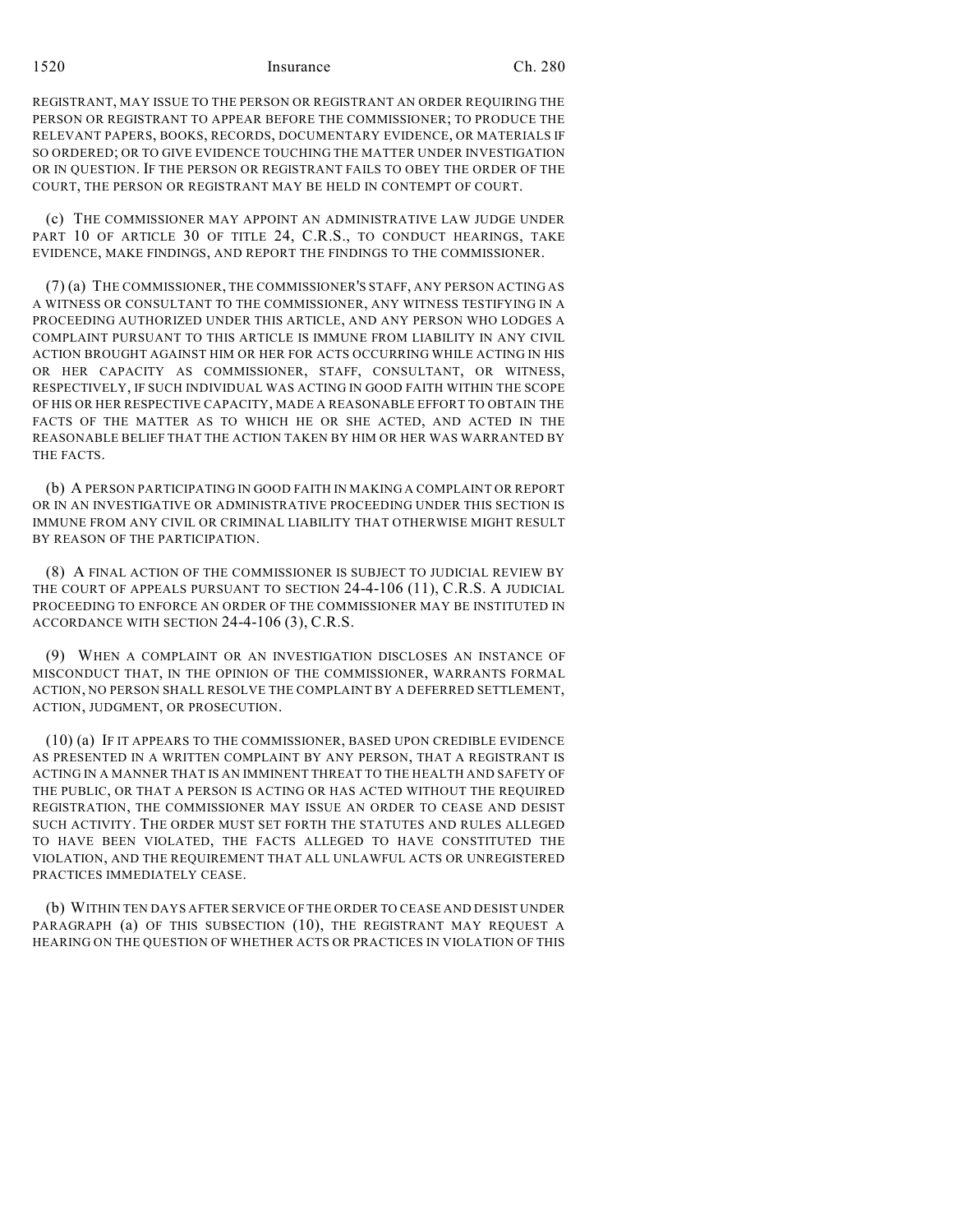REGISTRANT, MAY ISSUE TO THE PERSON OR REGISTRANT AN ORDER REQUIRING THE PERSON OR REGISTRANT TO APPEAR BEFORE THE COMMISSIONER; TO PRODUCE THE RELEVANT PAPERS, BOOKS, RECORDS, DOCUMENTARY EVIDENCE, OR MATERIALS IF SO ORDERED; OR TO GIVE EVIDENCE TOUCHING THE MATTER UNDER INVESTIGATION OR IN QUESTION. IF THE PERSON OR REGISTRANT FAILS TO OBEY THE ORDER OF THE COURT, THE PERSON OR REGISTRANT MAY BE HELD IN CONTEMPT OF COURT.

(c) THE COMMISSIONER MAY APPOINT AN ADMINISTRATIVE LAW JUDGE UNDER PART 10 OF ARTICLE 30 OF TITLE 24, C.R.S., TO CONDUCT HEARINGS, TAKE EVIDENCE, MAKE FINDINGS, AND REPORT THE FINDINGS TO THE COMMISSIONER.

(7) (a) THE COMMISSIONER, THE COMMISSIONER'S STAFF, ANY PERSON ACTING AS A WITNESS OR CONSULTANT TO THE COMMISSIONER, ANY WITNESS TESTIFYING IN A PROCEEDING AUTHORIZED UNDER THIS ARTICLE, AND ANY PERSON WHO LODGES A COMPLAINT PURSUANT TO THIS ARTICLE IS IMMUNE FROM LIABILITY IN ANY CIVIL ACTION BROUGHT AGAINST HIM OR HER FOR ACTS OCCURRING WHILE ACTING IN HIS OR HER CAPACITY AS COMMISSIONER, STAFF, CONSULTANT, OR WITNESS, RESPECTIVELY, IF SUCH INDIVIDUAL WAS ACTING IN GOOD FAITH WITHIN THE SCOPE OF HIS OR HER RESPECTIVE CAPACITY, MADE A REASONABLE EFFORT TO OBTAIN THE FACTS OF THE MATTER AS TO WHICH HE OR SHE ACTED, AND ACTED IN THE REASONABLE BELIEF THAT THE ACTION TAKEN BY HIM OR HER WAS WARRANTED BY THE FACTS.

(b) A PERSON PARTICIPATING IN GOOD FAITH IN MAKING A COMPLAINT OR REPORT OR IN AN INVESTIGATIVE OR ADMINISTRATIVE PROCEEDING UNDER THIS SECTION IS IMMUNE FROM ANY CIVIL OR CRIMINAL LIABILITY THAT OTHERWISE MIGHT RESULT BY REASON OF THE PARTICIPATION.

(8) A FINAL ACTION OF THE COMMISSIONER IS SUBJECT TO JUDICIAL REVIEW BY THE COURT OF APPEALS PURSUANT TO SECTION 24-4-106 (11), C.R.S. A JUDICIAL PROCEEDING TO ENFORCE AN ORDER OF THE COMMISSIONER MAY BE INSTITUTED IN ACCORDANCE WITH SECTION 24-4-106 (3), C.R.S.

(9) WHEN A COMPLAINT OR AN INVESTIGATION DISCLOSES AN INSTANCE OF MISCONDUCT THAT, IN THE OPINION OF THE COMMISSIONER, WARRANTS FORMAL ACTION, NO PERSON SHALL RESOLVE THE COMPLAINT BY A DEFERRED SETTLEMENT, ACTION, JUDGMENT, OR PROSECUTION.

(10) (a) IF IT APPEARS TO THE COMMISSIONER, BASED UPON CREDIBLE EVIDENCE AS PRESENTED IN A WRITTEN COMPLAINT BY ANY PERSON, THAT A REGISTRANT IS ACTING IN A MANNER THAT IS AN IMMINENT THREAT TO THE HEALTH AND SAFETY OF THE PUBLIC, OR THAT A PERSON IS ACTING OR HAS ACTED WITHOUT THE REQUIRED REGISTRATION, THE COMMISSIONER MAY ISSUE AN ORDER TO CEASE AND DESIST SUCH ACTIVITY. THE ORDER MUST SET FORTH THE STATUTES AND RULES ALLEGED TO HAVE BEEN VIOLATED, THE FACTS ALLEGED TO HAVE CONSTITUTED THE VIOLATION, AND THE REQUIREMENT THAT ALL UNLAWFUL ACTS OR UNREGISTERED PRACTICES IMMEDIATELY CEASE.

(b) WITHIN TEN DAYS AFTER SERVICE OF THE ORDER TO CEASE AND DESIST UNDER PARAGRAPH (a) OF THIS SUBSECTION (10), THE REGISTRANT MAY REQUEST A HEARING ON THE QUESTION OF WHETHER ACTS OR PRACTICES IN VIOLATION OF THIS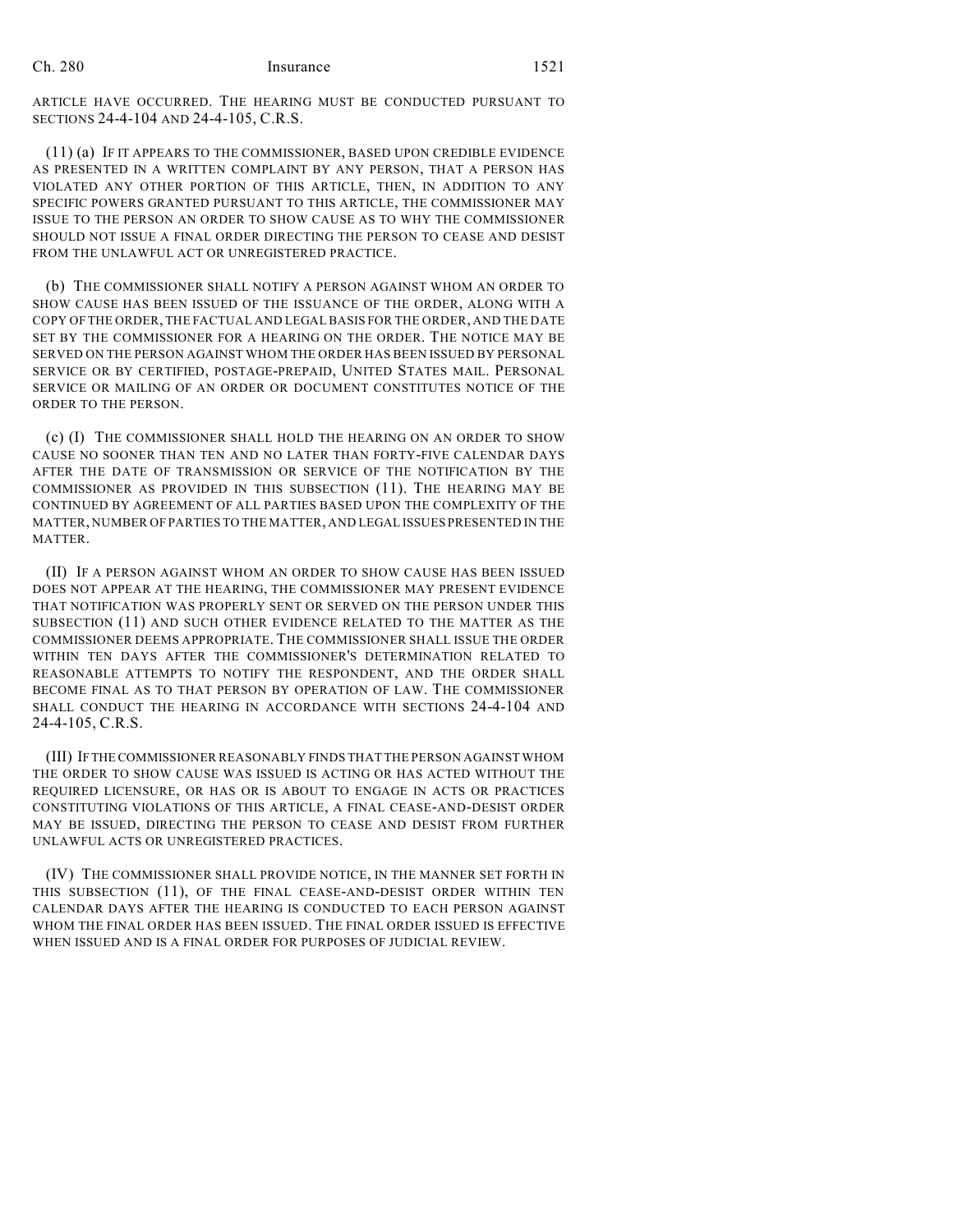ARTICLE HAVE OCCURRED. THE HEARING MUST BE CONDUCTED PURSUANT TO SECTIONS 24-4-104 AND 24-4-105, C.R.S.

(11) (a) IF IT APPEARS TO THE COMMISSIONER, BASED UPON CREDIBLE EVIDENCE AS PRESENTED IN A WRITTEN COMPLAINT BY ANY PERSON, THAT A PERSON HAS VIOLATED ANY OTHER PORTION OF THIS ARTICLE, THEN, IN ADDITION TO ANY SPECIFIC POWERS GRANTED PURSUANT TO THIS ARTICLE, THE COMMISSIONER MAY ISSUE TO THE PERSON AN ORDER TO SHOW CAUSE AS TO WHY THE COMMISSIONER SHOULD NOT ISSUE A FINAL ORDER DIRECTING THE PERSON TO CEASE AND DESIST FROM THE UNLAWFUL ACT OR UNREGISTERED PRACTICE.

(b) THE COMMISSIONER SHALL NOTIFY A PERSON AGAINST WHOM AN ORDER TO SHOW CAUSE HAS BEEN ISSUED OF THE ISSUANCE OF THE ORDER, ALONG WITH A COPY OF THE ORDER, THE FACTUAL AND LEGAL BASIS FOR THE ORDER, AND THE DATE SET BY THE COMMISSIONER FOR A HEARING ON THE ORDER. THE NOTICE MAY BE SERVED ON THE PERSON AGAINST WHOM THE ORDER HAS BEEN ISSUED BY PERSONAL SERVICE OR BY CERTIFIED, POSTAGE-PREPAID, UNITED STATES MAIL. PERSONAL SERVICE OR MAILING OF AN ORDER OR DOCUMENT CONSTITUTES NOTICE OF THE ORDER TO THE PERSON.

(c) (I) THE COMMISSIONER SHALL HOLD THE HEARING ON AN ORDER TO SHOW CAUSE NO SOONER THAN TEN AND NO LATER THAN FORTY-FIVE CALENDAR DAYS AFTER THE DATE OF TRANSMISSION OR SERVICE OF THE NOTIFICATION BY THE COMMISSIONER AS PROVIDED IN THIS SUBSECTION (11). THE HEARING MAY BE CONTINUED BY AGREEMENT OF ALL PARTIES BASED UPON THE COMPLEXITY OF THE MATTER, NUMBER OF PARTIES TO THE MATTER, AND LEGAL ISSUES PRESENTED IN THE MATTER.

(II) IF A PERSON AGAINST WHOM AN ORDER TO SHOW CAUSE HAS BEEN ISSUED DOES NOT APPEAR AT THE HEARING, THE COMMISSIONER MAY PRESENT EVIDENCE THAT NOTIFICATION WAS PROPERLY SENT OR SERVED ON THE PERSON UNDER THIS SUBSECTION (11) AND SUCH OTHER EVIDENCE RELATED TO THE MATTER AS THE COMMISSIONER DEEMS APPROPRIATE. THE COMMISSIONER SHALL ISSUE THE ORDER WITHIN TEN DAYS AFTER THE COMMISSIONER'S DETERMINATION RELATED TO REASONABLE ATTEMPTS TO NOTIFY THE RESPONDENT, AND THE ORDER SHALL BECOME FINAL AS TO THAT PERSON BY OPERATION OF LAW. THE COMMISSIONER SHALL CONDUCT THE HEARING IN ACCORDANCE WITH SECTIONS 24-4-104 AND 24-4-105, C.R.S.

(III) IF THE COMMISSIONER REASONABLY FINDS THAT THE PERSON AGAINST WHOM THE ORDER TO SHOW CAUSE WAS ISSUED IS ACTING OR HAS ACTED WITHOUT THE REQUIRED LICENSURE, OR HAS OR IS ABOUT TO ENGAGE IN ACTS OR PRACTICES CONSTITUTING VIOLATIONS OF THIS ARTICLE, A FINAL CEASE-AND-DESIST ORDER MAY BE ISSUED, DIRECTING THE PERSON TO CEASE AND DESIST FROM FURTHER UNLAWFUL ACTS OR UNREGISTERED PRACTICES.

(IV) THE COMMISSIONER SHALL PROVIDE NOTICE, IN THE MANNER SET FORTH IN THIS SUBSECTION (11), OF THE FINAL CEASE-AND-DESIST ORDER WITHIN TEN CALENDAR DAYS AFTER THE HEARING IS CONDUCTED TO EACH PERSON AGAINST WHOM THE FINAL ORDER HAS BEEN ISSUED. THE FINAL ORDER ISSUED IS EFFECTIVE WHEN ISSUED AND IS A FINAL ORDER FOR PURPOSES OF JUDICIAL REVIEW.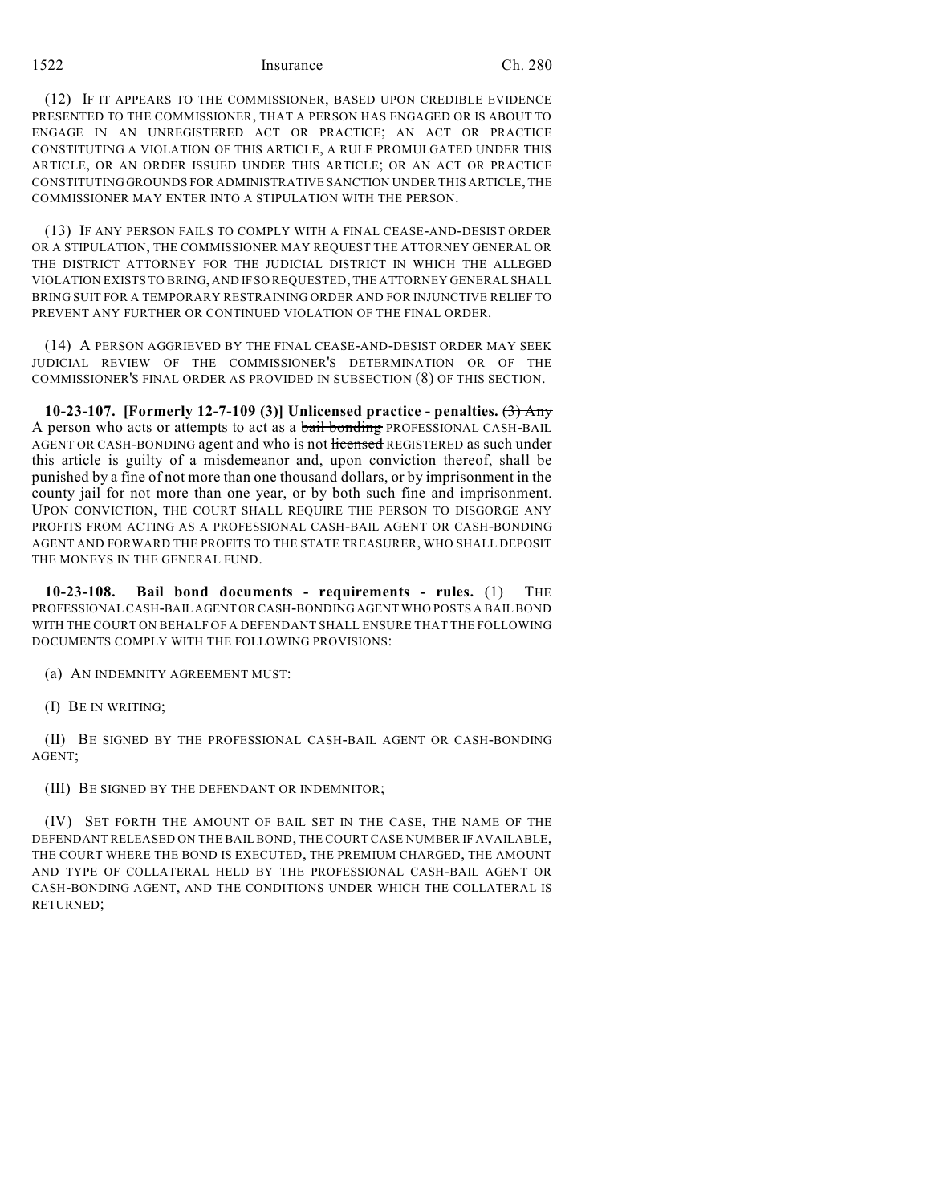(12) IF IT APPEARS TO THE COMMISSIONER, BASED UPON CREDIBLE EVIDENCE PRESENTED TO THE COMMISSIONER, THAT A PERSON HAS ENGAGED OR IS ABOUT TO ENGAGE IN AN UNREGISTERED ACT OR PRACTICE; AN ACT OR PRACTICE CONSTITUTING A VIOLATION OF THIS ARTICLE, A RULE PROMULGATED UNDER THIS ARTICLE, OR AN ORDER ISSUED UNDER THIS ARTICLE; OR AN ACT OR PRACTICE CONSTITUTING GROUNDS FOR ADMINISTRATIVE SANCTION UNDER THIS ARTICLE, THE COMMISSIONER MAY ENTER INTO A STIPULATION WITH THE PERSON.

(13) IF ANY PERSON FAILS TO COMPLY WITH A FINAL CEASE-AND-DESIST ORDER OR A STIPULATION, THE COMMISSIONER MAY REQUEST THE ATTORNEY GENERAL OR THE DISTRICT ATTORNEY FOR THE JUDICIAL DISTRICT IN WHICH THE ALLEGED VIOLATION EXISTS TO BRING, AND IF SO REQUESTED, THE ATTORNEY GENERAL SHALL BRING SUIT FOR A TEMPORARY RESTRAINING ORDER AND FOR INJUNCTIVE RELIEF TO PREVENT ANY FURTHER OR CONTINUED VIOLATION OF THE FINAL ORDER.

(14) A PERSON AGGRIEVED BY THE FINAL CEASE-AND-DESIST ORDER MAY SEEK JUDICIAL REVIEW OF THE COMMISSIONER'S DETERMINATION OR OF THE COMMISSIONER'S FINAL ORDER AS PROVIDED IN SUBSECTION (8) OF THIS SECTION.

**10-23-107. [Formerly 12-7-109 (3)] Unlicensed practice - penalties.** ~~(3) Any~~ A person who acts or attempts to act as a ~~bail bonding~~ PROFESSIONAL CASH-BAIL AGENT OR CASH-BONDING agent and who is not ~~licensed~~ REGISTERED as such under this article is guilty of a misdemeanor and, upon conviction thereof, shall be punished by a fine of not more than one thousand dollars, or by imprisonment in the county jail for not more than one year, or by both such fine and imprisonment. UPON CONVICTION, THE COURT SHALL REQUIRE THE PERSON TO DISGORGE ANY PROFITS FROM ACTING AS A PROFESSIONAL CASH-BAIL AGENT OR CASH-BONDING AGENT AND FORWARD THE PROFITS TO THE STATE TREASURER, WHO SHALL DEPOSIT THE MONEYS IN THE GENERAL FUND.

**10-23-108. Bail bond documents - requirements - rules.** (1) THE PROFESSIONAL CASH-BAIL AGENT OR CASH-BONDING AGENT WHO POSTS A BAIL BOND WITH THE COURT ON BEHALF OF A DEFENDANT SHALL ENSURE THAT THE FOLLOWING DOCUMENTS COMPLY WITH THE FOLLOWING PROVISIONS:

(a) AN INDEMNITY AGREEMENT MUST:

(I) BE IN WRITING;

(II) BE SIGNED BY THE PROFESSIONAL CASH-BAIL AGENT OR CASH-BONDING AGENT;

(III) BE SIGNED BY THE DEFENDANT OR INDEMNITOR;

(IV) SET FORTH THE AMOUNT OF BAIL SET IN THE CASE, THE NAME OF THE DEFENDANT RELEASED ON THE BAIL BOND, THE COURT CASE NUMBER IF AVAILABLE, THE COURT WHERE THE BOND IS EXECUTED, THE PREMIUM CHARGED, THE AMOUNT AND TYPE OF COLLATERAL HELD BY THE PROFESSIONAL CASH-BAIL AGENT OR CASH-BONDING AGENT, AND THE CONDITIONS UNDER WHICH THE COLLATERAL IS RETURNED;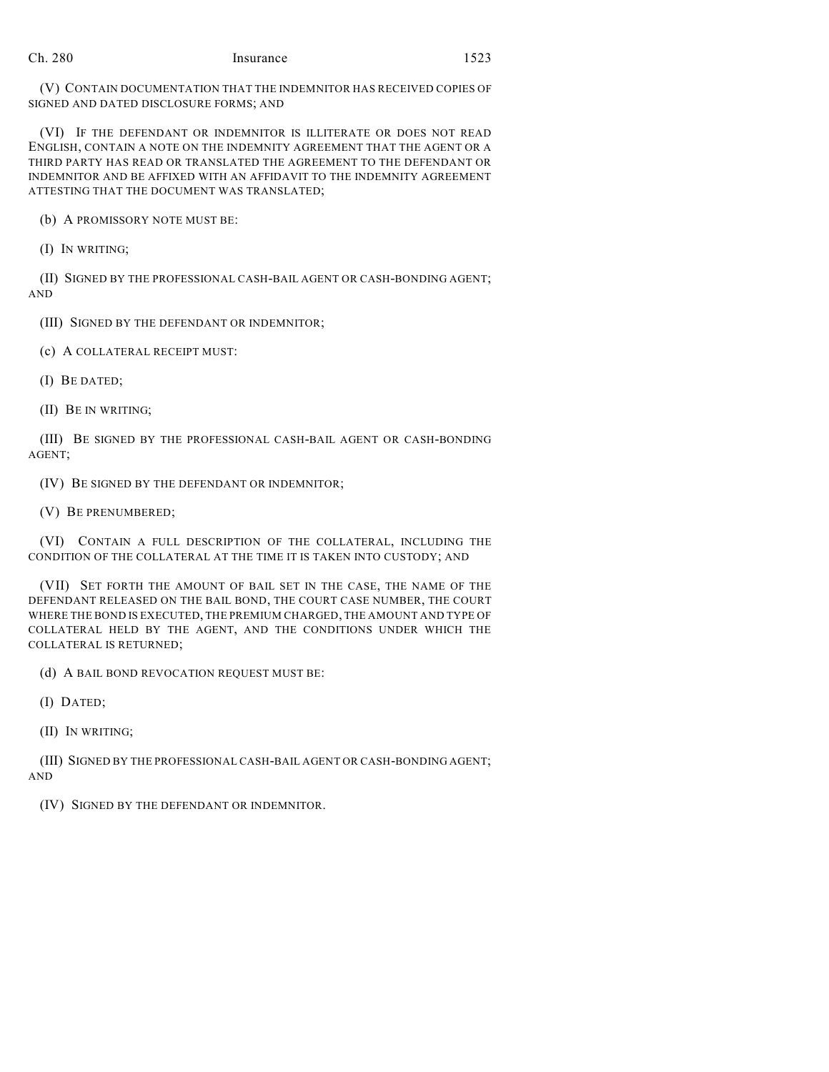(V) CONTAIN DOCUMENTATION THAT THE INDEMNITOR HAS RECEIVED COPIES OF SIGNED AND DATED DISCLOSURE FORMS; AND

(VI) IF THE DEFENDANT OR INDEMNITOR IS ILLITERATE OR DOES NOT READ ENGLISH, CONTAIN A NOTE ON THE INDEMNITY AGREEMENT THAT THE AGENT OR A THIRD PARTY HAS READ OR TRANSLATED THE AGREEMENT TO THE DEFENDANT OR INDEMNITOR AND BE AFFIXED WITH AN AFFIDAVIT TO THE INDEMNITY AGREEMENT ATTESTING THAT THE DOCUMENT WAS TRANSLATED;

(b) A PROMISSORY NOTE MUST BE:

(I) IN WRITING;

(II) SIGNED BY THE PROFESSIONAL CASH-BAIL AGENT OR CASH-BONDING AGENT; AND

(III) SIGNED BY THE DEFENDANT OR INDEMNITOR;

(c) A COLLATERAL RECEIPT MUST:

(I) BE DATED;

(II) BE IN WRITING;

(III) BE SIGNED BY THE PROFESSIONAL CASH-BAIL AGENT OR CASH-BONDING AGENT;

(IV) BE SIGNED BY THE DEFENDANT OR INDEMNITOR;

(V) BE PRENUMBERED;

(VI) CONTAIN A FULL DESCRIPTION OF THE COLLATERAL, INCLUDING THE CONDITION OF THE COLLATERAL AT THE TIME IT IS TAKEN INTO CUSTODY; AND

(VII) SET FORTH THE AMOUNT OF BAIL SET IN THE CASE, THE NAME OF THE DEFENDANT RELEASED ON THE BAIL BOND, THE COURT CASE NUMBER, THE COURT WHERE THE BOND IS EXECUTED, THE PREMIUM CHARGED, THE AMOUNT AND TYPE OF COLLATERAL HELD BY THE AGENT, AND THE CONDITIONS UNDER WHICH THE COLLATERAL IS RETURNED;

(d) A BAIL BOND REVOCATION REQUEST MUST BE:

(I) DATED;

(II) IN WRITING;

(III) SIGNED BY THE PROFESSIONAL CASH-BAIL AGENT OR CASH-BONDING AGENT; AND

(IV) SIGNED BY THE DEFENDANT OR INDEMNITOR.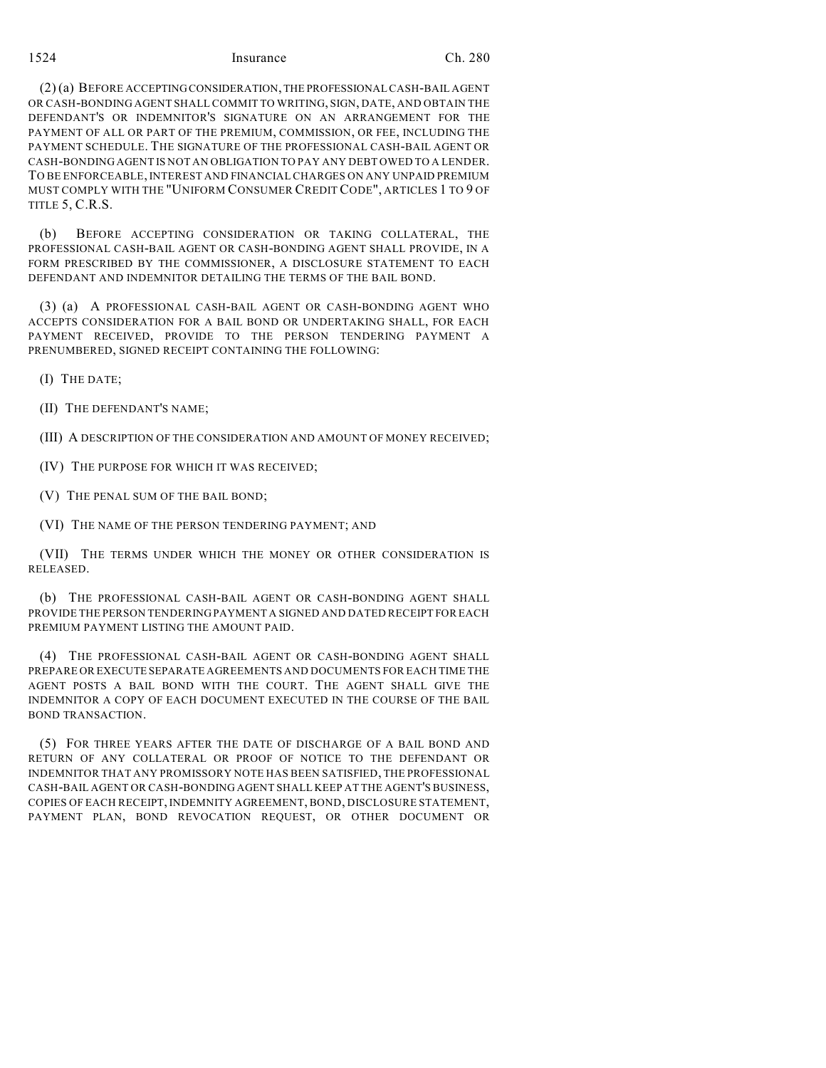(2) (a) BEFORE ACCEPTING CONSIDERATION, THE PROFESSIONAL CASH-BAIL AGENT OR CASH-BONDING AGENT SHALL COMMIT TO WRITING, SIGN, DATE, AND OBTAIN THE DEFENDANT'S OR INDEMNITOR'S SIGNATURE ON AN ARRANGEMENT FOR THE PAYMENT OF ALL OR PART OF THE PREMIUM, COMMISSION, OR FEE, INCLUDING THE PAYMENT SCHEDULE. THE SIGNATURE OF THE PROFESSIONAL CASH-BAIL AGENT OR CASH-BONDING AGENT IS NOT AN OBLIGATION TO PAY ANY DEBT OWED TO A LENDER. TO BE ENFORCEABLE, INTEREST AND FINANCIAL CHARGES ON ANY UNPAID PREMIUM MUST COMPLY WITH THE "UNIFORM CONSUMER CREDIT CODE", ARTICLES 1 TO 9 OF TITLE 5, C.R.S.

(b) BEFORE ACCEPTING CONSIDERATION OR TAKING COLLATERAL, THE PROFESSIONAL CASH-BAIL AGENT OR CASH-BONDING AGENT SHALL PROVIDE, IN A FORM PRESCRIBED BY THE COMMISSIONER, A DISCLOSURE STATEMENT TO EACH DEFENDANT AND INDEMNITOR DETAILING THE TERMS OF THE BAIL BOND.

(3) (a) A PROFESSIONAL CASH-BAIL AGENT OR CASH-BONDING AGENT WHO ACCEPTS CONSIDERATION FOR A BAIL BOND OR UNDERTAKING SHALL, FOR EACH PAYMENT RECEIVED, PROVIDE TO THE PERSON TENDERING PAYMENT A PRENUMBERED, SIGNED RECEIPT CONTAINING THE FOLLOWING:

(I) THE DATE;

(II) THE DEFENDANT'S NAME;

(III) A DESCRIPTION OF THE CONSIDERATION AND AMOUNT OF MONEY RECEIVED;

(IV) THE PURPOSE FOR WHICH IT WAS RECEIVED;

(V) THE PENAL SUM OF THE BAIL BOND;

(VI) THE NAME OF THE PERSON TENDERING PAYMENT; AND

(VII) THE TERMS UNDER WHICH THE MONEY OR OTHER CONSIDERATION IS RELEASED.

(b) THE PROFESSIONAL CASH-BAIL AGENT OR CASH-BONDING AGENT SHALL PROVIDE THE PERSON TENDERING PAYMENT A SIGNED AND DATED RECEIPT FOR EACH PREMIUM PAYMENT LISTING THE AMOUNT PAID.

(4) THE PROFESSIONAL CASH-BAIL AGENT OR CASH-BONDING AGENT SHALL PREPARE OR EXECUTE SEPARATE AGREEMENTS AND DOCUMENTS FOR EACH TIME THE AGENT POSTS A BAIL BOND WITH THE COURT. THE AGENT SHALL GIVE THE INDEMNITOR A COPY OF EACH DOCUMENT EXECUTED IN THE COURSE OF THE BAIL BOND TRANSACTION.

(5) FOR THREE YEARS AFTER THE DATE OF DISCHARGE OF A BAIL BOND AND RETURN OF ANY COLLATERAL OR PROOF OF NOTICE TO THE DEFENDANT OR INDEMNITOR THAT ANY PROMISSORY NOTE HAS BEEN SATISFIED, THE PROFESSIONAL CASH-BAIL AGENT OR CASH-BONDING AGENT SHALL KEEP AT THE AGENT'S BUSINESS, COPIES OF EACH RECEIPT, INDEMNITY AGREEMENT, BOND, DISCLOSURE STATEMENT, PAYMENT PLAN, BOND REVOCATION REQUEST, OR OTHER DOCUMENT OR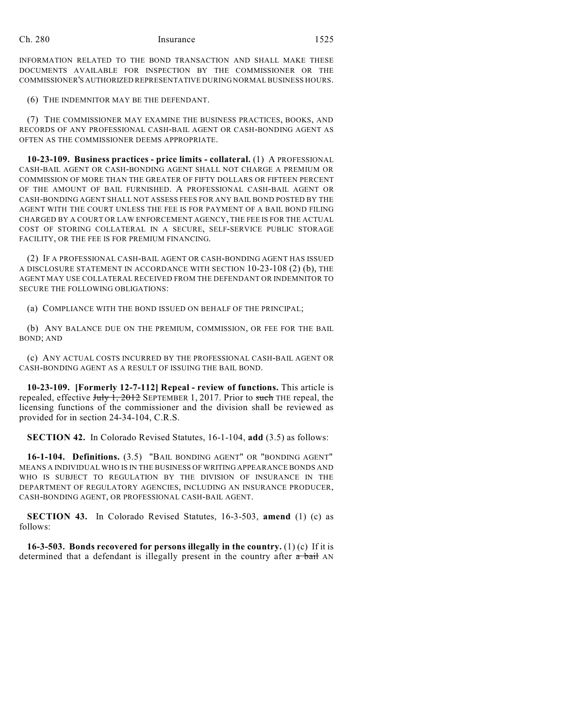INFORMATION RELATED TO THE BOND TRANSACTION AND SHALL MAKE THESE DOCUMENTS AVAILABLE FOR INSPECTION BY THE COMMISSIONER OR THE COMMISSIONER'S AUTHORIZED REPRESENTATIVE DURING NORMAL BUSINESS HOURS.

(6) THE INDEMNITOR MAY BE THE DEFENDANT.

(7) THE COMMISSIONER MAY EXAMINE THE BUSINESS PRACTICES, BOOKS, AND RECORDS OF ANY PROFESSIONAL CASH-BAIL AGENT OR CASH-BONDING AGENT AS OFTEN AS THE COMMISSIONER DEEMS APPROPRIATE.

**10-23-109. Business practices - price limits - collateral.** (1) A PROFESSIONAL CASH-BAIL AGENT OR CASH-BONDING AGENT SHALL NOT CHARGE A PREMIUM OR COMMISSION OF MORE THAN THE GREATER OF FIFTY DOLLARS OR FIFTEEN PERCENT OF THE AMOUNT OF BAIL FURNISHED. A PROFESSIONAL CASH-BAIL AGENT OR CASH-BONDING AGENT SHALL NOT ASSESS FEES FOR ANY BAIL BOND POSTED BY THE AGENT WITH THE COURT UNLESS THE FEE IS FOR PAYMENT OF A BAIL BOND FILING CHARGED BY A COURT OR LAW ENFORCEMENT AGENCY, THE FEE IS FOR THE ACTUAL COST OF STORING COLLATERAL IN A SECURE, SELF-SERVICE PUBLIC STORAGE FACILITY, OR THE FEE IS FOR PREMIUM FINANCING.

(2) IF A PROFESSIONAL CASH-BAIL AGENT OR CASH-BONDING AGENT HAS ISSUED A DISCLOSURE STATEMENT IN ACCORDANCE WITH SECTION 10-23-108 (2) (b), THE AGENT MAY USE COLLATERAL RECEIVED FROM THE DEFENDANT OR INDEMNITOR TO SECURE THE FOLLOWING OBLIGATIONS:

(a) COMPLIANCE WITH THE BOND ISSUED ON BEHALF OF THE PRINCIPAL;

(b) ANY BALANCE DUE ON THE PREMIUM, COMMISSION, OR FEE FOR THE BAIL BOND; AND

(c) ANY ACTUAL COSTS INCURRED BY THE PROFESSIONAL CASH-BAIL AGENT OR CASH-BONDING AGENT AS A RESULT OF ISSUING THE BAIL BOND.

**10-23-109. [Formerly 12-7-112] Repeal - review of functions.** This article is repealed, effective ~~July 1, 2012~~ SEPTEMBER 1, 2017. Prior to ~~such~~ THE repeal, the licensing functions of the commissioner and the division shall be reviewed as provided for in section 24-34-104, C.R.S.

**SECTION 42.** In Colorado Revised Statutes, 16-1-104, **add** (3.5) as follows:

**16-1-104. Definitions.** (3.5) "BAIL BONDING AGENT" OR "BONDING AGENT" MEANS A INDIVIDUAL WHO IS IN THE BUSINESS OF WRITING APPEARANCE BONDS AND WHO IS SUBJECT TO REGULATION BY THE DIVISION OF INSURANCE IN THE DEPARTMENT OF REGULATORY AGENCIES, INCLUDING AN INSURANCE PRODUCER, CASH-BONDING AGENT, OR PROFESSIONAL CASH-BAIL AGENT.

**SECTION 43.** In Colorado Revised Statutes, 16-3-503, **amend** (1) (c) as follows:

**16-3-503. Bonds recovered for persons illegally in the country.** (1) (c) If it is determined that a defendant is illegally present in the country after ~~a bail~~ AN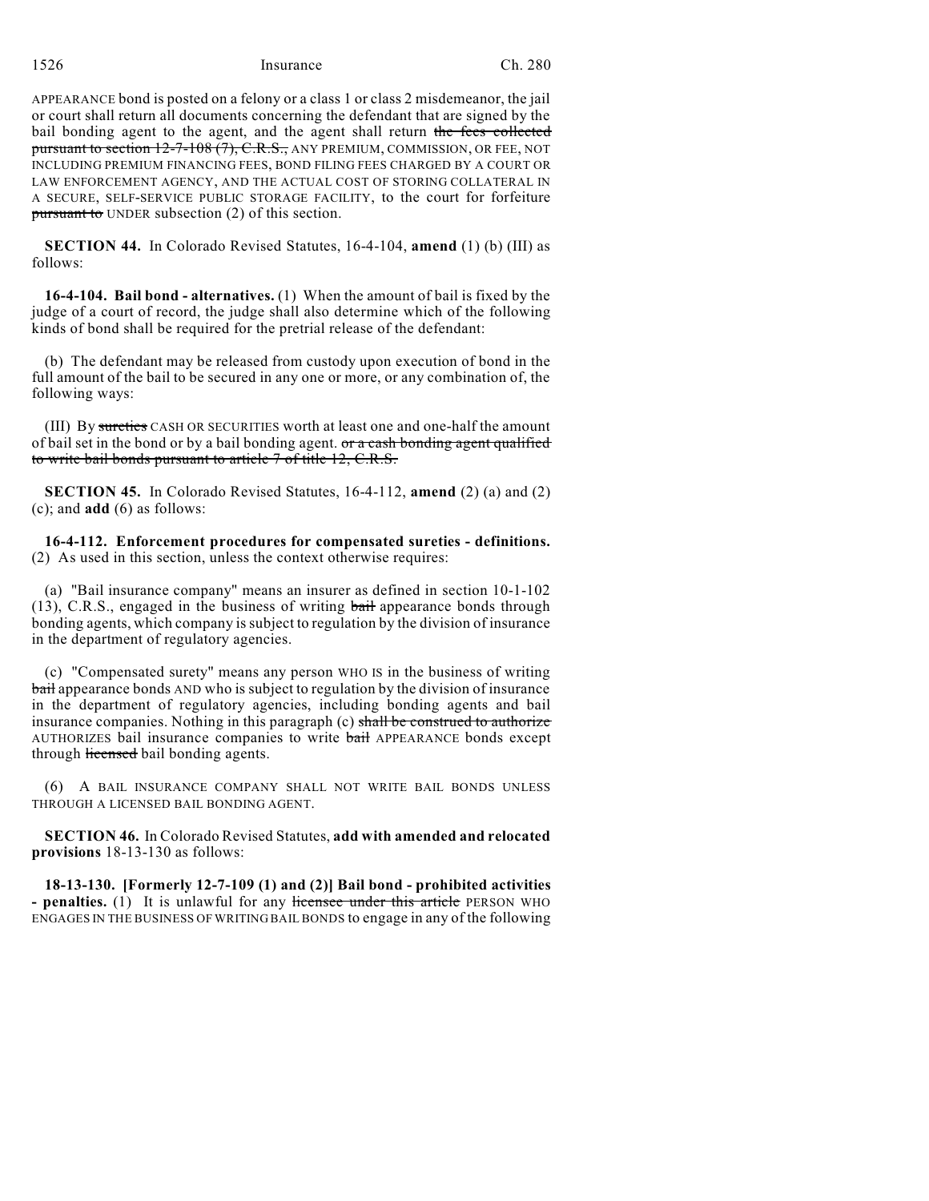APPEARANCE bond is posted on a felony or a class 1 or class 2 misdemeanor, the jail or court shall return all documents concerning the defendant that are signed by the bail bonding agent to the agent, and the agent shall return ~~the fees collected pursuant to section 12-7-108 (7), C.R.S.,~~ ANY PREMIUM, COMMISSION, OR FEE, NOT INCLUDING PREMIUM FINANCING FEES, BOND FILING FEES CHARGED BY A COURT OR LAW ENFORCEMENT AGENCY, AND THE ACTUAL COST OF STORING COLLATERAL IN A SECURE, SELF-SERVICE PUBLIC STORAGE FACILITY, to the court for forfeiture ~~pursuant to~~ UNDER subsection (2) of this section.

**SECTION 44.** In Colorado Revised Statutes, 16-4-104, **amend** (1) (b) (III) as follows:

**16-4-104. Bail bond - alternatives.** (1) When the amount of bail is fixed by the judge of a court of record, the judge shall also determine which of the following kinds of bond shall be required for the pretrial release of the defendant:

(b) The defendant may be released from custody upon execution of bond in the full amount of the bail to be secured in any one or more, or any combination of, the following ways:

(III) By ~~sureties~~ CASH OR SECURITIES worth at least one and one-half the amount of bail set in the bond or by a bail bonding agent. ~~or a cash bonding agent qualified to write bail bonds pursuant to article 7 of title 12, C.R.S.~~

**SECTION 45.** In Colorado Revised Statutes, 16-4-112, **amend** (2) (a) and (2) (c); and **add** (6) as follows:

**16-4-112. Enforcement procedures for compensated sureties - definitions.** (2) As used in this section, unless the context otherwise requires:

(a) "Bail insurance company" means an insurer as defined in section 10-1-102 (13), C.R.S., engaged in the business of writing ~~bail~~ appearance bonds through bonding agents, which company is subject to regulation by the division of insurance in the department of regulatory agencies.

(c) "Compensated surety" means any person WHO IS in the business of writing ~~bail~~ appearance bonds AND who is subject to regulation by the division of insurance in the department of regulatory agencies, including bonding agents and bail insurance companies. Nothing in this paragraph (c) ~~shall be construed to authorize~~ AUTHORIZES bail insurance companies to write ~~bail~~ APPEARANCE bonds except through ~~licensed~~ bail bonding agents.

(6) A BAIL INSURANCE COMPANY SHALL NOT WRITE BAIL BONDS UNLESS THROUGH A LICENSED BAIL BONDING AGENT.

**SECTION 46.** In Colorado Revised Statutes, **add with amended and relocated provisions** 18-13-130 as follows:

**18-13-130. [Formerly 12-7-109 (1) and (2)] Bail bond - prohibited activities - penalties.** (1) It is unlawful for any ~~licensee under this article~~ PERSON WHO ENGAGES IN THE BUSINESS OF WRITING BAIL BONDS to engage in any of the following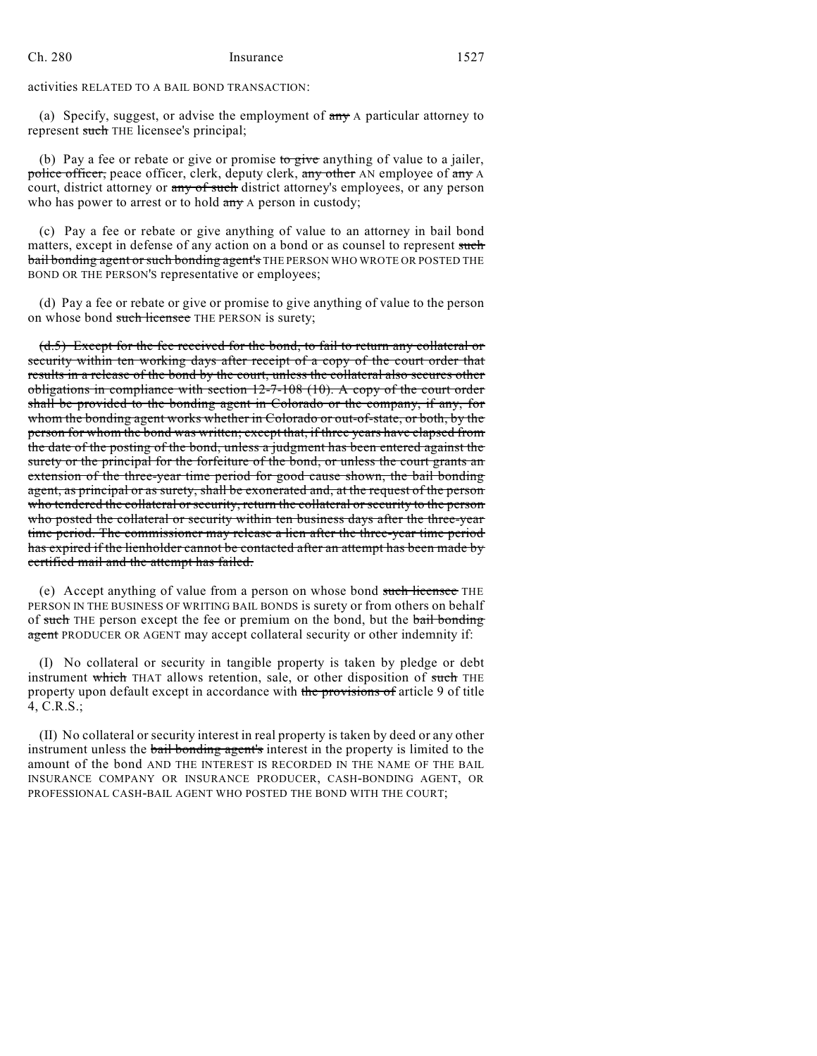activities RELATED TO A BAIL BOND TRANSACTION:

(a) Specify, suggest, or advise the employment of ~~any~~ A particular attorney to represent ~~such~~ THE licensee's principal;

(b) Pay a fee or rebate or give or promise ~~to give~~ anything of value to a jailer, ~~police officer,~~ peace officer, clerk, deputy clerk, ~~any other~~ AN employee of ~~any~~ A court, district attorney or ~~any of such~~ district attorney's employees, or any person who has power to arrest or to hold ~~any~~ A person in custody;

(c) Pay a fee or rebate or give anything of value to an attorney in bail bond matters, except in defense of any action on a bond or as counsel to represent ~~such bail bonding agent or such bonding agent's~~ THE PERSON WHO WROTE OR POSTED THE BOND OR THE PERSON'S representative or employees;

(d) Pay a fee or rebate or give or promise to give anything of value to the person on whose bond ~~such licensee~~ THE PERSON is surety;

~~(d.5) Except for the fee received for the bond, to fail to return any collateral or security within ten working days after receipt of a copy of the court order that results in a release of the bond by the court, unless the collateral also secures other obligations in compliance with section 12-7-108 (10). A copy of the court order shall be provided to the bonding agent in Colorado or the company, if any, for whom the bonding agent works whether in Colorado or out-of-state, or both, by the person for whom the bond was written; except that, if three years have elapsed from the date of the posting of the bond, unless a judgment has been entered against the surety or the principal for the forfeiture of the bond, or unless the court grants an extension of the three-year time period for good cause shown, the bail bonding agent, as principal or as surety, shall be exonerated and, at the request of the person who tendered the collateral or security, return the collateral or security to the person who posted the collateral or security within ten business days after the three-year time period. The commissioner may release a lien after the three-year time period has expired if the lienholder cannot be contacted after an attempt has been made by certified mail and the attempt has failed.~~

(e) Accept anything of value from a person on whose bond ~~such licensee~~ THE PERSON IN THE BUSINESS OF WRITING BAIL BONDS is surety or from others on behalf of ~~such~~ THE person except the fee or premium on the bond, but the ~~bail bonding agent~~ PRODUCER OR AGENT may accept collateral security or other indemnity if:

(I) No collateral or security in tangible property is taken by pledge or debt instrument ~~which~~ THAT allows retention, sale, or other disposition of ~~such~~ THE property upon default except in accordance with ~~the provisions of~~ article 9 of title 4, C.R.S.;

(II) No collateral or security interest in real property is taken by deed or any other instrument unless the ~~bail bonding agent's~~ interest in the property is limited to the amount of the bond AND THE INTEREST IS RECORDED IN THE NAME OF THE BAIL INSURANCE COMPANY OR INSURANCE PRODUCER, CASH-BONDING AGENT, OR PROFESSIONAL CASH-BAIL AGENT WHO POSTED THE BOND WITH THE COURT;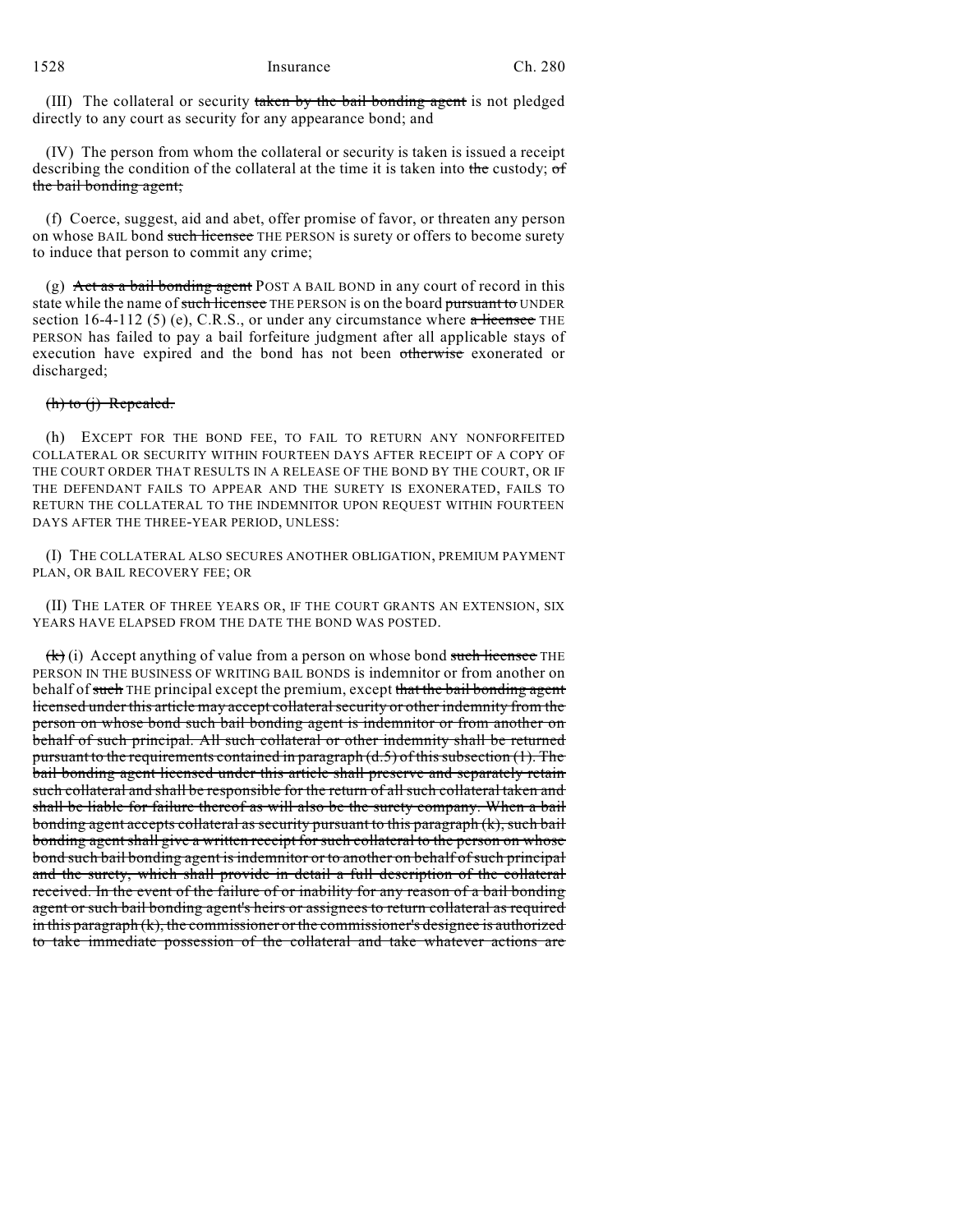(III) The collateral or security ~~taken by the bail bonding agent~~ is not pledged directly to any court as security for any appearance bond; and

(IV) The person from whom the collateral or security is taken is issued a receipt describing the condition of the collateral at the time it is taken into ~~the~~ custody; ~~of the bail bonding agent;~~

(f) Coerce, suggest, aid and abet, offer promise of favor, or threaten any person on whose BAIL bond ~~such licensee~~ THE PERSON is surety or offers to become surety to induce that person to commit any crime;

(g) ~~Act as a bail bonding agent~~ POST A BAIL BOND in any court of record in this state while the name of ~~such licensee~~ THE PERSON is on the board ~~pursuant to~~ UNDER section 16-4-112 (5) (e), C.R.S., or under any circumstance where ~~a licensee~~ THE PERSON has failed to pay a bail forfeiture judgment after all applicable stays of execution have expired and the bond has not been ~~otherwise~~ exonerated or discharged;

~~(h) to (j) Repealed.~~

(h) EXCEPT FOR THE BOND FEE, TO FAIL TO RETURN ANY NONFORFEITED COLLATERAL OR SECURITY WITHIN FOURTEEN DAYS AFTER RECEIPT OF A COPY OF THE COURT ORDER THAT RESULTS IN A RELEASE OF THE BOND BY THE COURT, OR IF THE DEFENDANT FAILS TO APPEAR AND THE SURETY IS EXONERATED, FAILS TO RETURN THE COLLATERAL TO THE INDEMNITOR UPON REQUEST WITHIN FOURTEEN DAYS AFTER THE THREE-YEAR PERIOD, UNLESS:

(I) THE COLLATERAL ALSO SECURES ANOTHER OBLIGATION, PREMIUM PAYMENT PLAN, OR BAIL RECOVERY FEE; OR

(II) THE LATER OF THREE YEARS OR, IF THE COURT GRANTS AN EXTENSION, SIX YEARS HAVE ELAPSED FROM THE DATE THE BOND WAS POSTED.

~~(k)~~ (i) Accept anything of value from a person on whose bond ~~such licensee~~ THE PERSON IN THE BUSINESS OF WRITING BAIL BONDS is indemnitor or from another on behalf of ~~such~~ THE principal except the premium, except ~~that the bail bonding agent licensed under this article may accept collateral security or other indemnity from the person on whose bond such bail bonding agent is indemnitor or from another on behalf of such principal. All such collateral or other indemnity shall be returned pursuant to the requirements contained in paragraph (d.5) of this subsection (1). The bail bonding agent licensed under this article shall preserve and separately retain such collateral and shall be responsible for the return of all such collateral taken and shall be liable for failure thereof as will also be the surety company. When a bail bonding agent accepts collateral as security pursuant to this paragraph (k), such bail bonding agent shall give a written receipt for such collateral to the person on whose bond such bail bonding agent is indemnitor or to another on behalf of such principal and the surety, which shall provide in detail a full description of the collateral received. In the event of the failure of or inability for any reason of a bail bonding agent or such bail bonding agent's heirs or assignees to return collateral as required in this paragraph (k), the commissioner or the commissioner's designee is authorized to take immediate possession of the collateral and take whatever actions are~~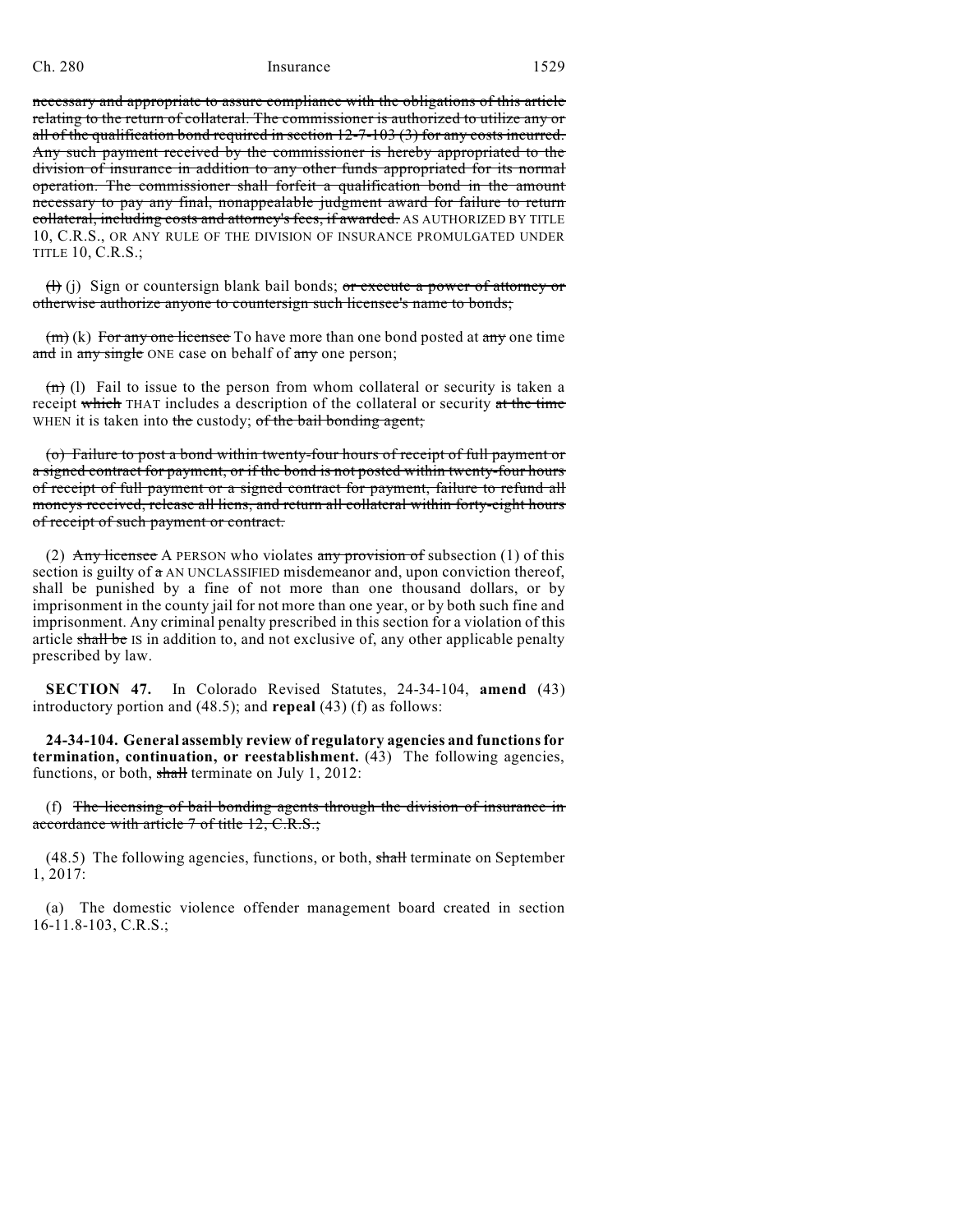~~necessary and appropriate to assure compliance with the obligations of this article relating to the return of collateral. The commissioner is authorized to utilize any or all of the qualification bond required in section 12-7-103 (3) for any costs incurred. Any such payment received by the commissioner is hereby appropriated to the division of insurance in addition to any other funds appropriated for its normal operation. The commissioner shall forfeit a qualification bond in the amount necessary to pay any final, nonappealable judgment award for failure to return collateral, including costs and attorney's fees, if awarded.~~ AS AUTHORIZED BY TITLE 10, C.R.S., OR ANY RULE OF THE DIVISION OF INSURANCE PROMULGATED UNDER TITLE 10, C.R.S.;

~~(l)~~ (j) Sign or countersign blank bail bonds; ~~or execute a power of attorney or otherwise authorize anyone to countersign such licensee's name to bonds;~~

~~(m)~~ (k) ~~For any one licensee~~ To have more than one bond posted at ~~any~~ one time ~~and~~ in ~~any single~~ ONE case on behalf of ~~any~~ one person;

~~(n)~~ (l) Fail to issue to the person from whom collateral or security is taken a receipt ~~which~~ THAT includes a description of the collateral or security ~~at the time~~ WHEN it is taken into ~~the~~ custody; ~~of the bail bonding agent;~~

~~(o) Failure to post a bond within twenty-four hours of receipt of full payment or a signed contract for payment, or if the bond is not posted within twenty-four hours of receipt of full payment or a signed contract for payment, failure to refund all moneys received, release all liens, and return all collateral within forty-eight hours of receipt of such payment or contract.~~

(2) ~~Any licensee~~ A PERSON who violates ~~any provision of~~ subsection (1) of this section is guilty of ~~a~~ AN UNCLASSIFIED misdemeanor and, upon conviction thereof, shall be punished by a fine of not more than one thousand dollars, or by imprisonment in the county jail for not more than one year, or by both such fine and imprisonment. Any criminal penalty prescribed in this section for a violation of this article ~~shall be~~ IS in addition to, and not exclusive of, any other applicable penalty prescribed by law.

**SECTION 47.** In Colorado Revised Statutes, 24-34-104, **amend** (43) introductory portion and (48.5); and **repeal** (43) (f) as follows:

**24-34-104. General assembly review of regulatory agencies and functions for termination, continuation, or reestablishment.** (43) The following agencies, functions, or both, ~~shall~~ terminate on July 1, 2012:

(f) ~~The licensing of bail bonding agents through the division of insurance in accordance with article 7 of title 12, C.R.S.;~~

(48.5) The following agencies, functions, or both, ~~shall~~ terminate on September 1, 2017:

(a) The domestic violence offender management board created in section 16-11.8-103, C.R.S.;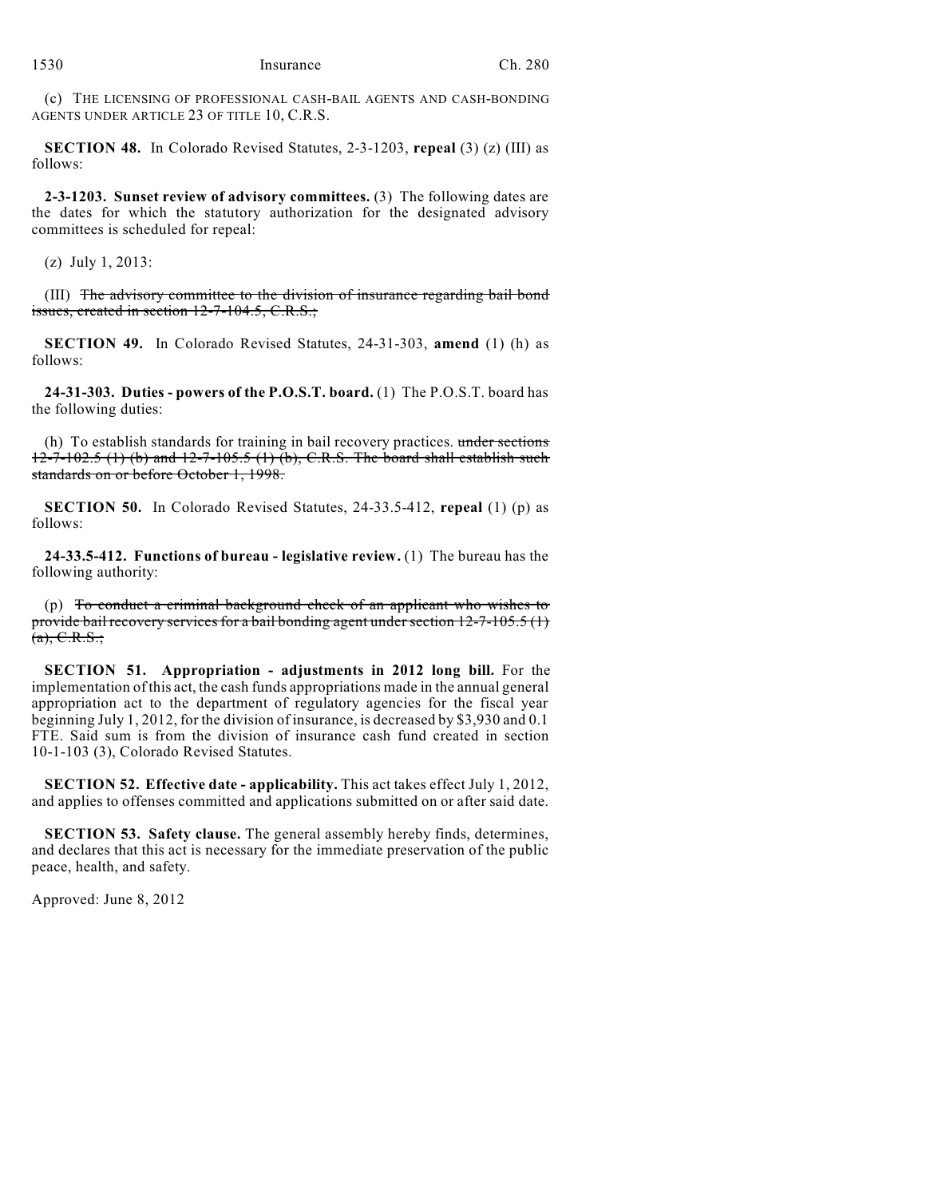(c) THE LICENSING OF PROFESSIONAL CASH-BAIL AGENTS AND CASH-BONDING AGENTS UNDER ARTICLE 23 OF TITLE 10, C.R.S.

**SECTION 48.** In Colorado Revised Statutes, 2-3-1203, **repeal** (3) (z) (III) as follows:

**2-3-1203. Sunset review of advisory committees.** (3) The following dates are the dates for which the statutory authorization for the designated advisory committees is scheduled for repeal:

(z) July 1, 2013:

(III) ~~The advisory committee to the division of insurance regarding bail bond issues, created in section 12-7-104.5, C.R.S.;~~

**SECTION 49.** In Colorado Revised Statutes, 24-31-303, **amend** (1) (h) as follows:

**24-31-303. Duties - powers of the P.O.S.T. board.** (1) The P.O.S.T. board has the following duties:

(h) To establish standards for training in bail recovery practices. ~~under sections 12-7-102.5 (1) (b) and 12-7-105.5 (1) (b), C.R.S. The board shall establish such standards on or before October 1, 1998.~~

**SECTION 50.** In Colorado Revised Statutes, 24-33.5-412, **repeal** (1) (p) as follows:

**24-33.5-412. Functions of bureau - legislative review.** (1) The bureau has the following authority:

(p) ~~To conduct a criminal background check of an applicant who wishes to provide bail recovery services for a bail bonding agent under section 12-7-105.5 (1) (a), C.R.S.;~~

**SECTION 51. Appropriation - adjustments in 2012 long bill.** For the implementation of this act, the cash funds appropriations made in the annual general appropriation act to the department of regulatory agencies for the fiscal year beginning July 1, 2012, for the division of insurance, is decreased by $3,930 and 0.1 FTE. Said sum is from the division of insurance cash fund created in section 10-1-103 (3), Colorado Revised Statutes.

**SECTION 52. Effective date - applicability.** This act takes effect July 1, 2012, and applies to offenses committed and applications submitted on or after said date.

**SECTION 53. Safety clause.** The general assembly hereby finds, determines, and declares that this act is necessary for the immediate preservation of the public peace, health, and safety.

Approved: June 8, 2012